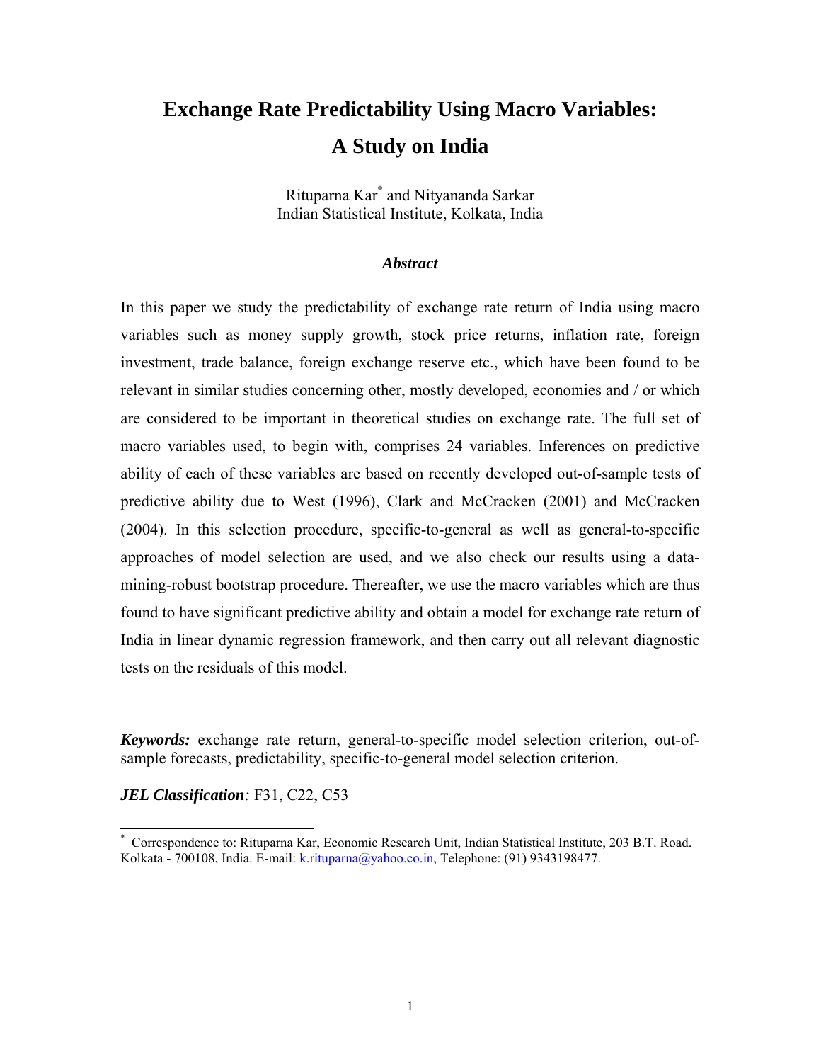# Exchange Rate Predictability Using Macro Variables: A Study on India

Rituparna Kar[*] and Nityananda Sarkar
Indian Statistical Institute, Kolkata, India

### *Abstract*

In this paper we study the predictability of exchange rate return of India using macro variables such as money supply growth, stock price returns, inflation rate, foreign investment, trade balance, foreign exchange reserve etc., which have been found to be relevant in similar studies concerning other, mostly developed, economies and / or which are considered to be important in theoretical studies on exchange rate. The full set of macro variables used, to begin with, comprises 24 variables. Inferences on predictive ability of each of these variables are based on recently developed out-of-sample tests of predictive ability due to West (1996), Clark and McCracken (2001) and McCracken (2004). In this selection procedure, specific-to-general as well as general-to-specific approaches of model selection are used, and we also check our results using a data-mining-robust bootstrap procedure. Thereafter, we use the macro variables which are thus found to have significant predictive ability and obtain a model for exchange rate return of India in linear dynamic regression framework, and then carry out all relevant diagnostic tests on the residuals of this model.

***Keywords:*** exchange rate return, general-to-specific model selection criterion, out-of-sample forecasts, predictability, specific-to-general model selection criterion.

***JEL Classification**:* F31, C22, C53

---

[*] Correspondence to: Rituparna Kar, Economic Research Unit, Indian Statistical Institute, 203 B.T. Road. Kolkata - 700108, India. E-mail: k.rituparna@yahoo.co.in, Telephone: (91) 9343198477.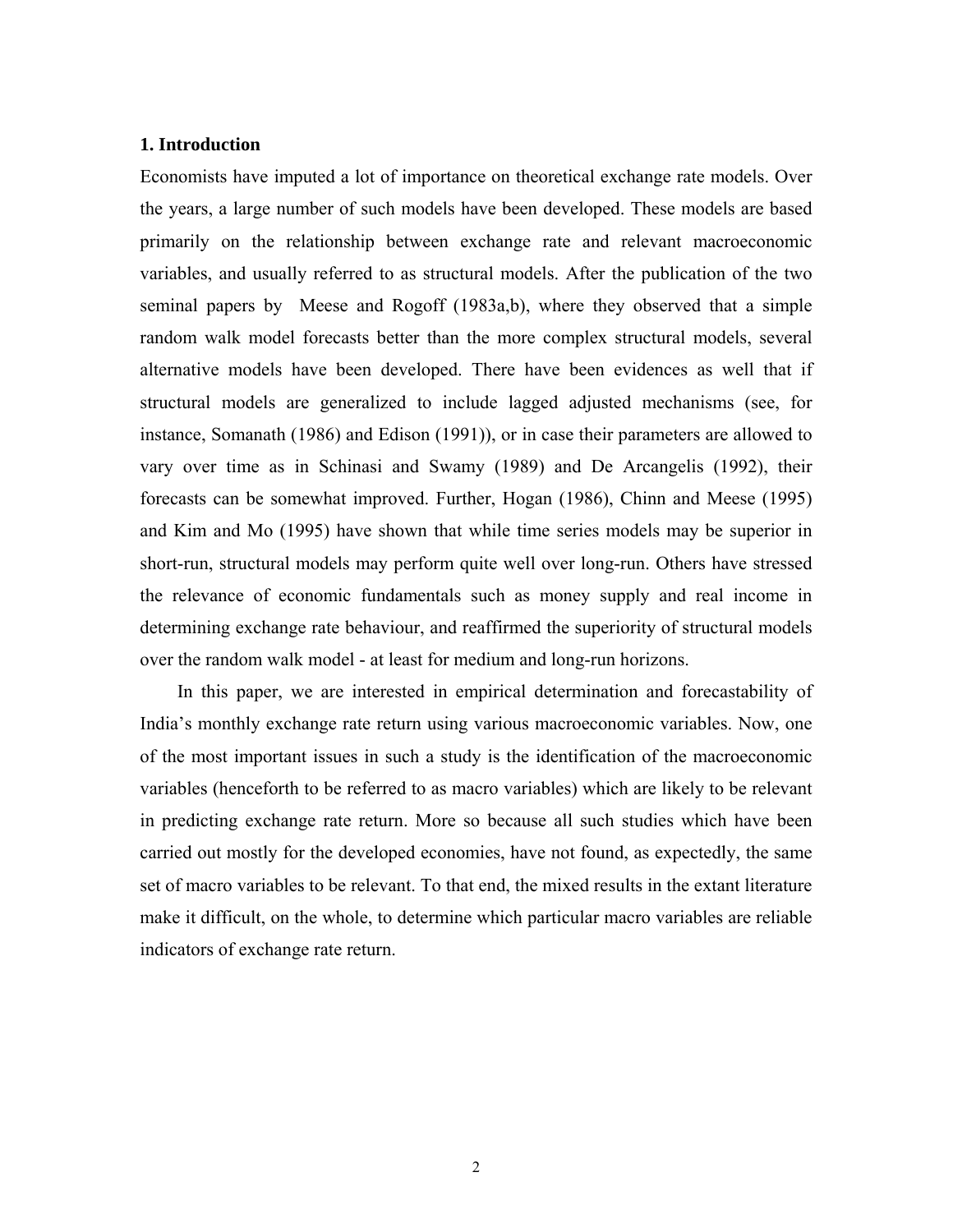## 1. Introduction

Economists have imputed a lot of importance on theoretical exchange rate models. Over the years, a large number of such models have been developed. These models are based primarily on the relationship between exchange rate and relevant macroeconomic variables, and usually referred to as structural models. After the publication of the two seminal papers by Meese and Rogoff (1983a,b), where they observed that a simple random walk model forecasts better than the more complex structural models, several alternative models have been developed. There have been evidences as well that if structural models are generalized to include lagged adjusted mechanisms (see, for instance, Somanath (1986) and Edison (1991)), or in case their parameters are allowed to vary over time as in Schinasi and Swamy (1989) and De Arcangelis (1992), their forecasts can be somewhat improved. Further, Hogan (1986), Chinn and Meese (1995) and Kim and Mo (1995) have shown that while time series models may be superior in short-run, structural models may perform quite well over long-run. Others have stressed the relevance of economic fundamentals such as money supply and real income in determining exchange rate behaviour, and reaffirmed the superiority of structural models over the random walk model - at least for medium and long-run horizons.

In this paper, we are interested in empirical determination and forecastability of India's monthly exchange rate return using various macroeconomic variables. Now, one of the most important issues in such a study is the identification of the macroeconomic variables (henceforth to be referred to as macro variables) which are likely to be relevant in predicting exchange rate return. More so because all such studies which have been carried out mostly for the developed economies, have not found, as expectedly, the same set of macro variables to be relevant. To that end, the mixed results in the extant literature make it difficult, on the whole, to determine which particular macro variables are reliable indicators of exchange rate return.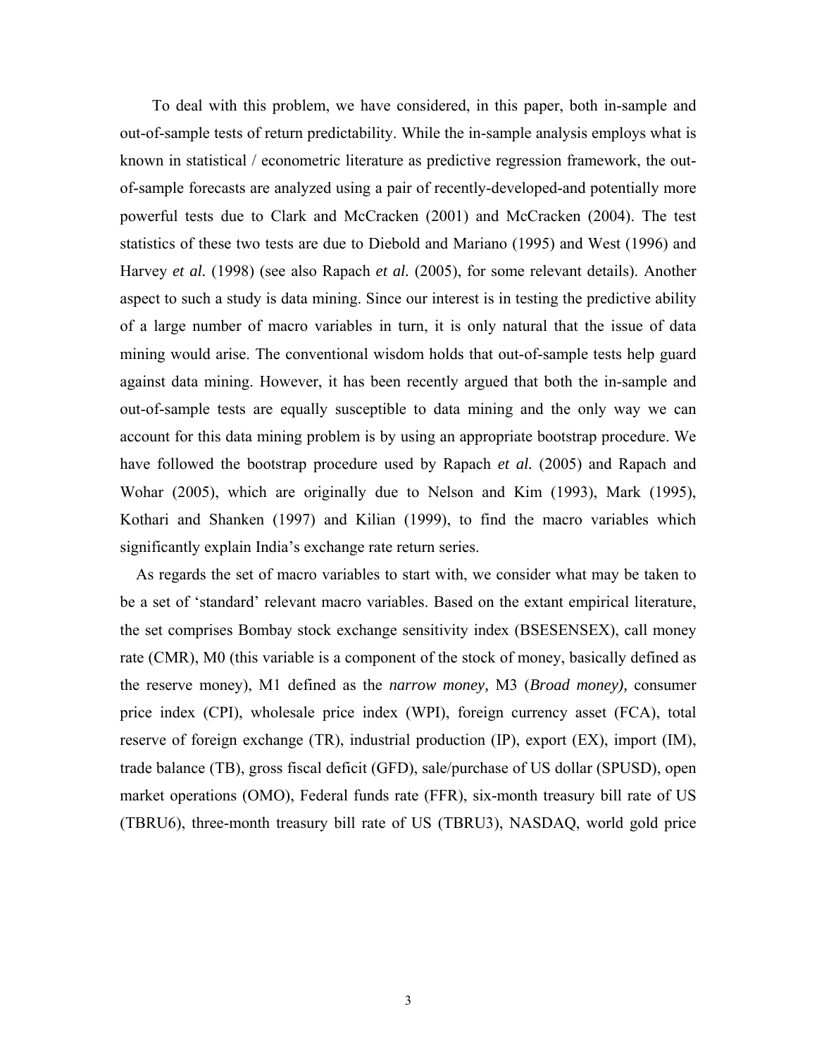To deal with this problem, we have considered, in this paper, both in-sample and out-of-sample tests of return predictability. While the in-sample analysis employs what is known in statistical / econometric literature as predictive regression framework, the out-of-sample forecasts are analyzed using a pair of recently-developed-and potentially more powerful tests due to Clark and McCracken (2001) and McCracken (2004). The test statistics of these two tests are due to Diebold and Mariano (1995) and West (1996) and Harvey *et al.* (1998) (see also Rapach *et al.* (2005), for some relevant details). Another aspect to such a study is data mining. Since our interest is in testing the predictive ability of a large number of macro variables in turn, it is only natural that the issue of data mining would arise. The conventional wisdom holds that out-of-sample tests help guard against data mining. However, it has been recently argued that both the in-sample and out-of-sample tests are equally susceptible to data mining and the only way we can account for this data mining problem is by using an appropriate bootstrap procedure. We have followed the bootstrap procedure used by Rapach *et al.* (2005) and Rapach and Wohar (2005), which are originally due to Nelson and Kim (1993), Mark (1995), Kothari and Shanken (1997) and Kilian (1999), to find the macro variables which significantly explain India's exchange rate return series.

As regards the set of macro variables to start with, we consider what may be taken to be a set of 'standard' relevant macro variables. Based on the extant empirical literature, the set comprises Bombay stock exchange sensitivity index (BSESENSEX), call money rate (CMR), M0 (this variable is a component of the stock of money, basically defined as the reserve money), M1 defined as the *narrow money,* M3 (*Broad money),* consumer price index (CPI), wholesale price index (WPI), foreign currency asset (FCA), total reserve of foreign exchange (TR), industrial production (IP), export (EX), import (IM), trade balance (TB), gross fiscal deficit (GFD), sale/purchase of US dollar (SPUSD), open market operations (OMO), Federal funds rate (FFR), six-month treasury bill rate of US (TBRU6), three-month treasury bill rate of US (TBRU3), NASDAQ, world gold price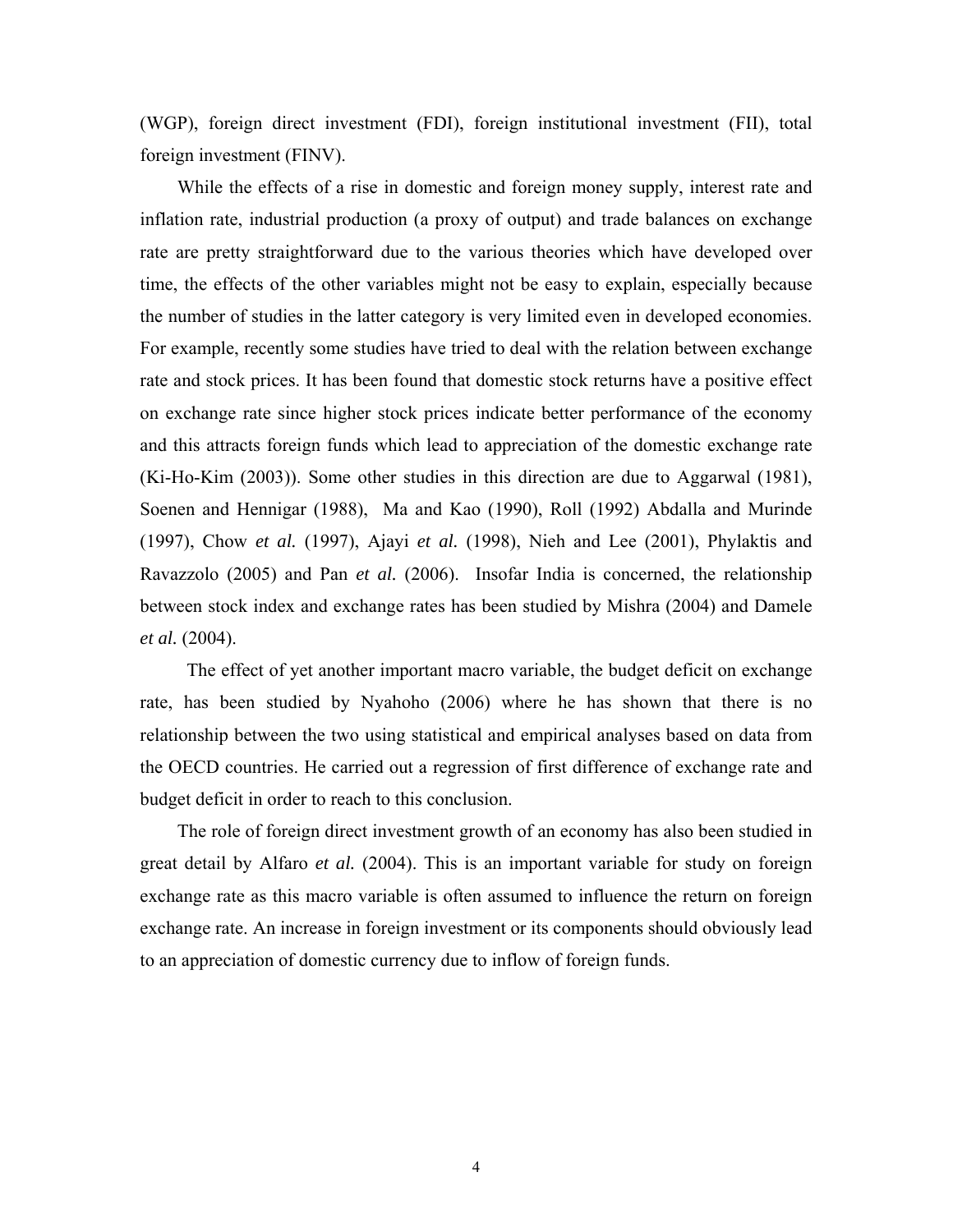(WGP), foreign direct investment (FDI), foreign institutional investment (FII), total foreign investment (FINV).

While the effects of a rise in domestic and foreign money supply, interest rate and inflation rate, industrial production (a proxy of output) and trade balances on exchange rate are pretty straightforward due to the various theories which have developed over time, the effects of the other variables might not be easy to explain, especially because the number of studies in the latter category is very limited even in developed economies. For example, recently some studies have tried to deal with the relation between exchange rate and stock prices. It has been found that domestic stock returns have a positive effect on exchange rate since higher stock prices indicate better performance of the economy and this attracts foreign funds which lead to appreciation of the domestic exchange rate (Ki-Ho-Kim (2003)). Some other studies in this direction are due to Aggarwal (1981), Soenen and Hennigar (1988), Ma and Kao (1990), Roll (1992) Abdalla and Murinde (1997), Chow *et al.* (1997), Ajayi *et al.* (1998), Nieh and Lee (2001), Phylaktis and Ravazzolo (2005) and Pan *et al.* (2006). Insofar India is concerned, the relationship between stock index and exchange rates has been studied by Mishra (2004) and Damele *et al.* (2004).

The effect of yet another important macro variable, the budget deficit on exchange rate, has been studied by Nyahoho (2006) where he has shown that there is no relationship between the two using statistical and empirical analyses based on data from the OECD countries. He carried out a regression of first difference of exchange rate and budget deficit in order to reach to this conclusion.

The role of foreign direct investment growth of an economy has also been studied in great detail by Alfaro *et al.* (2004). This is an important variable for study on foreign exchange rate as this macro variable is often assumed to influence the return on foreign exchange rate. An increase in foreign investment or its components should obviously lead to an appreciation of domestic currency due to inflow of foreign funds.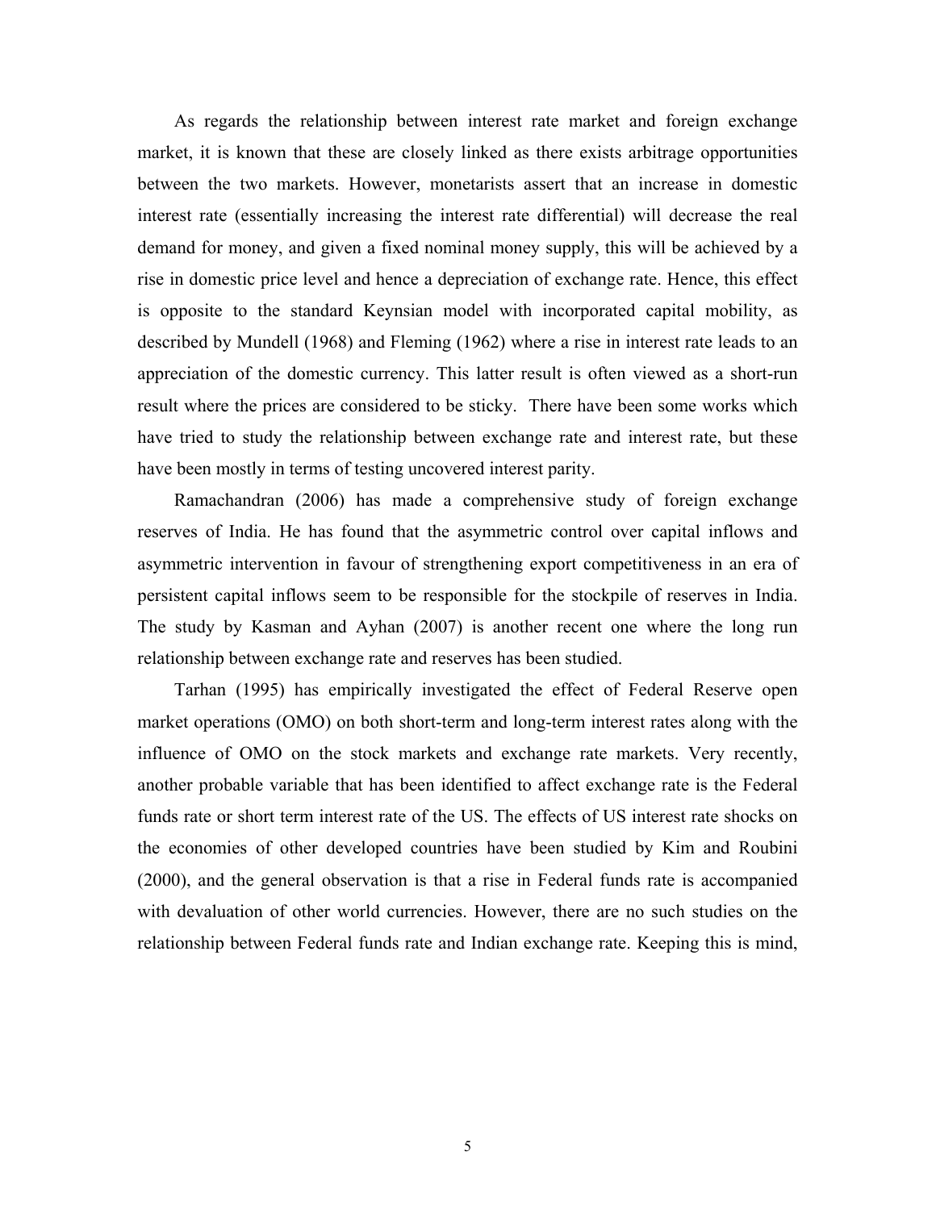As regards the relationship between interest rate market and foreign exchange market, it is known that these are closely linked as there exists arbitrage opportunities between the two markets. However, monetarists assert that an increase in domestic interest rate (essentially increasing the interest rate differential) will decrease the real demand for money, and given a fixed nominal money supply, this will be achieved by a rise in domestic price level and hence a depreciation of exchange rate. Hence, this effect is opposite to the standard Keynsian model with incorporated capital mobility, as described by Mundell (1968) and Fleming (1962) where a rise in interest rate leads to an appreciation of the domestic currency. This latter result is often viewed as a short-run result where the prices are considered to be sticky. There have been some works which have tried to study the relationship between exchange rate and interest rate, but these have been mostly in terms of testing uncovered interest parity.

Ramachandran (2006) has made a comprehensive study of foreign exchange reserves of India. He has found that the asymmetric control over capital inflows and asymmetric intervention in favour of strengthening export competitiveness in an era of persistent capital inflows seem to be responsible for the stockpile of reserves in India. The study by Kasman and Ayhan (2007) is another recent one where the long run relationship between exchange rate and reserves has been studied.

Tarhan (1995) has empirically investigated the effect of Federal Reserve open market operations (OMO) on both short-term and long-term interest rates along with the influence of OMO on the stock markets and exchange rate markets. Very recently, another probable variable that has been identified to affect exchange rate is the Federal funds rate or short term interest rate of the US. The effects of US interest rate shocks on the economies of other developed countries have been studied by Kim and Roubini (2000), and the general observation is that a rise in Federal funds rate is accompanied with devaluation of other world currencies. However, there are no such studies on the relationship between Federal funds rate and Indian exchange rate. Keeping this is mind,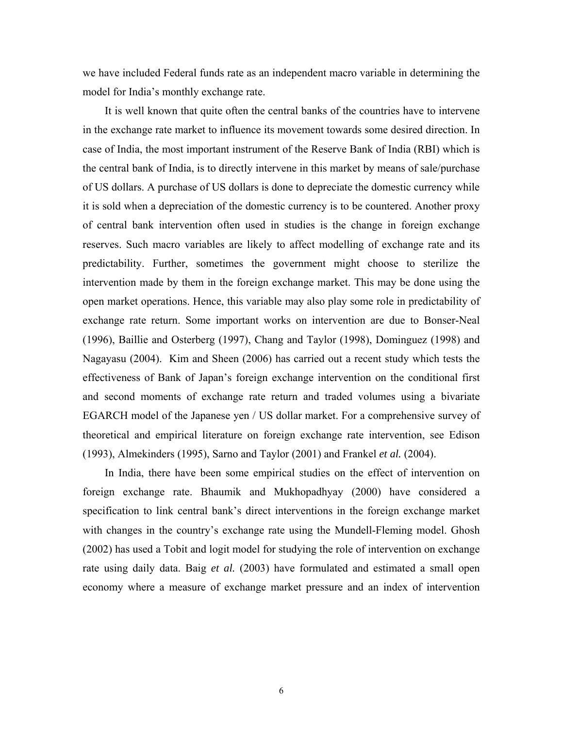we have included Federal funds rate as an independent macro variable in determining the model for India's monthly exchange rate.

It is well known that quite often the central banks of the countries have to intervene in the exchange rate market to influence its movement towards some desired direction. In case of India, the most important instrument of the Reserve Bank of India (RBI) which is the central bank of India, is to directly intervene in this market by means of sale/purchase of US dollars. A purchase of US dollars is done to depreciate the domestic currency while it is sold when a depreciation of the domestic currency is to be countered. Another proxy of central bank intervention often used in studies is the change in foreign exchange reserves. Such macro variables are likely to affect modelling of exchange rate and its predictability. Further, sometimes the government might choose to sterilize the intervention made by them in the foreign exchange market. This may be done using the open market operations. Hence, this variable may also play some role in predictability of exchange rate return. Some important works on intervention are due to Bonser-Neal (1996), Baillie and Osterberg (1997), Chang and Taylor (1998), Dominguez (1998) and Nagayasu (2004). Kim and Sheen (2006) has carried out a recent study which tests the effectiveness of Bank of Japan's foreign exchange intervention on the conditional first and second moments of exchange rate return and traded volumes using a bivariate EGARCH model of the Japanese yen / US dollar market. For a comprehensive survey of theoretical and empirical literature on foreign exchange rate intervention, see Edison (1993), Almekinders (1995), Sarno and Taylor (2001) and Frankel *et al.* (2004).

In India, there have been some empirical studies on the effect of intervention on foreign exchange rate. Bhaumik and Mukhopadhyay (2000) have considered a specification to link central bank's direct interventions in the foreign exchange market with changes in the country's exchange rate using the Mundell-Fleming model. Ghosh (2002) has used a Tobit and logit model for studying the role of intervention on exchange rate using daily data. Baig *et al.* (2003) have formulated and estimated a small open economy where a measure of exchange market pressure and an index of intervention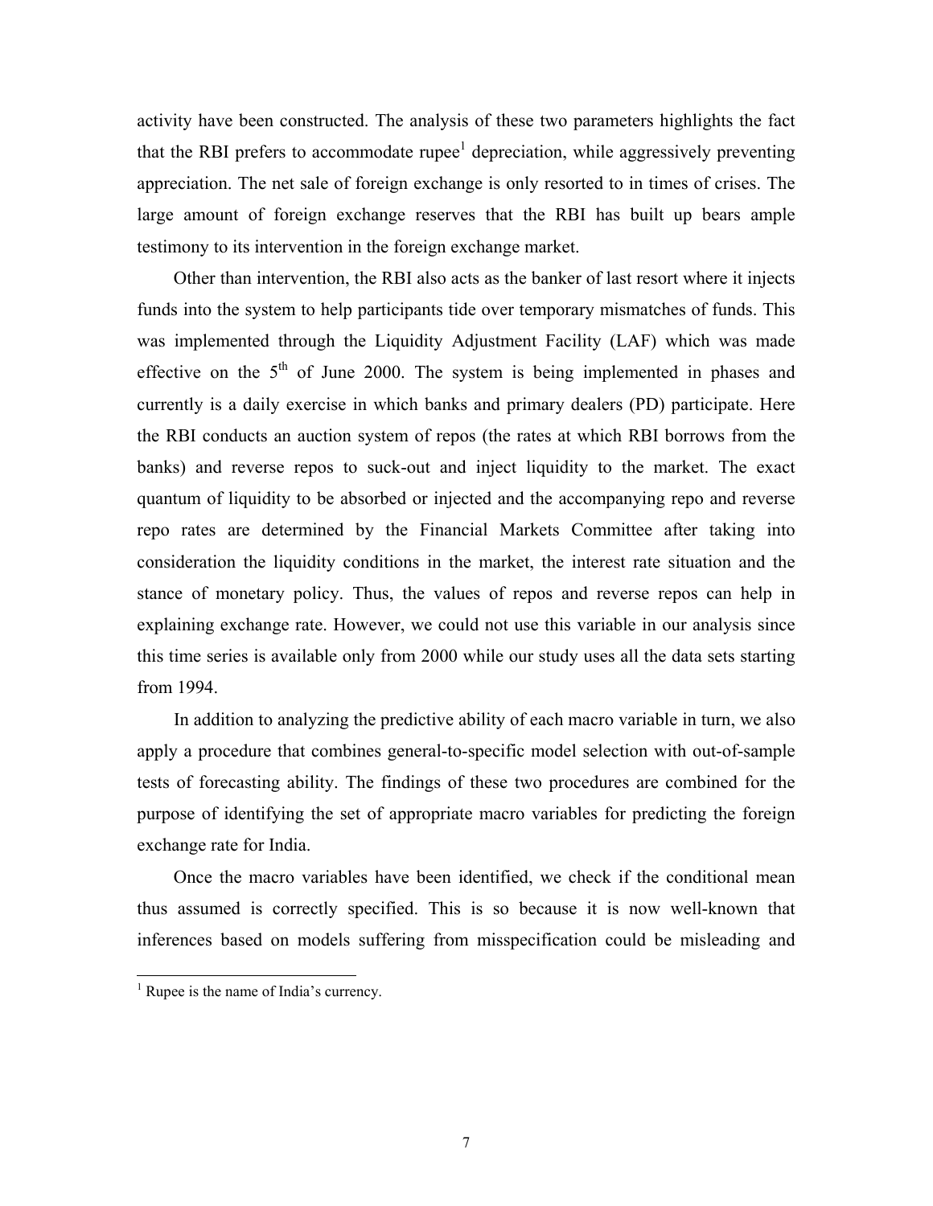activity have been constructed. The analysis of these two parameters highlights the fact that the RBI prefers to accommodate rupee[1] depreciation, while aggressively preventing appreciation. The net sale of foreign exchange is only resorted to in times of crises. The large amount of foreign exchange reserves that the RBI has built up bears ample testimony to its intervention in the foreign exchange market.

Other than intervention, the RBI also acts as the banker of last resort where it injects funds into the system to help participants tide over temporary mismatches of funds. This was implemented through the Liquidity Adjustment Facility (LAF) which was made effective on the 5th of June 2000. The system is being implemented in phases and currently is a daily exercise in which banks and primary dealers (PD) participate. Here the RBI conducts an auction system of repos (the rates at which RBI borrows from the banks) and reverse repos to suck-out and inject liquidity to the market. The exact quantum of liquidity to be absorbed or injected and the accompanying repo and reverse repo rates are determined by the Financial Markets Committee after taking into consideration the liquidity conditions in the market, the interest rate situation and the stance of monetary policy. Thus, the values of repos and reverse repos can help in explaining exchange rate. However, we could not use this variable in our analysis since this time series is available only from 2000 while our study uses all the data sets starting from 1994.

In addition to analyzing the predictive ability of each macro variable in turn, we also apply a procedure that combines general-to-specific model selection with out-of-sample tests of forecasting ability. The findings of these two procedures are combined for the purpose of identifying the set of appropriate macro variables for predicting the foreign exchange rate for India.

Once the macro variables have been identified, we check if the conditional mean thus assumed is correctly specified. This is so because it is now well-known that inferences based on models suffering from misspecification could be misleading and

[1] Rupee is the name of India's currency.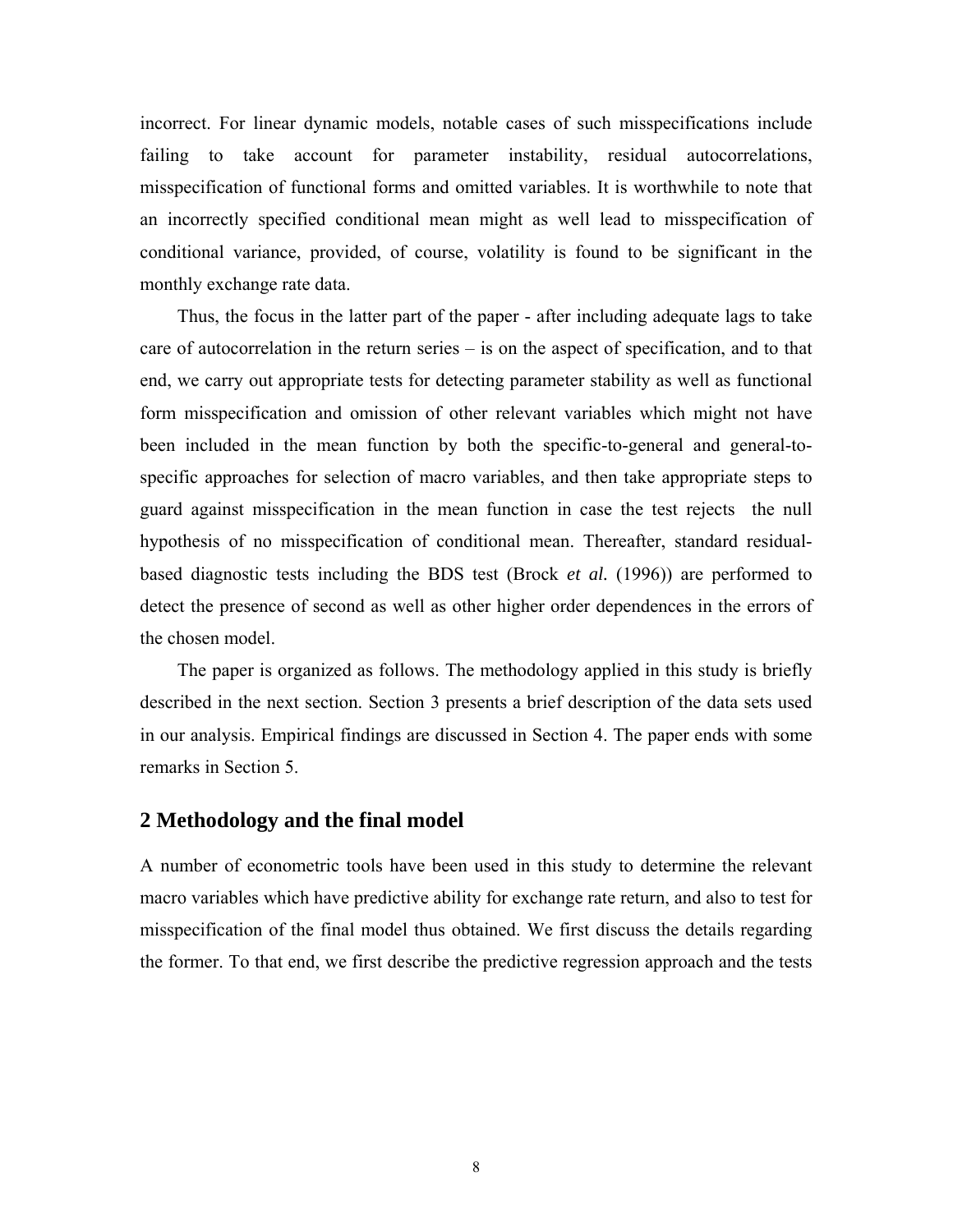incorrect. For linear dynamic models, notable cases of such misspecifications include failing to take account for parameter instability, residual autocorrelations, misspecification of functional forms and omitted variables. It is worthwhile to note that an incorrectly specified conditional mean might as well lead to misspecification of conditional variance, provided, of course, volatility is found to be significant in the monthly exchange rate data.

Thus, the focus in the latter part of the paper - after including adequate lags to take care of autocorrelation in the return series – is on the aspect of specification, and to that end, we carry out appropriate tests for detecting parameter stability as well as functional form misspecification and omission of other relevant variables which might not have been included in the mean function by both the specific-to-general and general-to-specific approaches for selection of macro variables, and then take appropriate steps to guard against misspecification in the mean function in case the test rejects the null hypothesis of no misspecification of conditional mean. Thereafter, standard residual-based diagnostic tests including the BDS test (Brock *et al.* (1996)) are performed to detect the presence of second as well as other higher order dependences in the errors of the chosen model.

The paper is organized as follows. The methodology applied in this study is briefly described in the next section. Section 3 presents a brief description of the data sets used in our analysis. Empirical findings are discussed in Section 4. The paper ends with some remarks in Section 5.

## 2 Methodology and the final model

A number of econometric tools have been used in this study to determine the relevant macro variables which have predictive ability for exchange rate return, and also to test for misspecification of the final model thus obtained. We first discuss the details regarding the former. To that end, we first describe the predictive regression approach and the tests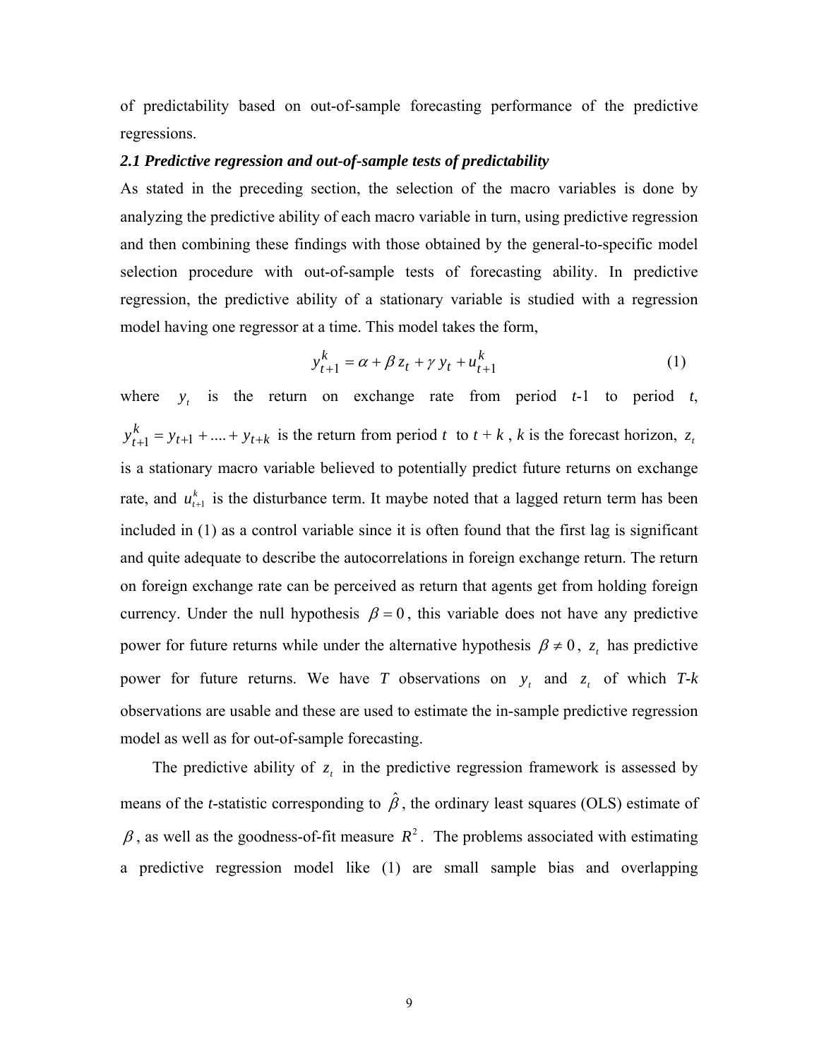of predictability based on out-of-sample forecasting performance of the predictive regressions.

### *2.1 Predictive regression and out-of-sample tests of predictability*

As stated in the preceding section, the selection of the macro variables is done by analyzing the predictive ability of each macro variable in turn, using predictive regression and then combining these findings with those obtained by the general-to-specific model selection procedure with out-of-sample tests of forecasting ability. In predictive regression, the predictive ability of a stationary variable is studied with a regression model having one regressor at a time. This model takes the form,

$$y_{t+1}^{k} = \alpha + \beta z_t + \gamma y_t + u_{t+1}^{k} \tag{1}$$

where $y_t$ is the return on exchange rate from period *t*-1 to period *t*, $y_{t+1}^{k} = y_{t+1} + .... + y_{t+k}$ is the return from period $t$ to $t + k$ , $k$ is the forecast horizon, $z_t$ is a stationary macro variable believed to potentially predict future returns on exchange rate, and $u_{t+1}^{k}$ is the disturbance term. It maybe noted that a lagged return term has been included in (1) as a control variable since it is often found that the first lag is significant and quite adequate to describe the autocorrelations in foreign exchange return. The return on foreign exchange rate can be perceived as return that agents get from holding foreign currency. Under the null hypothesis $\beta = 0$, this variable does not have any predictive power for future returns while under the alternative hypothesis $\beta \neq 0$, $z_t$ has predictive power for future returns. We have *T* observations on $y_t$ and $z_t$ of which *T*-*k* observations are usable and these are used to estimate the in-sample predictive regression model as well as for out-of-sample forecasting.

The predictive ability of $z_t$ in the predictive regression framework is assessed by means of the *t*-statistic corresponding to $\hat{\beta}$, the ordinary least squares (OLS) estimate of $\beta$, as well as the goodness-of-fit measure $R^2$. The problems associated with estimating a predictive regression model like (1) are small sample bias and overlapping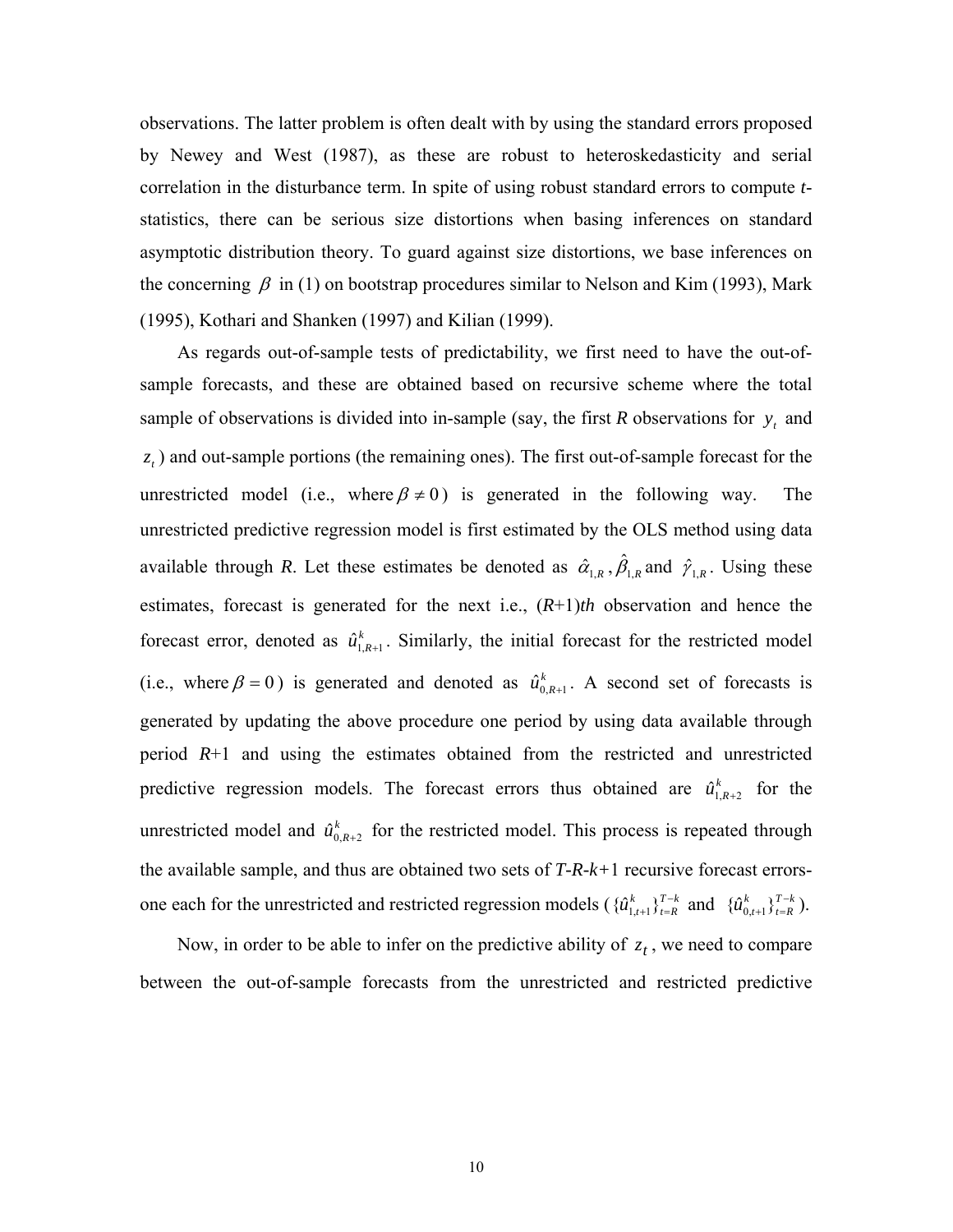observations. The latter problem is often dealt with by using the standard errors proposed by Newey and West (1987), as these are robust to heteroskedasticity and serial correlation in the disturbance term. In spite of using robust standard errors to compute *t*-statistics, there can be serious size distortions when basing inferences on standard asymptotic distribution theory. To guard against size distortions, we base inferences on the concerning $\beta$ in (1) on bootstrap procedures similar to Nelson and Kim (1993), Mark (1995), Kothari and Shanken (1997) and Kilian (1999).

As regards out-of-sample tests of predictability, we first need to have the out-of-sample forecasts, and these are obtained based on recursive scheme where the total sample of observations is divided into in-sample (say, the first *R* observations for $y_t$ and $z_t$) and out-sample portions (the remaining ones). The first out-of-sample forecast for the unrestricted model (i.e., where $\beta \neq 0$) is generated in the following way. The unrestricted predictive regression model is first estimated by the OLS method using data available through *R*. Let these estimates be denoted as $\hat{\alpha}_{1,R}$, $\hat{\beta}_{1,R}$ and $\hat{\gamma}_{1,R}$. Using these estimates, forecast is generated for the next i.e., (*R*+1)*th* observation and hence the forecast error, denoted as $\hat{u}^k_{1,R+1}$. Similarly, the initial forecast for the restricted model (i.e., where $\beta = 0$) is generated and denoted as $\hat{u}^k_{0,R+1}$. A second set of forecasts is generated by updating the above procedure one period by using data available through period *R*+1 and using the estimates obtained from the restricted and unrestricted predictive regression models. The forecast errors thus obtained are $\hat{u}^k_{1,R+2}$ for the unrestricted model and $\hat{u}^k_{0,R+2}$ for the restricted model. This process is repeated through the available sample, and thus are obtained two sets of *T-R-k+*1 recursive forecast errors-one each for the unrestricted and restricted regression models ($\{\hat{u}^k_{1,t+1}\}^{T-k}_{t=R}$ and $\{\hat{u}^k_{0,t+1}\}^{T-k}_{t=R}$).

Now, in order to be able to infer on the predictive ability of $z_t$, we need to compare between the out-of-sample forecasts from the unrestricted and restricted predictive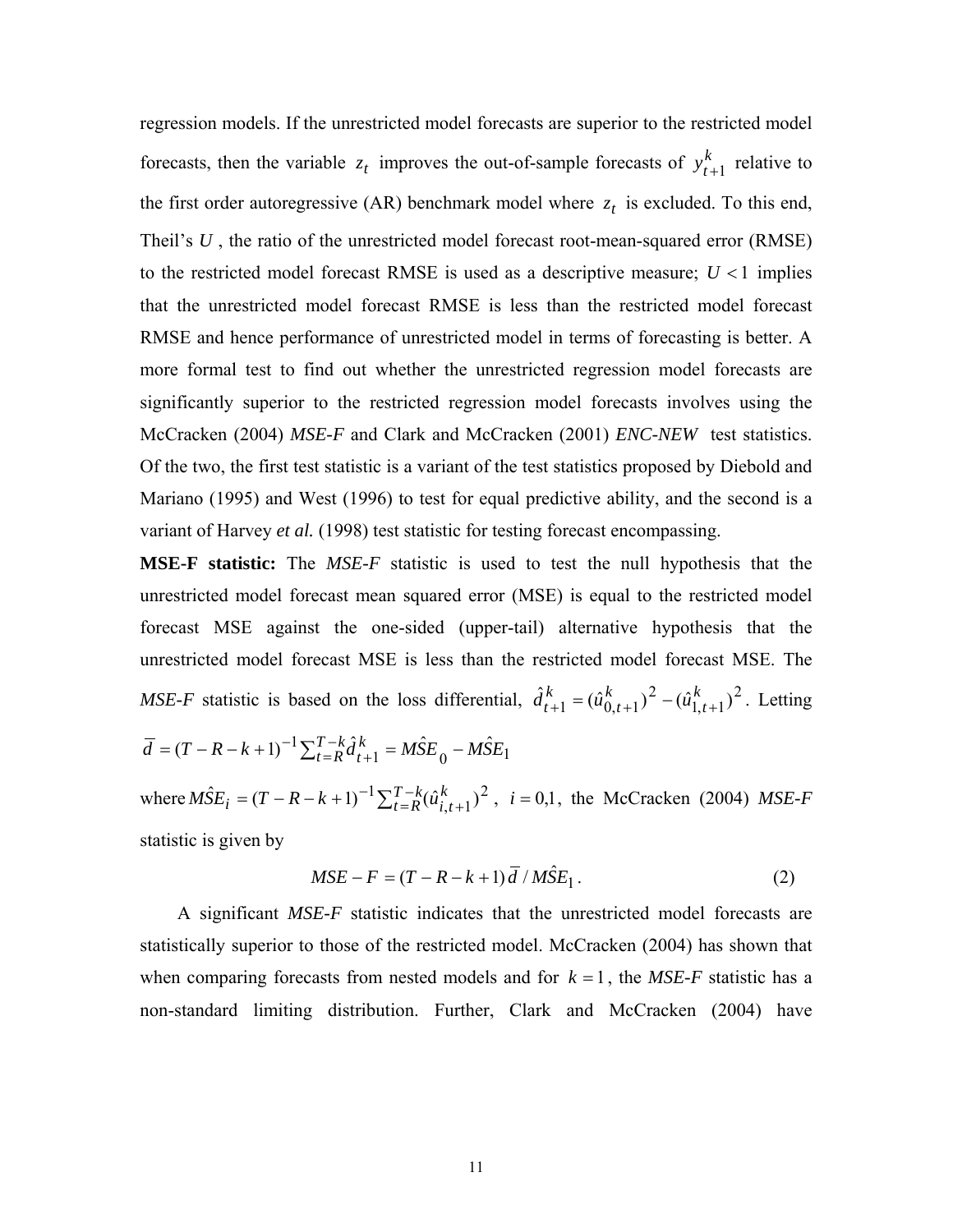regression models. If the unrestricted model forecasts are superior to the restricted model forecasts, then the variable $z_t$ improves the out-of-sample forecasts of $y_{t+1}^k$ relative to the first order autoregressive (AR) benchmark model where $z_t$ is excluded. To this end, Theil's $U$, the ratio of the unrestricted model forecast root-mean-squared error (RMSE) to the restricted model forecast RMSE is used as a descriptive measure; $U < 1$ implies that the unrestricted model forecast RMSE is less than the restricted model forecast RMSE and hence performance of unrestricted model in terms of forecasting is better. A more formal test to find out whether the unrestricted regression model forecasts are significantly superior to the restricted regression model forecasts involves using the McCracken (2004) *MSE-F* and Clark and McCracken (2001) *ENC-NEW* test statistics. Of the two, the first test statistic is a variant of the test statistics proposed by Diebold and Mariano (1995) and West (1996) to test for equal predictive ability, and the second is a variant of Harvey *et al.* (1998) test statistic for testing forecast encompassing.

**MSE-F statistic:** The *MSE-F* statistic is used to test the null hypothesis that the unrestricted model forecast mean squared error (MSE) is equal to the restricted model forecast MSE against the one-sided (upper-tail) alternative hypothesis that the unrestricted model forecast MSE is less than the restricted model forecast MSE. The *MSE-F* statistic is based on the loss differential, $\hat{d}_{t+1}^k = (\hat{u}_{0,t+1}^k)^2 - (\hat{u}_{1,t+1}^k)^2$. Letting

$\overline{d} = (T - R - k + 1)^{-1} \sum_{t=R}^{T-k} \hat{d}_{t+1}^k = M\hat{S}E_0 - M\hat{S}E_1$

where $M\hat{S}E_i = (T - R - k + 1)^{-1} \sum_{t=R}^{T-k} (\hat{u}_{i,t+1}^k)^2$, $i = 0,1$, the McCracken (2004) *MSE-F* statistic is given by

$$MSE - F = (T - R - k + 1)\,\overline{d}\,/\,M\hat{S}E_1 . \tag{2}$$

A significant *MSE-F* statistic indicates that the unrestricted model forecasts are statistically superior to those of the restricted model. McCracken (2004) has shown that when comparing forecasts from nested models and for $k = 1$, the *MSE-F* statistic has a non-standard limiting distribution. Further, Clark and McCracken (2004) have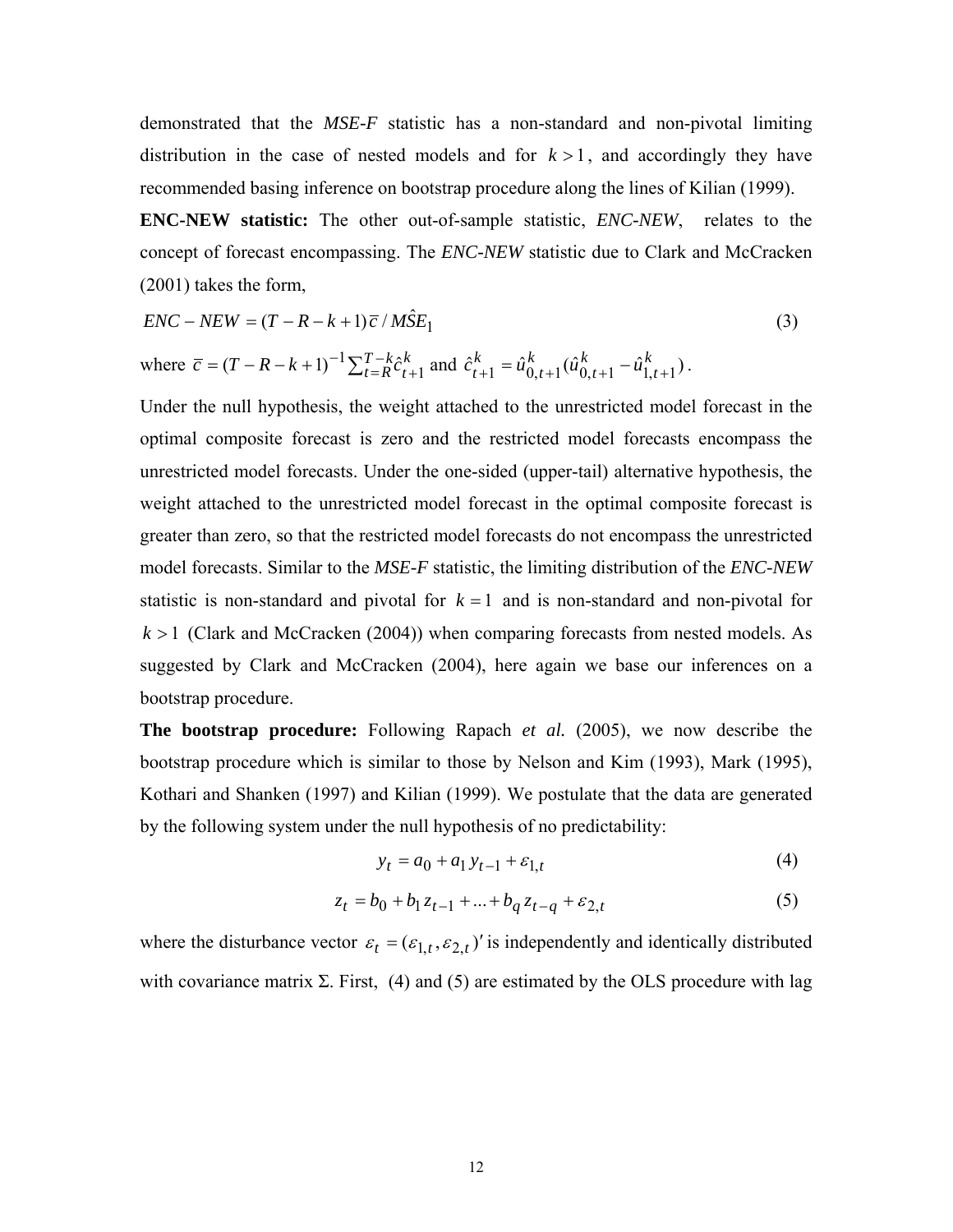demonstrated that the *MSE-F* statistic has a non-standard and non-pivotal limiting distribution in the case of nested models and for $k > 1$, and accordingly they have recommended basing inference on bootstrap procedure along the lines of Kilian (1999).

**ENC-NEW statistic:** The other out-of-sample statistic, *ENC-NEW*, relates to the concept of forecast encompassing. The *ENC-NEW* statistic due to Clark and McCracken (2001) takes the form,

$$ENC - NEW = (T - R - k + 1)\bar{c} / M\hat{S}E_1 \tag{3}$$

where $\bar{c} = (T - R - k + 1)^{-1} \sum_{t=R}^{T-k} \hat{c}_{t+1}^{k}$ and $\hat{c}_{t+1}^{k} = \hat{u}_{0,t+1}^{k}(\hat{u}_{0,t+1}^{k} - \hat{u}_{1,t+1}^{k})$.

Under the null hypothesis, the weight attached to the unrestricted model forecast in the optimal composite forecast is zero and the restricted model forecasts encompass the unrestricted model forecasts. Under the one-sided (upper-tail) alternative hypothesis, the weight attached to the unrestricted model forecast in the optimal composite forecast is greater than zero, so that the restricted model forecasts do not encompass the unrestricted model forecasts. Similar to the *MSE-F* statistic, the limiting distribution of the *ENC-NEW* statistic is non-standard and pivotal for $k = 1$ and is non-standard and non-pivotal for $k > 1$ (Clark and McCracken (2004)) when comparing forecasts from nested models. As suggested by Clark and McCracken (2004), here again we base our inferences on a bootstrap procedure.

**The bootstrap procedure:** Following Rapach *et al.* (2005), we now describe the bootstrap procedure which is similar to those by Nelson and Kim (1993), Mark (1995), Kothari and Shanken (1997) and Kilian (1999). We postulate that the data are generated by the following system under the null hypothesis of no predictability:

$$y_t = a_0 + a_1 y_{t-1} + \varepsilon_{1,t} \tag{4}$$

$$z_t = b_0 + b_1 z_{t-1} + ... + b_q z_{t-q} + \varepsilon_{2,t} \tag{5}$$

where the disturbance vector $\varepsilon_t = (\varepsilon_{1,t}, \varepsilon_{2,t})'$ is independently and identically distributed with covariance matrix $\Sigma$. First, (4) and (5) are estimated by the OLS procedure with lag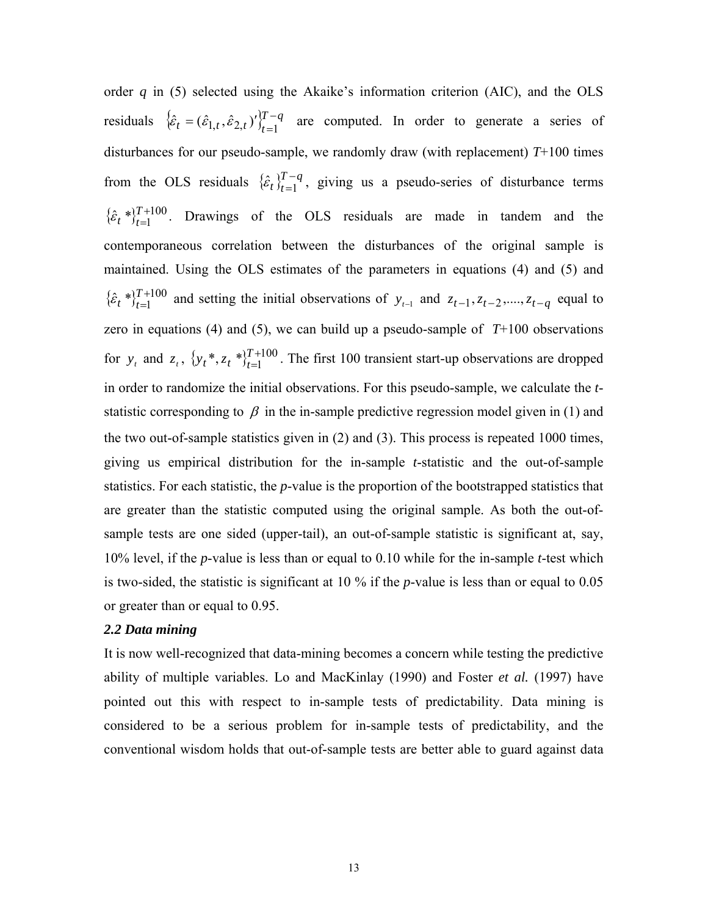order $q$ in (5) selected using the Akaike's information criterion (AIC), and the OLS residuals $\{\hat{\varepsilon}_t = (\hat{\varepsilon}_{1,t}, \hat{\varepsilon}_{2,t})'\}_{t=1}^{T-q}$ are computed. In order to generate a series of disturbances for our pseudo-sample, we randomly draw (with replacement) $T$+100 times from the OLS residuals $\{\hat{\varepsilon}_t\}_{t=1}^{T-q}$, giving us a pseudo-series of disturbance terms $\{\hat{\varepsilon}_t *\}_{t=1}^{T+100}$. Drawings of the OLS residuals are made in tandem and the contemporaneous correlation between the disturbances of the original sample is maintained. Using the OLS estimates of the parameters in equations (4) and (5) and $\{\hat{\varepsilon}_t *\}_{t=1}^{T+100}$ and setting the initial observations of $y_{t-1}$ and $z_{t-1}, z_{t-2}, ...., z_{t-q}$ equal to zero in equations (4) and (5), we can build up a pseudo-sample of $T$+100 observations for $y_t$ and $z_t$, $\{y_t *, z_t *\}_{t=1}^{T+100}$. The first 100 transient start-up observations are dropped in order to randomize the initial observations. For this pseudo-sample, we calculate the *t*-statistic corresponding to $\beta$ in the in-sample predictive regression model given in (1) and the two out-of-sample statistics given in (2) and (3). This process is repeated 1000 times, giving us empirical distribution for the in-sample *t*-statistic and the out-of-sample statistics. For each statistic, the *p*-value is the proportion of the bootstrapped statistics that are greater than the statistic computed using the original sample. As both the out-of-sample tests are one sided (upper-tail), an out-of-sample statistic is significant at, say, 10% level, if the *p*-value is less than or equal to 0.10 while for the in-sample *t*-test which is two-sided, the statistic is significant at 10 % if the *p*-value is less than or equal to 0.05 or greater than or equal to 0.95.

### *2.2 Data mining*

It is now well-recognized that data-mining becomes a concern while testing the predictive ability of multiple variables. Lo and MacKinlay (1990) and Foster *et al.* (1997) have pointed out this with respect to in-sample tests of predictability. Data mining is considered to be a serious problem for in-sample tests of predictability, and the conventional wisdom holds that out-of-sample tests are better able to guard against data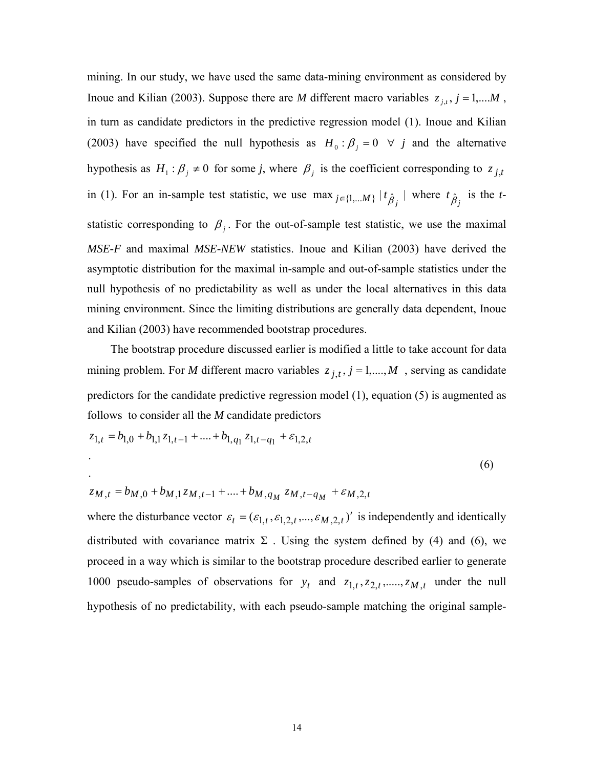mining. In our study, we have used the same data-mining environment as considered by Inoue and Kilian (2003). Suppose there are *M* different macro variables $z_{j,t}$, $j = 1,....M$, in turn as candidate predictors in the predictive regression model (1). Inoue and Kilian (2003) have specified the null hypothesis as $H_0 : \beta_j = 0 \;\; \forall \; j$ and the alternative hypothesis as $H_1 : \beta_j \neq 0$ for some *j*, where $\beta_j$ is the coefficient corresponding to $z_{j,t}$ in (1). For an in-sample test statistic, we use $\max_{j \in \{1,...M\}} | t_{\hat{\beta}_j} |$ where $t_{\hat{\beta}_j}$ is the *t*-statistic corresponding to $\beta_j$. For the out-of-sample test statistic, we use the maximal *MSE-F* and maximal *MSE-NEW* statistics. Inoue and Kilian (2003) have derived the asymptotic distribution for the maximal in-sample and out-of-sample statistics under the null hypothesis of no predictability as well as under the local alternatives in this data mining environment. Since the limiting distributions are generally data dependent, Inoue and Kilian (2003) have recommended bootstrap procedures.

The bootstrap procedure discussed earlier is modified a little to take account for data mining problem. For *M* different macro variables $z_{j,t}$, $j = 1,....,M$, serving as candidate predictors for the candidate predictive regression model (1), equation (5) is augmented as follows to consider all the *M* candidate predictors

$$
\begin{aligned}
z_{1,t} &= b_{1,0} + b_{1,1}\, z_{1,t-1} + .... + b_{1,q_1}\, z_{1,t-q_1} + \varepsilon_{1,2,t} \\
&. \\
&. \\
z_{M,t} &= b_{M,0} + b_{M,1}\, z_{M,t-1} + .... + b_{M,q_M}\, z_{M,t-q_M} + \varepsilon_{M,2,t}
\end{aligned}
\qquad (6)
$$

where the disturbance vector $\varepsilon_t = (\varepsilon_{1,t}, \varepsilon_{1,2,t}, ..., \varepsilon_{M,2,t})'$ is independently and identically distributed with covariance matrix $\Sigma$. Using the system defined by (4) and (6), we proceed in a way which is similar to the bootstrap procedure described earlier to generate 1000 pseudo-samples of observations for $y_t$ and $z_{1,t}, z_{2,t}, ....., z_{M,t}$ under the null hypothesis of no predictability, with each pseudo-sample matching the original sample-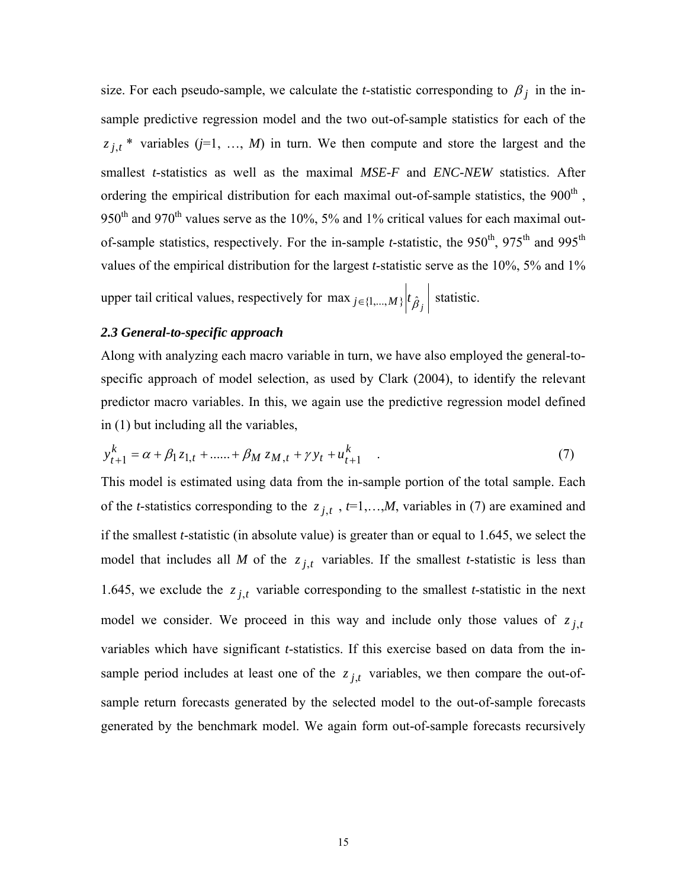size. For each pseudo-sample, we calculate the *t*-statistic corresponding to $\beta_j$ in the in-sample predictive regression model and the two out-of-sample statistics for each of the $z_{j,t}$ * variables ($j$=1, …, $M$) in turn. We then compute and store the largest and the smallest *t*-statistics as well as the maximal *MSE-F* and *ENC-NEW* statistics. After ordering the empirical distribution for each maximal out-of-sample statistics, the 900th , 950th and 970th values serve as the 10%, 5% and 1% critical values for each maximal out-of-sample statistics, respectively. For the in-sample *t*-statistic, the 950th, 975th and 995th values of the empirical distribution for the largest *t*-statistic serve as the 10%, 5% and 1% upper tail critical values, respectively for $\max_{j \in \{1,...,M\}} \left| t_{\hat{\beta}_j} \right|$ statistic.

### *2.3 General-to-specific approach*

Along with analyzing each macro variable in turn, we have also employed the general-to-specific approach of model selection, as used by Clark (2004), to identify the relevant predictor macro variables. In this, we again use the predictive regression model defined in (1) but including all the variables,

$$y_{t+1}^{k} = \alpha + \beta_1 z_{1,t} + ...... + \beta_M z_{M,t} + \gamma y_t + u_{t+1}^{k} \quad . \tag{7}$$

This model is estimated using data from the in-sample portion of the total sample. Each of the *t*-statistics corresponding to the $z_{j,t}$ , $t$=1,…,$M$, variables in (7) are examined and if the smallest *t*-statistic (in absolute value) is greater than or equal to 1.645, we select the model that includes all $M$ of the $z_{j,t}$ variables. If the smallest *t*-statistic is less than 1.645, we exclude the $z_{j,t}$ variable corresponding to the smallest *t*-statistic in the next model we consider. We proceed in this way and include only those values of $z_{j,t}$ variables which have significant *t*-statistics. If this exercise based on data from the in-sample period includes at least one of the $z_{j,t}$ variables, we then compare the out-of-sample return forecasts generated by the selected model to the out-of-sample forecasts generated by the benchmark model. We again form out-of-sample forecasts recursively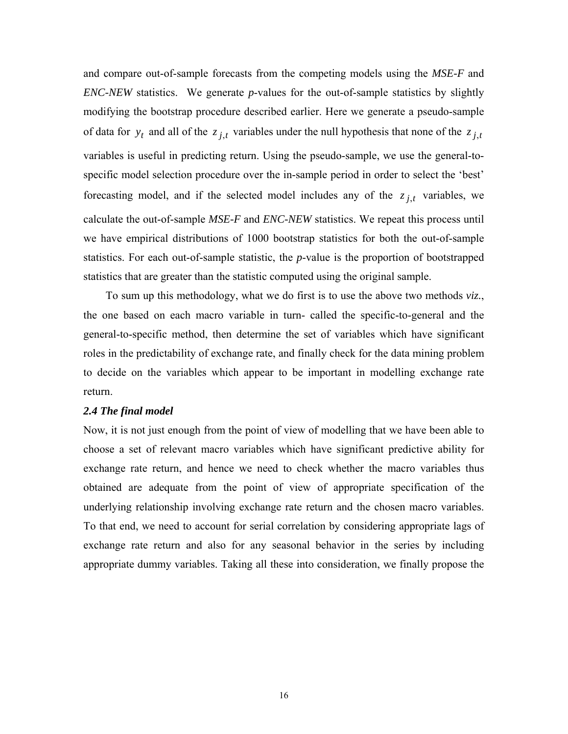and compare out-of-sample forecasts from the competing models using the *MSE-F* and *ENC-NEW* statistics. We generate *p*-values for the out-of-sample statistics by slightly modifying the bootstrap procedure described earlier. Here we generate a pseudo-sample of data for $y_t$ and all of the $z_{j,t}$ variables under the null hypothesis that none of the $z_{j,t}$ variables is useful in predicting return. Using the pseudo-sample, we use the general-to-specific model selection procedure over the in-sample period in order to select the 'best' forecasting model, and if the selected model includes any of the $z_{j,t}$ variables, we calculate the out-of-sample *MSE-F* and *ENC-NEW* statistics. We repeat this process until we have empirical distributions of 1000 bootstrap statistics for both the out-of-sample statistics. For each out-of-sample statistic, the *p*-value is the proportion of bootstrapped statistics that are greater than the statistic computed using the original sample.

To sum up this methodology, what we do first is to use the above two methods *viz.*, the one based on each macro variable in turn- called the specific-to-general and the general-to-specific method, then determine the set of variables which have significant roles in the predictability of exchange rate, and finally check for the data mining problem to decide on the variables which appear to be important in modelling exchange rate return.

### *2.4 The final model*

Now, it is not just enough from the point of view of modelling that we have been able to choose a set of relevant macro variables which have significant predictive ability for exchange rate return, and hence we need to check whether the macro variables thus obtained are adequate from the point of view of appropriate specification of the underlying relationship involving exchange rate return and the chosen macro variables. To that end, we need to account for serial correlation by considering appropriate lags of exchange rate return and also for any seasonal behavior in the series by including appropriate dummy variables. Taking all these into consideration, we finally propose the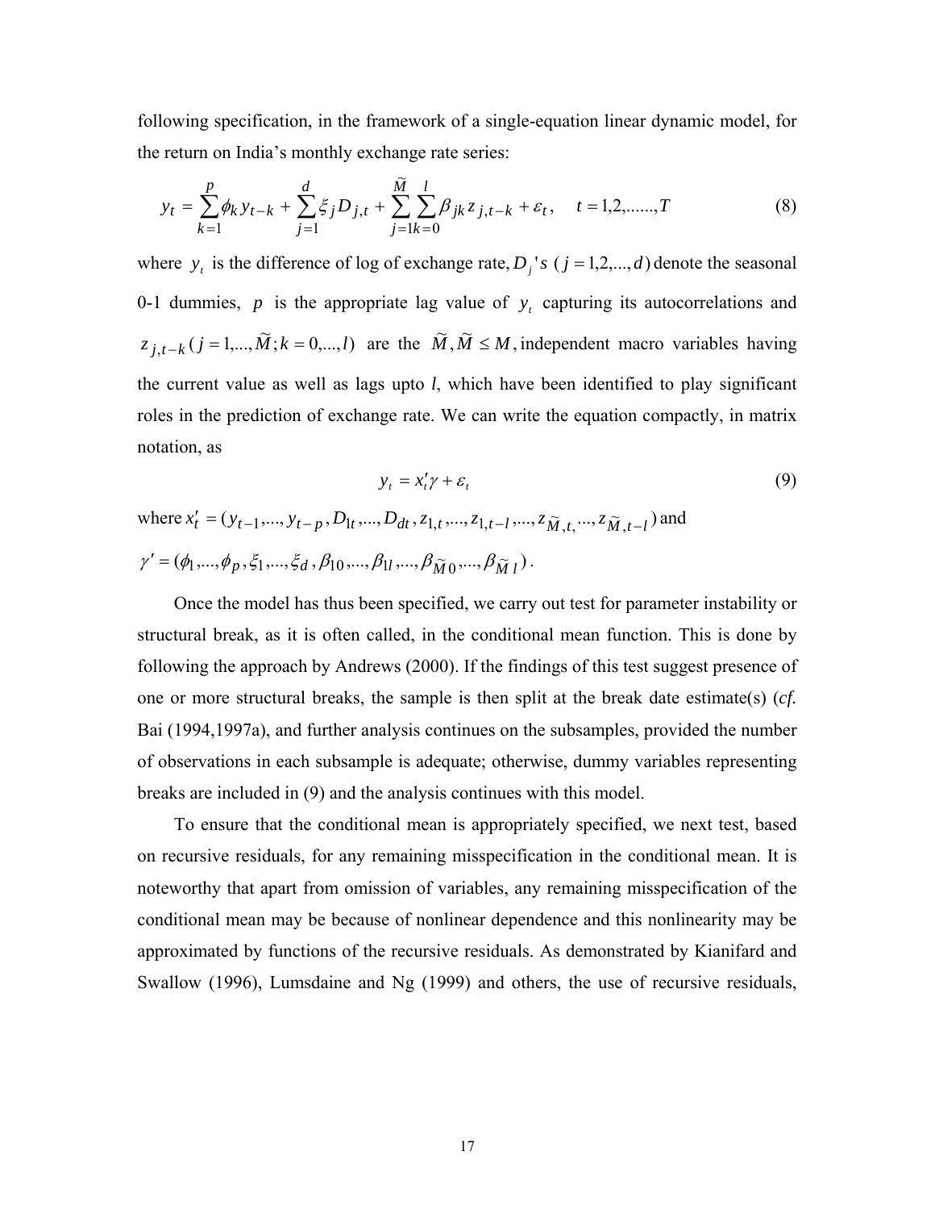following specification, in the framework of a single-equation linear dynamic model, for the return on India's monthly exchange rate series:

$$y_t = \sum_{k=1}^{p} \phi_k y_{t-k} + \sum_{j=1}^{d} \xi_j D_{j,t} + \sum_{j=1}^{\widetilde{M}} \sum_{k=0}^{l} \beta_{jk} z_{j,t-k} + \varepsilon_t, \quad t = 1,2,......,T \tag{8}$$

where $y_t$ is the difference of log of exchange rate, $D_j$'s $(j = 1,2,...,d)$ denote the seasonal 0-1 dummies, $p$ is the appropriate lag value of $y_t$ capturing its autocorrelations and $z_{j,t-k}\,(j = 1,...,\widetilde{M}; k = 0,...,l)$ are the $\widetilde{M}, \widetilde{M} \le M$, independent macro variables having the current value as well as lags upto $l$, which have been identified to play significant roles in the prediction of exchange rate. We can write the equation compactly, in matrix notation, as

$$y_t = x_t'\gamma + \varepsilon_t \tag{9}$$

where $x_t' = (y_{t-1},..., y_{t-p}, D_{1t},..., D_{dt}, z_{1,t},..., z_{1,t-l},..., z_{\widetilde{M},t},..., z_{\widetilde{M},t-l})$ and

$\gamma' = (\phi_1,...,\phi_p, \xi_1,...,\xi_d, \beta_{10},...,\beta_{1l},...,\beta_{\widetilde{M}0},...,\beta_{\widetilde{M}l})$.

Once the model has thus been specified, we carry out test for parameter instability or structural break, as it is often called, in the conditional mean function. This is done by following the approach by Andrews (2000). If the findings of this test suggest presence of one or more structural breaks, the sample is then split at the break date estimate(s) (*cf.* Bai (1994,1997a), and further analysis continues on the subsamples, provided the number of observations in each subsample is adequate; otherwise, dummy variables representing breaks are included in (9) and the analysis continues with this model.

To ensure that the conditional mean is appropriately specified, we next test, based on recursive residuals, for any remaining misspecification in the conditional mean. It is noteworthy that apart from omission of variables, any remaining misspecification of the conditional mean may be because of nonlinear dependence and this nonlinearity may be approximated by functions of the recursive residuals. As demonstrated by Kianifard and Swallow (1996), Lumsdaine and Ng (1999) and others, the use of recursive residuals,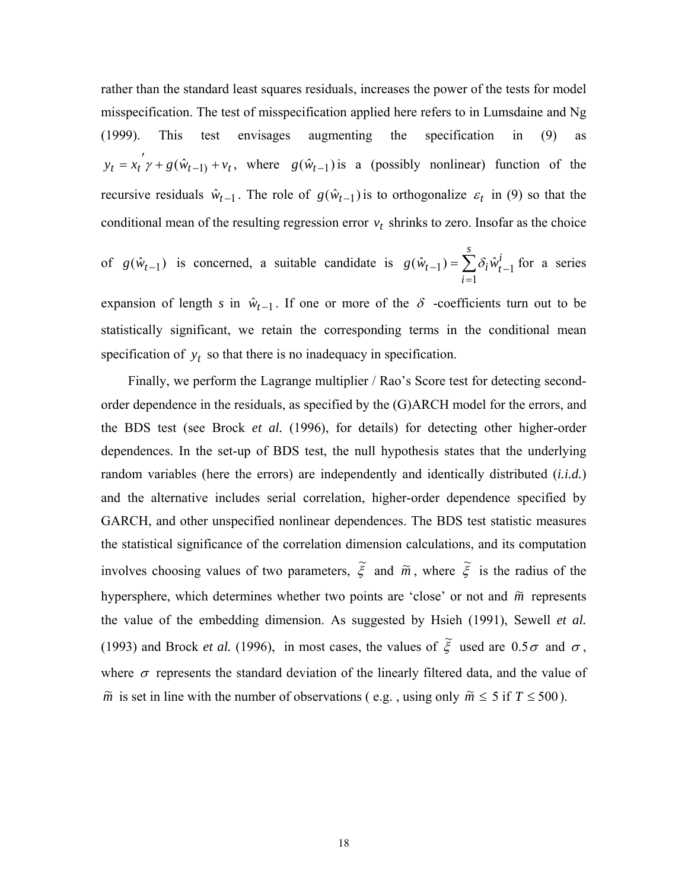rather than the standard least squares residuals, increases the power of the tests for model misspecification. The test of misspecification applied here refers to in Lumsdaine and Ng (1999). This test envisages augmenting the specification in (9) as $y_t = x_t' \gamma + g(\hat{w}_{t-1}) + v_t$, where $g(\hat{w}_{t-1})$ is a (possibly nonlinear) function of the recursive residuals $\hat{w}_{t-1}$. The role of $g(\hat{w}_{t-1})$ is to orthogonalize $\varepsilon_t$ in (9) so that the conditional mean of the resulting regression error $v_t$ shrinks to zero. Insofar as the choice of $g(\hat{w}_{t-1})$ is concerned, a suitable candidate is $g(\hat{w}_{t-1}) = \sum_{i=1}^{s} \delta_i \hat{w}_{t-1}^i$ for a series expansion of length $s$ in $\hat{w}_{t-1}$. If one or more of the $\delta$ -coefficients turn out to be statistically significant, we retain the corresponding terms in the conditional mean specification of $y_t$ so that there is no inadequacy in specification.

Finally, we perform the Lagrange multiplier / Rao's Score test for detecting second-order dependence in the residuals, as specified by the (G)ARCH model for the errors, and the BDS test (see Brock *et al.* (1996), for details) for detecting other higher-order dependences. In the set-up of BDS test, the null hypothesis states that the underlying random variables (here the errors) are independently and identically distributed (*i.i.d.*) and the alternative includes serial correlation, higher-order dependence specified by GARCH, and other unspecified nonlinear dependences. The BDS test statistic measures the statistical significance of the correlation dimension calculations, and its computation involves choosing values of two parameters, $\tilde{\xi}$ and $\tilde{m}$, where $\tilde{\xi}$ is the radius of the hypersphere, which determines whether two points are 'close' or not and $\tilde{m}$ represents the value of the embedding dimension. As suggested by Hsieh (1991), Sewell *et al.* (1993) and Brock *et al.* (1996), in most cases, the values of $\tilde{\xi}$ used are $0.5\sigma$ and $\sigma$, where $\sigma$ represents the standard deviation of the linearly filtered data, and the value of $\tilde{m}$ is set in line with the number of observations ( e.g. , using only $\tilde{m} \leq 5$ if $T \leq 500$).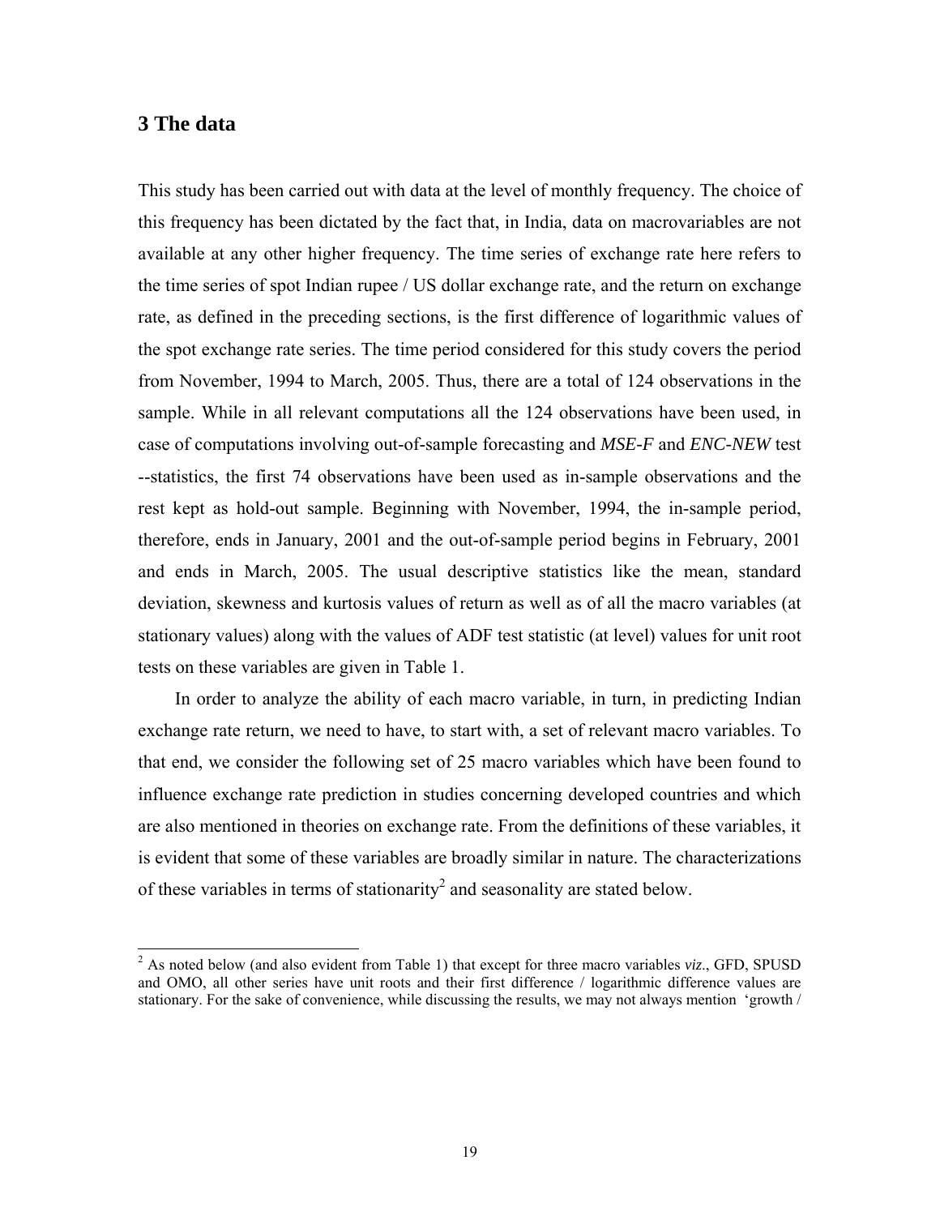## 3 The data

This study has been carried out with data at the level of monthly frequency. The choice of this frequency has been dictated by the fact that, in India, data on macrovariables are not available at any other higher frequency. The time series of exchange rate here refers to the time series of spot Indian rupee / US dollar exchange rate, and the return on exchange rate, as defined in the preceding sections, is the first difference of logarithmic values of the spot exchange rate series. The time period considered for this study covers the period from November, 1994 to March, 2005. Thus, there are a total of 124 observations in the sample. While in all relevant computations all the 124 observations have been used, in case of computations involving out-of-sample forecasting and *MSE-F* and *ENC-NEW* test --statistics, the first 74 observations have been used as in-sample observations and the rest kept as hold-out sample. Beginning with November, 1994, the in-sample period, therefore, ends in January, 2001 and the out-of-sample period begins in February, 2001 and ends in March, 2005. The usual descriptive statistics like the mean, standard deviation, skewness and kurtosis values of return as well as of all the macro variables (at stationary values) along with the values of ADF test statistic (at level) values for unit root tests on these variables are given in Table 1.

In order to analyze the ability of each macro variable, in turn, in predicting Indian exchange rate return, we need to have, to start with, a set of relevant macro variables. To that end, we consider the following set of 25 macro variables which have been found to influence exchange rate prediction in studies concerning developed countries and which are also mentioned in theories on exchange rate. From the definitions of these variables, it is evident that some of these variables are broadly similar in nature. The characterizations of these variables in terms of stationarity[2] and seasonality are stated below.

---

[2] As noted below (and also evident from Table 1) that except for three macro variables *viz*., GFD, SPUSD and OMO, all other series have unit roots and their first difference / logarithmic difference values are stationary. For the sake of convenience, while discussing the results, we may not always mention 'growth /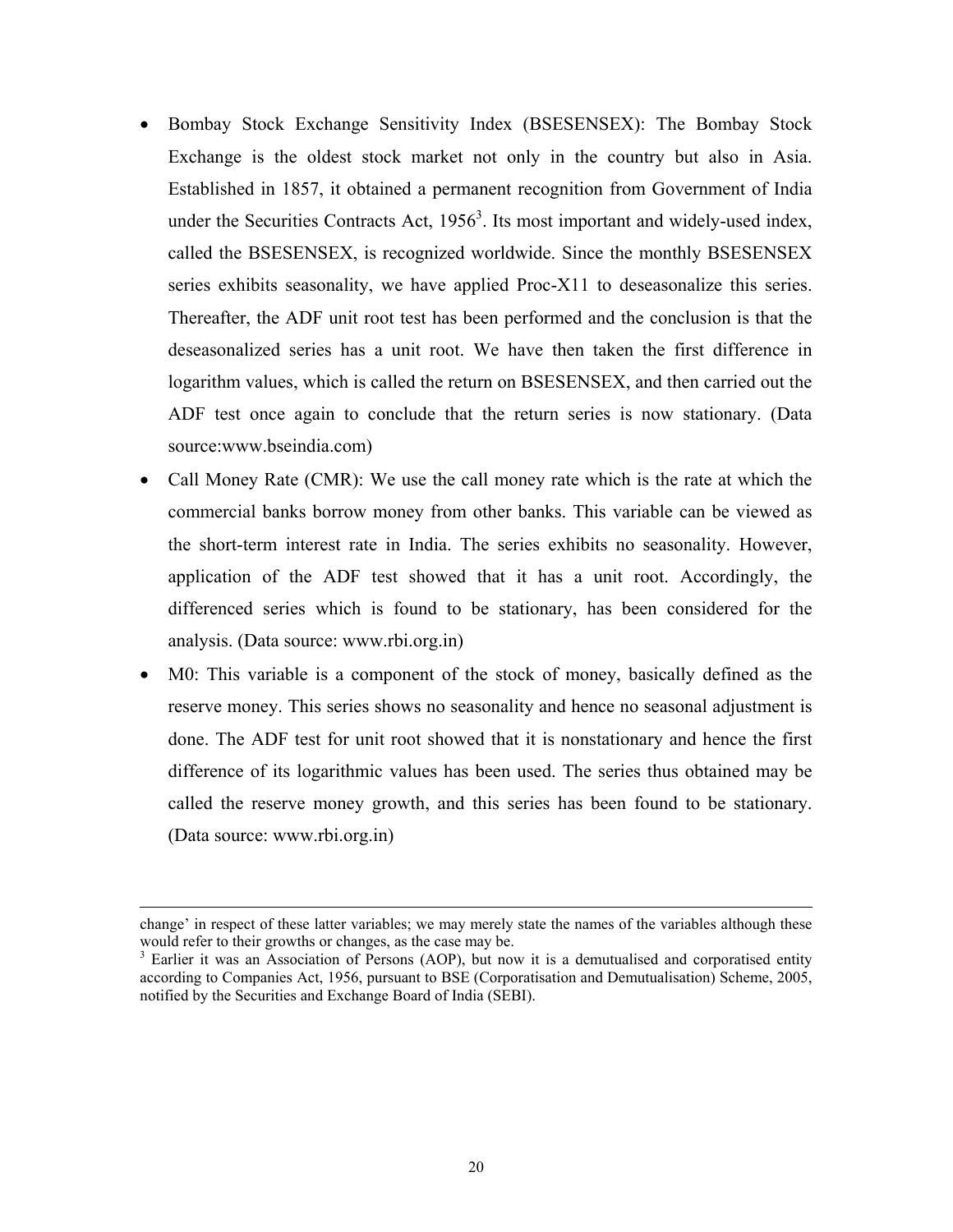- Bombay Stock Exchange Sensitivity Index (BSESENSEX): The Bombay Stock Exchange is the oldest stock market not only in the country but also in Asia. Established in 1857, it obtained a permanent recognition from Government of India under the Securities Contracts Act, 1956[3]. Its most important and widely-used index, called the BSESENSEX, is recognized worldwide. Since the monthly BSESENSEX series exhibits seasonality, we have applied Proc-X11 to deseasonalize this series. Thereafter, the ADF unit root test has been performed and the conclusion is that the deseasonalized series has a unit root. We have then taken the first difference in logarithm values, which is called the return on BSESENSEX, and then carried out the ADF test once again to conclude that the return series is now stationary. (Data source:www.bseindia.com)
- Call Money Rate (CMR): We use the call money rate which is the rate at which the commercial banks borrow money from other banks. This variable can be viewed as the short-term interest rate in India. The series exhibits no seasonality. However, application of the ADF test showed that it has a unit root. Accordingly, the differenced series which is found to be stationary, has been considered for the analysis. (Data source: www.rbi.org.in)
- M0: This variable is a component of the stock of money, basically defined as the reserve money. This series shows no seasonality and hence no seasonal adjustment is done. The ADF test for unit root showed that it is nonstationary and hence the first difference of its logarithmic values has been used. The series thus obtained may be called the reserve money growth, and this series has been found to be stationary. (Data source: www.rbi.org.in)

---

change' in respect of these latter variables; we may merely state the names of the variables although these would refer to their growths or changes, as the case may be.

[3] Earlier it was an Association of Persons (AOP), but now it is a demutualised and corporatised entity according to Companies Act, 1956, pursuant to BSE (Corporatisation and Demutualisation) Scheme, 2005, notified by the Securities and Exchange Board of India (SEBI).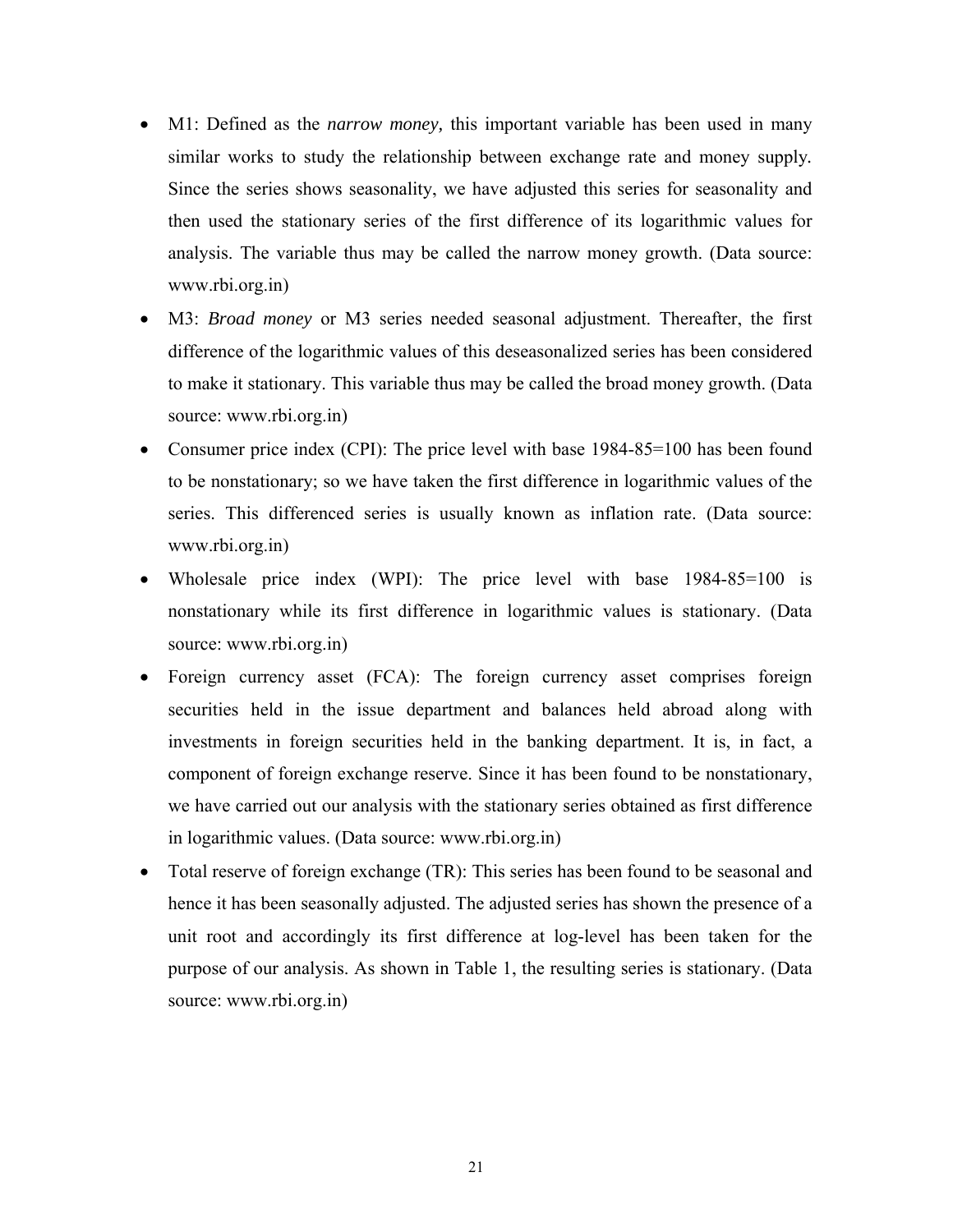- M1: Defined as the *narrow money,* this important variable has been used in many similar works to study the relationship between exchange rate and money supply. Since the series shows seasonality, we have adjusted this series for seasonality and then used the stationary series of the first difference of its logarithmic values for analysis. The variable thus may be called the narrow money growth. (Data source: www.rbi.org.in)
- M3: *Broad money* or M3 series needed seasonal adjustment. Thereafter, the first difference of the logarithmic values of this deseasonalized series has been considered to make it stationary. This variable thus may be called the broad money growth. (Data source: www.rbi.org.in)
- Consumer price index (CPI): The price level with base 1984-85=100 has been found to be nonstationary; so we have taken the first difference in logarithmic values of the series. This differenced series is usually known as inflation rate. (Data source: www.rbi.org.in)
- Wholesale price index (WPI): The price level with base 1984-85=100 is nonstationary while its first difference in logarithmic values is stationary. (Data source: www.rbi.org.in)
- Foreign currency asset (FCA): The foreign currency asset comprises foreign securities held in the issue department and balances held abroad along with investments in foreign securities held in the banking department. It is, in fact, a component of foreign exchange reserve. Since it has been found to be nonstationary, we have carried out our analysis with the stationary series obtained as first difference in logarithmic values. (Data source: www.rbi.org.in)
- Total reserve of foreign exchange (TR): This series has been found to be seasonal and hence it has been seasonally adjusted. The adjusted series has shown the presence of a unit root and accordingly its first difference at log-level has been taken for the purpose of our analysis. As shown in Table 1, the resulting series is stationary. (Data source: www.rbi.org.in)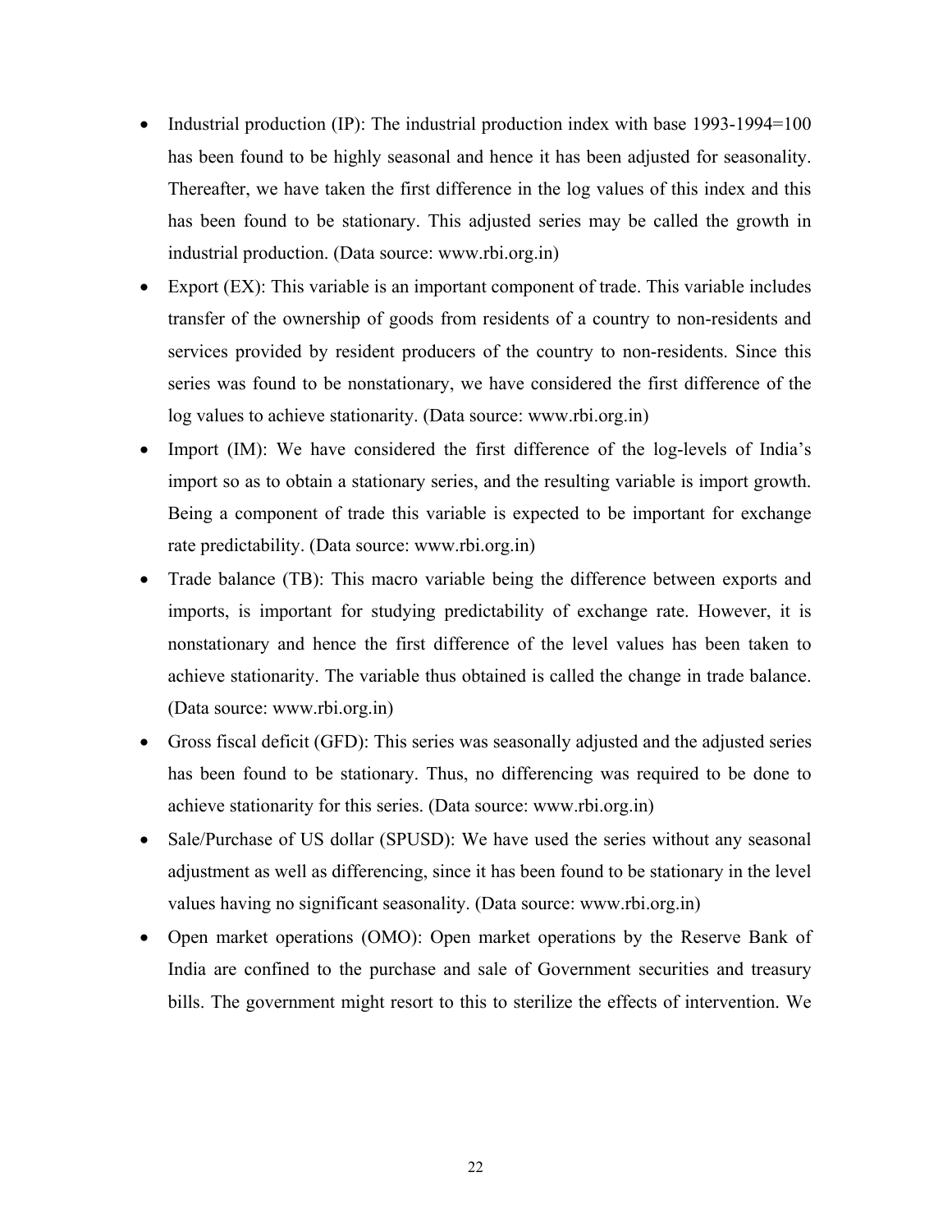- Industrial production (IP): The industrial production index with base 1993-1994=100 has been found to be highly seasonal and hence it has been adjusted for seasonality. Thereafter, we have taken the first difference in the log values of this index and this has been found to be stationary. This adjusted series may be called the growth in industrial production. (Data source: www.rbi.org.in)
- Export (EX): This variable is an important component of trade. This variable includes transfer of the ownership of goods from residents of a country to non-residents and services provided by resident producers of the country to non-residents. Since this series was found to be nonstationary, we have considered the first difference of the log values to achieve stationarity. (Data source: www.rbi.org.in)
- Import (IM): We have considered the first difference of the log-levels of India's import so as to obtain a stationary series, and the resulting variable is import growth. Being a component of trade this variable is expected to be important for exchange rate predictability. (Data source: www.rbi.org.in)
- Trade balance (TB): This macro variable being the difference between exports and imports, is important for studying predictability of exchange rate. However, it is nonstationary and hence the first difference of the level values has been taken to achieve stationarity. The variable thus obtained is called the change in trade balance. (Data source: www.rbi.org.in)
- Gross fiscal deficit (GFD): This series was seasonally adjusted and the adjusted series has been found to be stationary. Thus, no differencing was required to be done to achieve stationarity for this series. (Data source: www.rbi.org.in)
- Sale/Purchase of US dollar (SPUSD): We have used the series without any seasonal adjustment as well as differencing, since it has been found to be stationary in the level values having no significant seasonality. (Data source: www.rbi.org.in)
- Open market operations (OMO): Open market operations by the Reserve Bank of India are confined to the purchase and sale of Government securities and treasury bills. The government might resort to this to sterilize the effects of intervention. We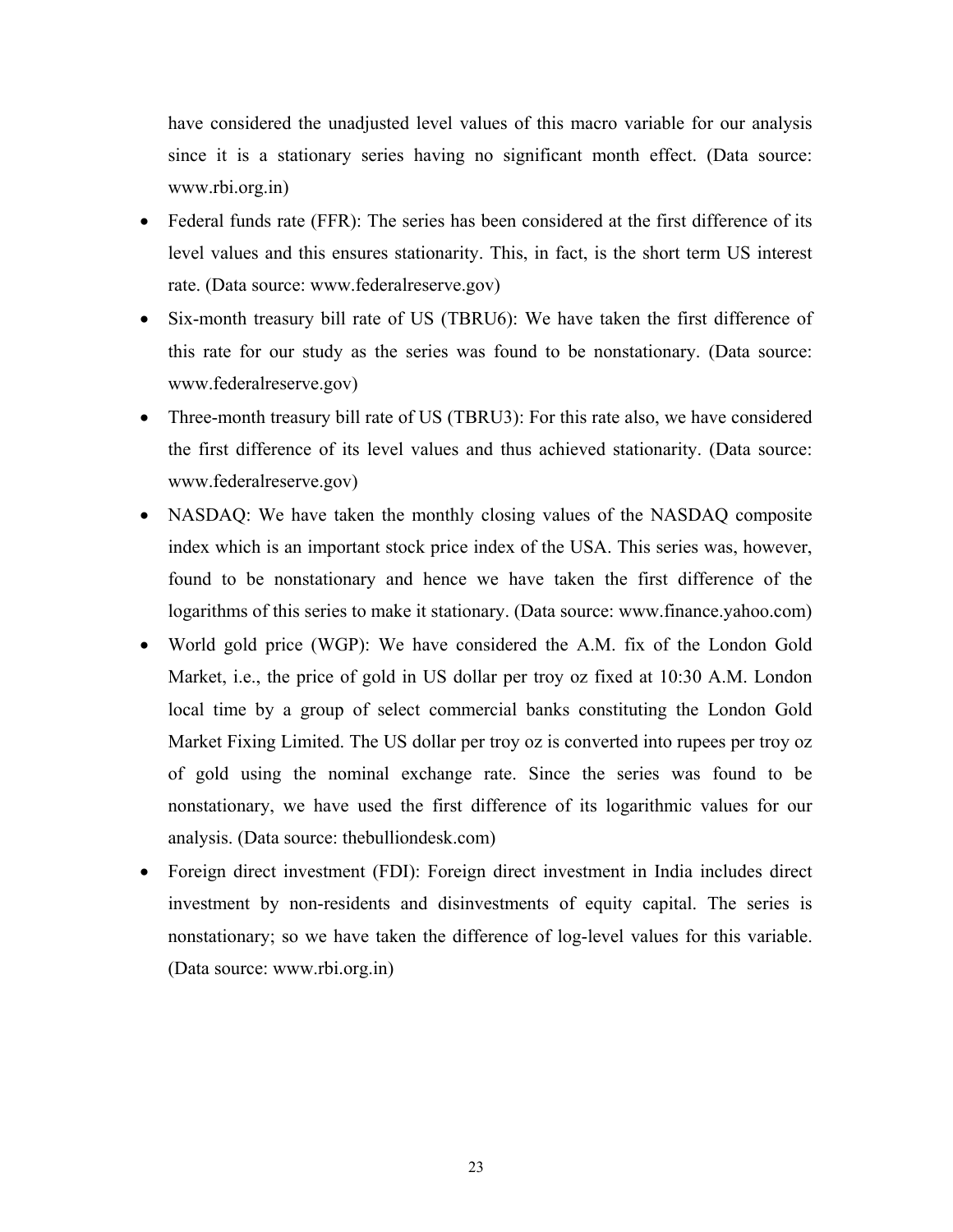have considered the unadjusted level values of this macro variable for our analysis since it is a stationary series having no significant month effect. (Data source: www.rbi.org.in)

- Federal funds rate (FFR): The series has been considered at the first difference of its level values and this ensures stationarity. This, in fact, is the short term US interest rate. (Data source: www.federalreserve.gov)
- Six-month treasury bill rate of US (TBRU6): We have taken the first difference of this rate for our study as the series was found to be nonstationary. (Data source: www.federalreserve.gov)
- Three-month treasury bill rate of US (TBRU3): For this rate also, we have considered the first difference of its level values and thus achieved stationarity. (Data source: www.federalreserve.gov)
- NASDAQ: We have taken the monthly closing values of the NASDAQ composite index which is an important stock price index of the USA. This series was, however, found to be nonstationary and hence we have taken the first difference of the logarithms of this series to make it stationary. (Data source: www.finance.yahoo.com)
- World gold price (WGP): We have considered the A.M. fix of the London Gold Market, i.e., the price of gold in US dollar per troy oz fixed at 10:30 A.M. London local time by a group of select commercial banks constituting the London Gold Market Fixing Limited. The US dollar per troy oz is converted into rupees per troy oz of gold using the nominal exchange rate. Since the series was found to be nonstationary, we have used the first difference of its logarithmic values for our analysis. (Data source: thebulliondesk.com)
- Foreign direct investment (FDI): Foreign direct investment in India includes direct investment by non-residents and disinvestments of equity capital. The series is nonstationary; so we have taken the difference of log-level values for this variable. (Data source: www.rbi.org.in)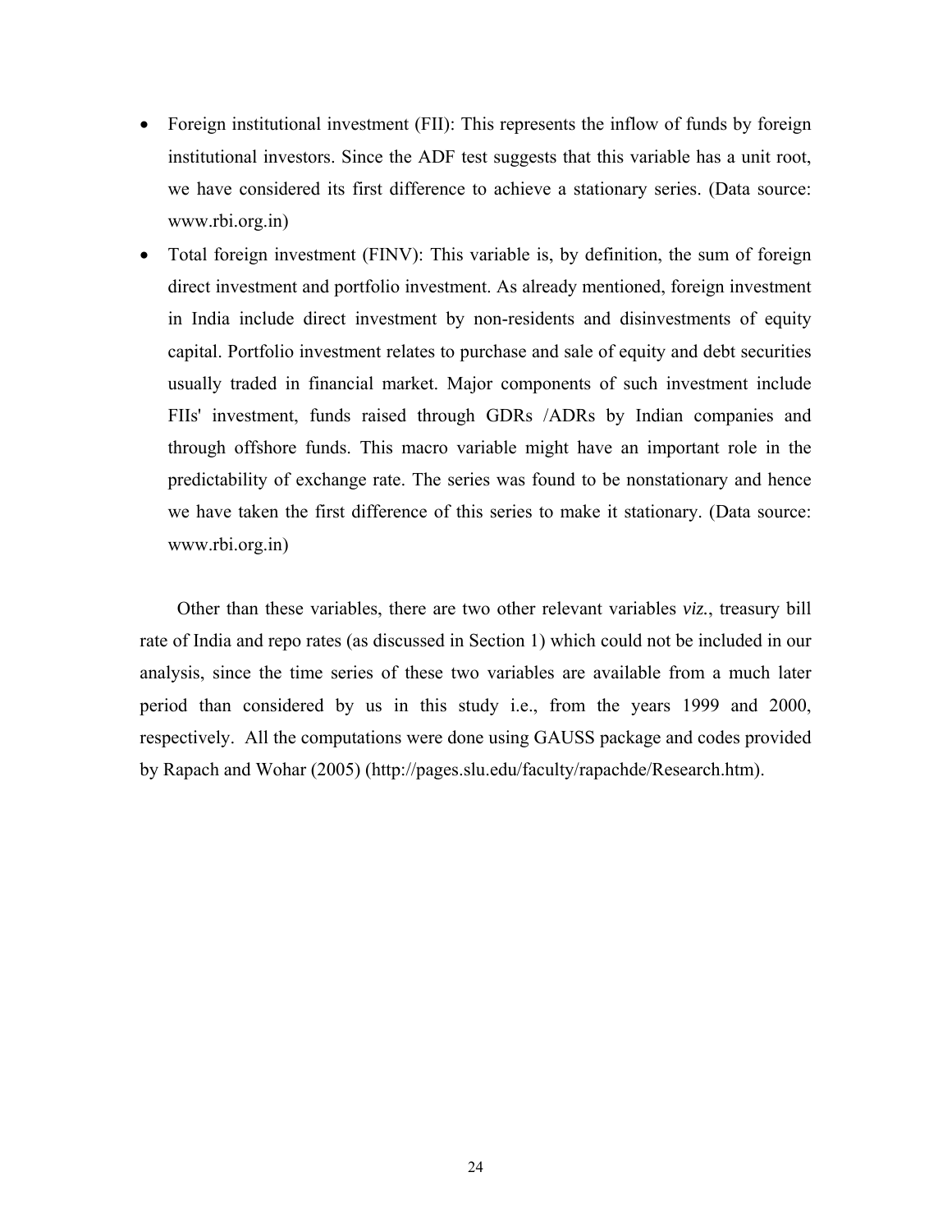- Foreign institutional investment (FII): This represents the inflow of funds by foreign institutional investors. Since the ADF test suggests that this variable has a unit root, we have considered its first difference to achieve a stationary series. (Data source: www.rbi.org.in)
- Total foreign investment (FINV): This variable is, by definition, the sum of foreign direct investment and portfolio investment. As already mentioned, foreign investment in India include direct investment by non-residents and disinvestments of equity capital. Portfolio investment relates to purchase and sale of equity and debt securities usually traded in financial market. Major components of such investment include FIIs' investment, funds raised through GDRs /ADRs by Indian companies and through offshore funds. This macro variable might have an important role in the predictability of exchange rate. The series was found to be nonstationary and hence we have taken the first difference of this series to make it stationary. (Data source: www.rbi.org.in)

Other than these variables, there are two other relevant variables *viz.*, treasury bill rate of India and repo rates (as discussed in Section 1) which could not be included in our analysis, since the time series of these two variables are available from a much later period than considered by us in this study i.e., from the years 1999 and 2000, respectively. All the computations were done using GAUSS package and codes provided by Rapach and Wohar (2005) (http://pages.slu.edu/faculty/rapachde/Research.htm).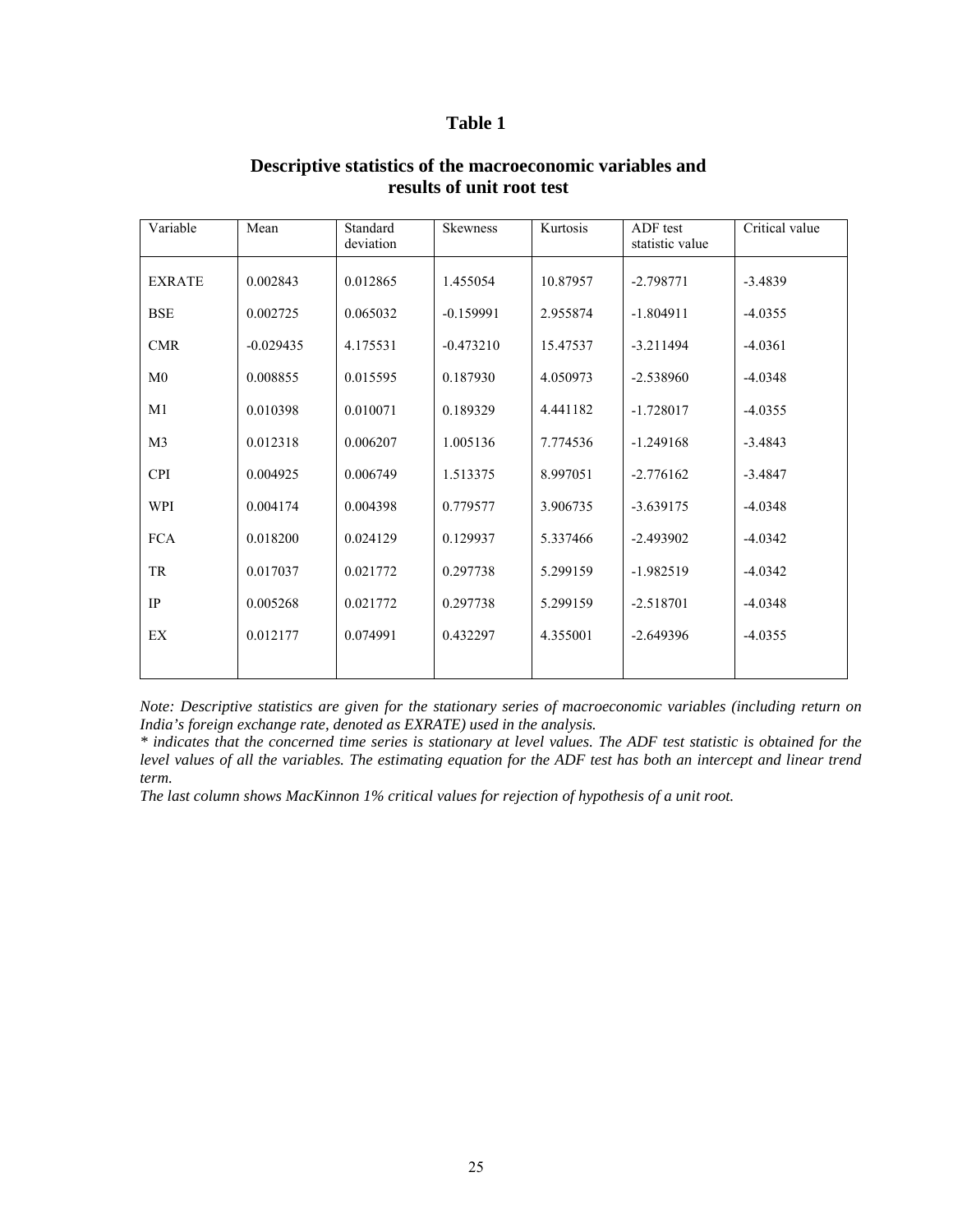# Table 1

## Descriptive statistics of the macroeconomic variables and results of unit root test

| Variable | Mean | Standard deviation | Skewness | Kurtosis | ADF test statistic value | Critical value |
|---|---|---|---|---|---|---|
| EXRATE | 0.002843 | 0.012865 | 1.455054 | 10.87957 | -2.798771 | -3.4839 |
| BSE | 0.002725 | 0.065032 | -0.159991 | 2.955874 | -1.804911 | -4.0355 |
| CMR | -0.029435 | 4.175531 | -0.473210 | 15.47537 | -3.211494 | -4.0361 |
| M0 | 0.008855 | 0.015595 | 0.187930 | 4.050973 | -2.538960 | -4.0348 |
| M1 | 0.010398 | 0.010071 | 0.189329 | 4.441182 | -1.728017 | -4.0355 |
| M3 | 0.012318 | 0.006207 | 1.005136 | 7.774536 | -1.249168 | -3.4843 |
| CPI | 0.004925 | 0.006749 | 1.513375 | 8.997051 | -2.776162 | -3.4847 |
| WPI | 0.004174 | 0.004398 | 0.779577 | 3.906735 | -3.639175 | -4.0348 |
| FCA | 0.018200 | 0.024129 | 0.129937 | 5.337466 | -2.493902 | -4.0342 |
| TR | 0.017037 | 0.021772 | 0.297738 | 5.299159 | -1.982519 | -4.0342 |
| IP | 0.005268 | 0.021772 | 0.297738 | 5.299159 | -2.518701 | -4.0348 |
| EX | 0.012177 | 0.074991 | 0.432297 | 4.355001 | -2.649396 | -4.0355 |

*Note: Descriptive statistics are given for the stationary series of macroeconomic variables (including return on India's foreign exchange rate, denoted as EXRATE) used in the analysis.*

** indicates that the concerned time series is stationary at level values. The ADF test statistic is obtained for the level values of all the variables. The estimating equation for the ADF test has both an intercept and linear trend term.*

*The last column shows MacKinnon 1% critical values for rejection of hypothesis of a unit root.*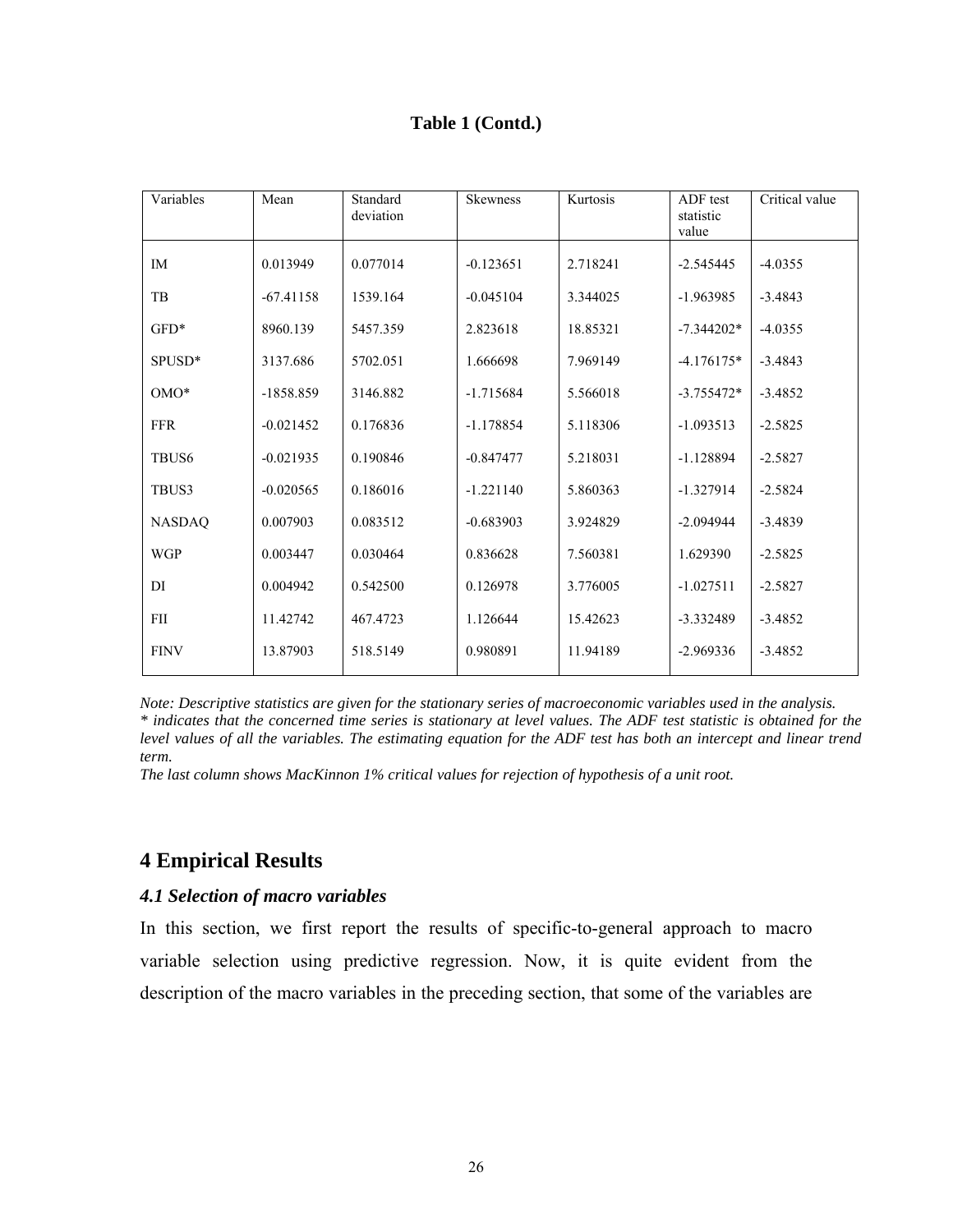**Table 1 (Contd.)**

| Variables | Mean | Standard deviation | Skewness | Kurtosis | ADF test statistic value | Critical value |
|---|---|---|---|---|---|---|
| IM | 0.013949 | 0.077014 | -0.123651 | 2.718241 | -2.545445 | -4.0355 |
| TB | -67.41158 | 1539.164 | -0.045104 | 3.344025 | -1.963985 | -3.4843 |
| GFD* | 8960.139 | 5457.359 | 2.823618 | 18.85321 | -7.344202* | -4.0355 |
| SPUSD* | 3137.686 | 5702.051 | 1.666698 | 7.969149 | -4.176175* | -3.4843 |
| OMO* | -1858.859 | 3146.882 | -1.715684 | 5.566018 | -3.755472* | -3.4852 |
| FFR | -0.021452 | 0.176836 | -1.178854 | 5.118306 | -1.093513 | -2.5825 |
| TBUS6 | -0.021935 | 0.190846 | -0.847477 | 5.218031 | -1.128894 | -2.5827 |
| TBUS3 | -0.020565 | 0.186016 | -1.221140 | 5.860363 | -1.327914 | -2.5824 |
| NASDAQ | 0.007903 | 0.083512 | -0.683903 | 3.924829 | -2.094944 | -3.4839 |
| WGP | 0.003447 | 0.030464 | 0.836628 | 7.560381 | 1.629390 | -2.5825 |
| DI | 0.004942 | 0.542500 | 0.126978 | 3.776005 | -1.027511 | -2.5827 |
| FII | 11.42742 | 467.4723 | 1.126644 | 15.42623 | -3.332489 | -3.4852 |
| FINV | 13.87903 | 518.5149 | 0.980891 | 11.94189 | -2.969336 | -3.4852 |

*Note: Descriptive statistics are given for the stationary series of macroeconomic variables used in the analysis.*
*\* indicates that the concerned time series is stationary at level values. The ADF test statistic is obtained for the level values of all the variables. The estimating equation for the ADF test has both an intercept and linear trend term.*
*The last column shows MacKinnon 1% critical values for rejection of hypothesis of a unit root.*

# 4 Empirical Results

### *4.1 Selection of macro variables*

In this section, we first report the results of specific-to-general approach to macro variable selection using predictive regression. Now, it is quite evident from the description of the macro variables in the preceding section, that some of the variables are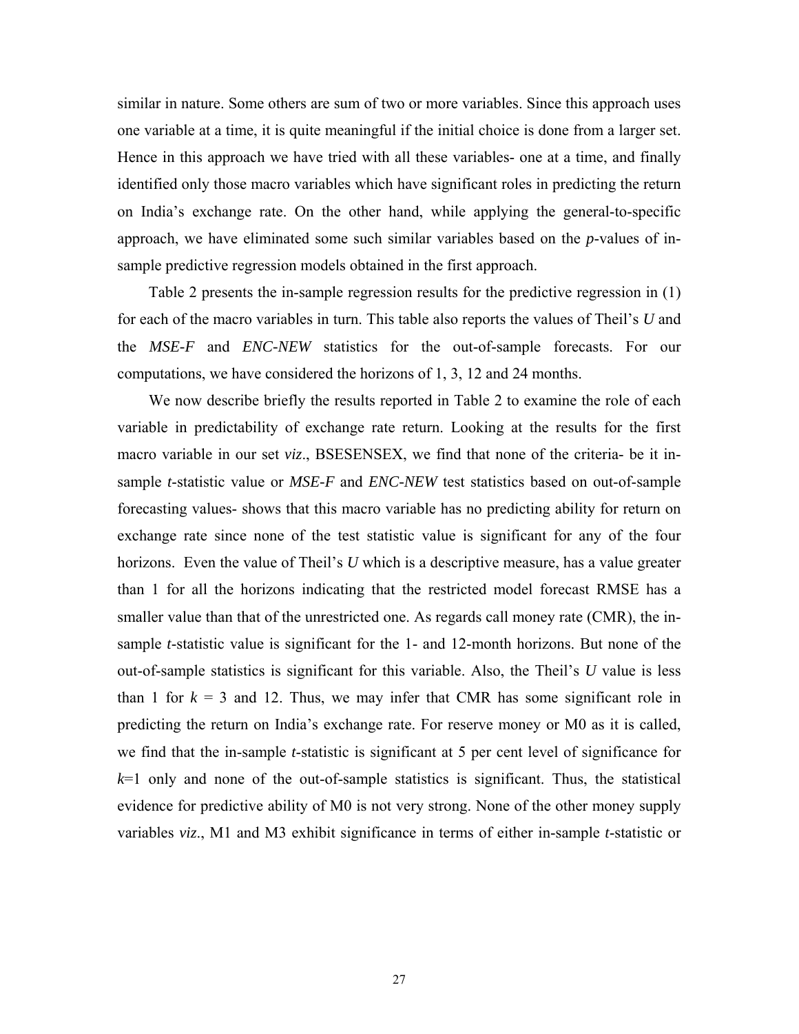similar in nature. Some others are sum of two or more variables. Since this approach uses one variable at a time, it is quite meaningful if the initial choice is done from a larger set. Hence in this approach we have tried with all these variables- one at a time, and finally identified only those macro variables which have significant roles in predicting the return on India's exchange rate. On the other hand, while applying the general-to-specific approach, we have eliminated some such similar variables based on the *p*-values of in-sample predictive regression models obtained in the first approach.

Table 2 presents the in-sample regression results for the predictive regression in (1) for each of the macro variables in turn. This table also reports the values of Theil's *U* and the *MSE-F* and *ENC-NEW* statistics for the out-of-sample forecasts. For our computations, we have considered the horizons of 1, 3, 12 and 24 months.

We now describe briefly the results reported in Table 2 to examine the role of each variable in predictability of exchange rate return. Looking at the results for the first macro variable in our set *viz*., BSESENSEX, we find that none of the criteria- be it in-sample *t*-statistic value or *MSE-F* and *ENC-NEW* test statistics based on out-of-sample forecasting values- shows that this macro variable has no predicting ability for return on exchange rate since none of the test statistic value is significant for any of the four horizons. Even the value of Theil's *U* which is a descriptive measure, has a value greater than 1 for all the horizons indicating that the restricted model forecast RMSE has a smaller value than that of the unrestricted one. As regards call money rate (CMR), the in-sample *t*-statistic value is significant for the 1- and 12-month horizons. But none of the out-of-sample statistics is significant for this variable. Also, the Theil's *U* value is less than 1 for $k$ = 3 and 12. Thus, we may infer that CMR has some significant role in predicting the return on India's exchange rate. For reserve money or M0 as it is called, we find that the in-sample *t*-statistic is significant at 5 per cent level of significance for $k$=1 only and none of the out-of-sample statistics is significant. Thus, the statistical evidence for predictive ability of M0 is not very strong. None of the other money supply variables *viz*., M1 and M3 exhibit significance in terms of either in-sample *t*-statistic or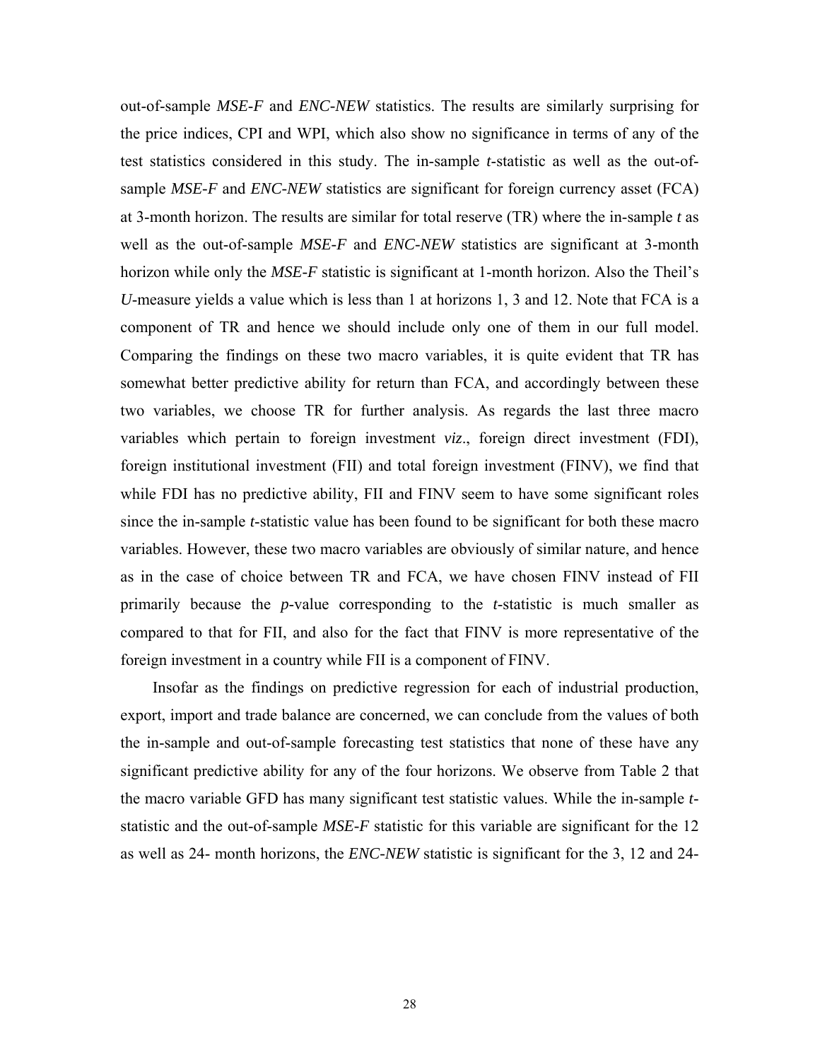out-of-sample *MSE-F* and *ENC-NEW* statistics. The results are similarly surprising for the price indices, CPI and WPI, which also show no significance in terms of any of the test statistics considered in this study. The in-sample *t*-statistic as well as the out-of-sample *MSE-F* and *ENC-NEW* statistics are significant for foreign currency asset (FCA) at 3-month horizon. The results are similar for total reserve (TR) where the in-sample *t* as well as the out-of-sample *MSE-F* and *ENC-NEW* statistics are significant at 3-month horizon while only the *MSE-F* statistic is significant at 1-month horizon. Also the Theil's *U*-measure yields a value which is less than 1 at horizons 1, 3 and 12. Note that FCA is a component of TR and hence we should include only one of them in our full model. Comparing the findings on these two macro variables, it is quite evident that TR has somewhat better predictive ability for return than FCA, and accordingly between these two variables, we choose TR for further analysis. As regards the last three macro variables which pertain to foreign investment *viz*., foreign direct investment (FDI), foreign institutional investment (FII) and total foreign investment (FINV), we find that while FDI has no predictive ability, FII and FINV seem to have some significant roles since the in-sample *t*-statistic value has been found to be significant for both these macro variables. However, these two macro variables are obviously of similar nature, and hence as in the case of choice between TR and FCA, we have chosen FINV instead of FII primarily because the *p*-value corresponding to the *t*-statistic is much smaller as compared to that for FII, and also for the fact that FINV is more representative of the foreign investment in a country while FII is a component of FINV.

Insofar as the findings on predictive regression for each of industrial production, export, import and trade balance are concerned, we can conclude from the values of both the in-sample and out-of-sample forecasting test statistics that none of these have any significant predictive ability for any of the four horizons. We observe from Table 2 that the macro variable GFD has many significant test statistic values. While the in-sample *t*-statistic and the out-of-sample *MSE-F* statistic for this variable are significant for the 12 as well as 24- month horizons, the *ENC-NEW* statistic is significant for the 3, 12 and 24-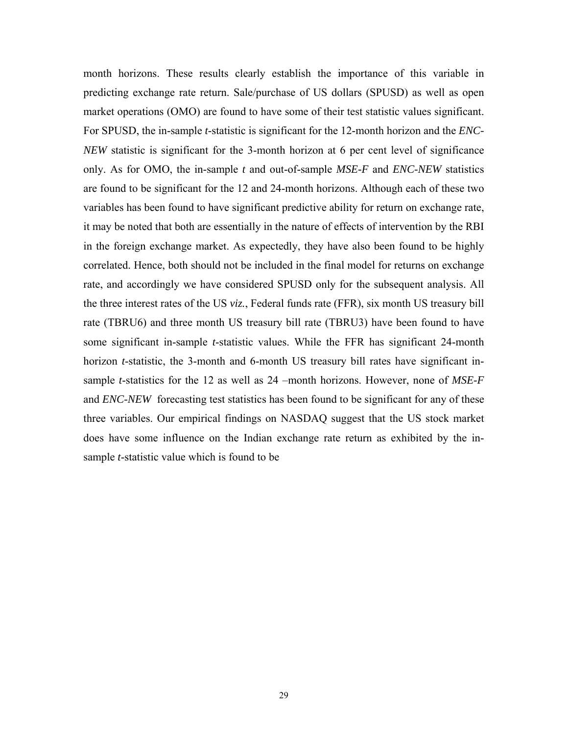month horizons. These results clearly establish the importance of this variable in predicting exchange rate return. Sale/purchase of US dollars (SPUSD) as well as open market operations (OMO) are found to have some of their test statistic values significant. For SPUSD, the in-sample *t*-statistic is significant for the 12-month horizon and the *ENC-NEW* statistic is significant for the 3-month horizon at 6 per cent level of significance only. As for OMO, the in-sample *t* and out-of-sample *MSE-F* and *ENC-NEW* statistics are found to be significant for the 12 and 24-month horizons. Although each of these two variables has been found to have significant predictive ability for return on exchange rate, it may be noted that both are essentially in the nature of effects of intervention by the RBI in the foreign exchange market. As expectedly, they have also been found to be highly correlated. Hence, both should not be included in the final model for returns on exchange rate, and accordingly we have considered SPUSD only for the subsequent analysis. All the three interest rates of the US *viz.*, Federal funds rate (FFR), six month US treasury bill rate (TBRU6) and three month US treasury bill rate (TBRU3) have been found to have some significant in-sample *t*-statistic values. While the FFR has significant 24-month horizon *t*-statistic, the 3-month and 6-month US treasury bill rates have significant in-sample *t*-statistics for the 12 as well as 24 –month horizons. However, none of *MSE-F* and *ENC-NEW* forecasting test statistics has been found to be significant for any of these three variables. Our empirical findings on NASDAQ suggest that the US stock market does have some influence on the Indian exchange rate return as exhibited by the in-sample *t*-statistic value which is found to be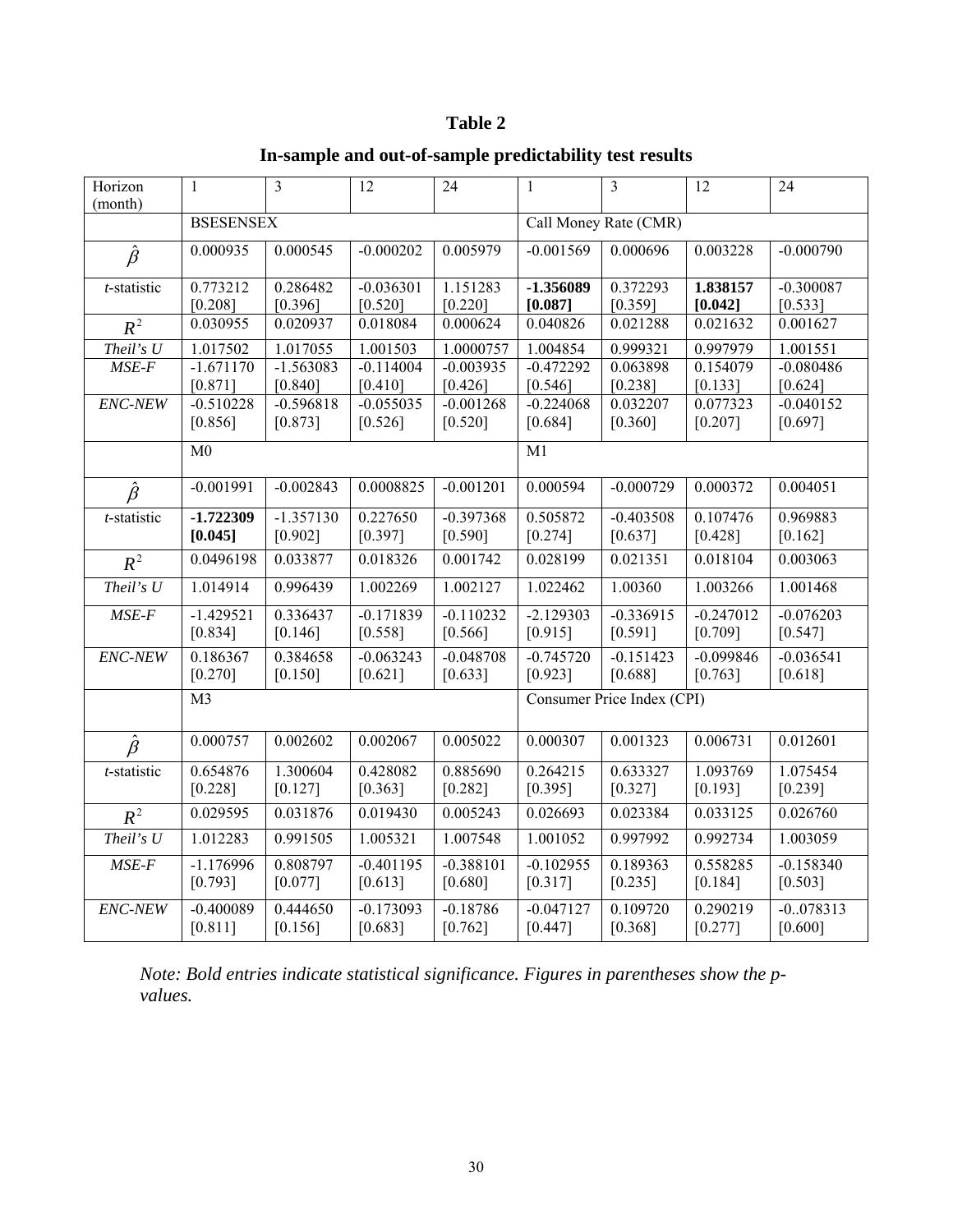# Table 2

## In-sample and out-of-sample predictability test results

| Horizon (month) | 1 | 3 | 12 | 24 | 1 | 3 | 12 | 24 |
|---|---|---|---|---|---|---|---|---|
| | BSESENSEX | | | | Call Money Rate (CMR) | | | |
| $\hat{\beta}$ | 0.000935 | 0.000545 | -0.000202 | 0.005979 | -0.001569 | 0.000696 | 0.003228 | -0.000790 |
| *t*-statistic | 0.773212 [0.208] | 0.286482 [0.396] | -0.036301 [0.520] | 1.151283 [0.220] | **-1.356089 [0.087]** | 0.372293 [0.359] | **1.838157 [0.042]** | -0.300087 [0.533] |
| $R^2$ | 0.030955 | 0.020937 | 0.018084 | 0.000624 | 0.040826 | 0.021288 | 0.021632 | 0.001627 |
| *Theil's U* | 1.017502 | 1.017055 | 1.001503 | 1.0000757 | 1.004854 | 0.999321 | 0.997979 | 1.001551 |
| *MSE-F* | -1.671170 [0.871] | -1.563083 [0.840] | -0.114004 [0.410] | -0.003935 [0.426] | -0.472292 [0.546] | 0.063898 [0.238] | 0.154079 [0.133] | -0.080486 [0.624] |
| *ENC-NEW* | -0.510228 [0.856] | -0.596818 [0.873] | -0.055035 [0.526] | -0.001268 [0.520] | -0.224068 [0.684] | 0.032207 [0.360] | 0.077323 [0.207] | -0.040152 [0.697] |
| | M0 | | | | M1 | | | |
| $\hat{\beta}$ | -0.001991 | -0.002843 | 0.0008825 | -0.001201 | 0.000594 | -0.000729 | 0.000372 | 0.004051 |
| *t*-statistic | **-1.722309 [0.045]** | -1.357130 [0.902] | 0.227650 [0.397] | -0.397368 [0.590] | 0.505872 [0.274] | -0.403508 [0.637] | 0.107476 [0.428] | 0.969883 [0.162] |
| $R^2$ | 0.0496198 | 0.033877 | 0.018326 | 0.001742 | 0.028199 | 0.021351 | 0.018104 | 0.003063 |
| *Theil's U* | 1.014914 | 0.996439 | 1.002269 | 1.002127 | 1.022462 | 1.00360 | 1.003266 | 1.001468 |
| *MSE-F* | -1.429521 [0.834] | 0.336437 [0.146] | -0.171839 [0.558] | -0.110232 [0.566] | -2.129303 [0.915] | -0.336915 [0.591] | -0.247012 [0.709] | -0.076203 [0.547] |
| *ENC-NEW* | 0.186367 [0.270] | 0.384658 [0.150] | -0.063243 [0.621] | -0.048708 [0.633] | -0.745720 [0.923] | -0.151423 [0.688] | -0.099846 [0.763] | -0.036541 [0.618] |
| | M3 | | | | Consumer Price Index (CPI) | | | |
| $\hat{\beta}$ | 0.000757 | 0.002602 | 0.002067 | 0.005022 | 0.000307 | 0.001323 | 0.006731 | 0.012601 |
| *t*-statistic | 0.654876 [0.228] | 1.300604 [0.127] | 0.428082 [0.363] | 0.885690 [0.282] | 0.264215 [0.395] | 0.633327 [0.327] | 1.093769 [0.193] | 1.075454 [0.239] |
| $R^2$ | 0.029595 | 0.031876 | 0.019430 | 0.005243 | 0.026693 | 0.023384 | 0.033125 | 0.026760 |
| *Theil's U* | 1.012283 | 0.991505 | 1.005321 | 1.007548 | 1.001052 | 0.997992 | 0.992734 | 1.003059 |
| *MSE-F* | -1.176996 [0.793] | 0.808797 [0.077] | -0.401195 [0.613] | -0.388101 [0.680] | -0.102955 [0.317] | 0.189363 [0.235] | 0.558285 [0.184] | -0.158340 [0.503] |
| *ENC-NEW* | -0.400089 [0.811] | 0.444650 [0.156] | -0.173093 [0.683] | -0.18786 [0.762] | -0.047127 [0.447] | 0.109720 [0.368] | 0.290219 [0.277] | -0..078313 [0.600] |

*Note: Bold entries indicate statistical significance. Figures in parentheses show the p-values.*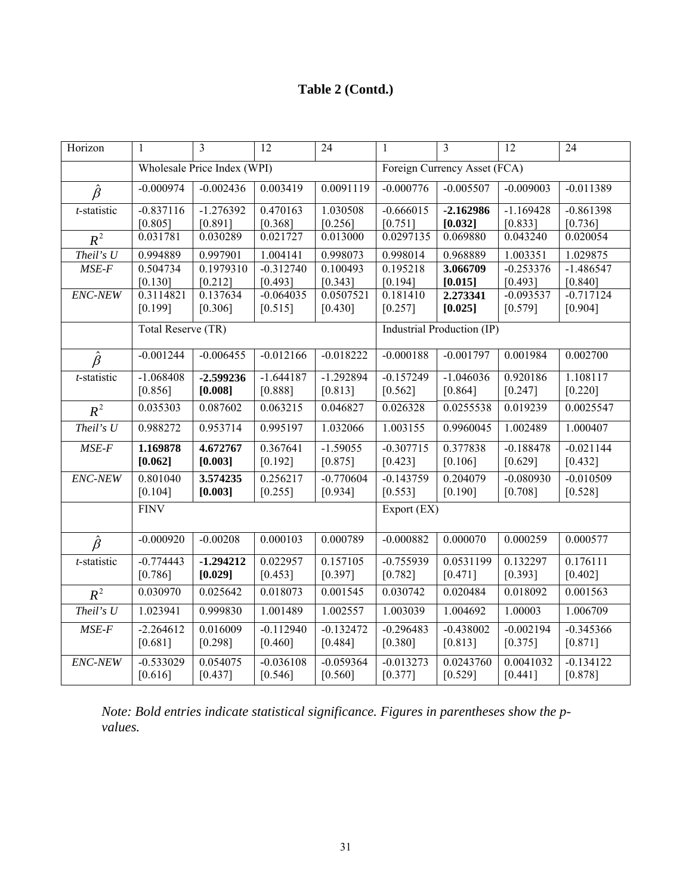# Table 2 (Contd.)

| Horizon | 1 | 3 | 12 | 24 | 1 | 3 | 12 | 24 |
|---|---|---|---|---|---|---|---|---|
| | Wholesale Price Index (WPI) | | | | Foreign Currency Asset (FCA) | | | |
| $\hat{\beta}$ | -0.000974 | -0.002436 | 0.003419 | 0.0091119 | -0.000776 | -0.005507 | -0.009003 | -0.011389 |
| *t*-statistic | -0.837116 [0.805] | -1.276392 [0.891] | 0.470163 [0.368] | 1.030508 [0.256] | -0.666015 [0.751] | **-2.162986 [0.032]** | -1.169428 [0.833] | -0.861398 [0.736] |
| $R^2$ | 0.031781 | 0.030289 | 0.021727 | 0.013000 | 0.0297135 | 0.069880 | 0.043240 | 0.020054 |
| *Theil's U* | 0.994889 | 0.997901 | 1.004141 | 0.998073 | 0.998014 | 0.968889 | 1.003351 | 1.029875 |
| *MSE-F* | 0.504734 [0.130] | 0.1979310 [0.212] | -0.312740 [0.493] | 0.100493 [0.343] | 0.195218 [0.194] | **3.066709 [0.015]** | -0.253376 [0.493] | -1.486547 [0.840] |
| *ENC-NEW* | 0.3114821 [0.199] | 0.137634 [0.306] | -0.064035 [0.515] | 0.0507521 [0.430] | 0.181410 [0.257] | **2.273341 [0.025]** | -0.093537 [0.579] | -0.717124 [0.904] |
| | Total Reserve (TR) | | | | Industrial Production (IP) | | | |
| $\hat{\beta}$ | -0.001244 | -0.006455 | -0.012166 | -0.018222 | -0.000188 | -0.001797 | 0.001984 | 0.002700 |
| *t*-statistic | -1.068408 [0.856] | **-2.599236 [0.008]** | -1.644187 [0.888] | -1.292894 [0.813] | -0.157249 [0.562] | -1.046036 [0.864] | 0.920186 [0.247] | 1.108117 [0.220] |
| $R^2$ | 0.035303 | 0.087602 | 0.063215 | 0.046827 | 0.026328 | 0.0255538 | 0.019239 | 0.0025547 |
| *Theil's U* | 0.988272 | 0.953714 | 0.995197 | 1.032066 | 1.003155 | 0.9960045 | 1.002489 | 1.000407 |
| *MSE-F* | **1.169878 [0.062]** | **4.672767 [0.003]** | 0.367641 [0.192] | -1.59055 [0.875] | -0.307715 [0.423] | 0.377838 [0.106] | -0.188478 [0.629] | -0.021144 [0.432] |
| *ENC-NEW* | 0.801040 [0.104] | **3.574235 [0.003]** | 0.256217 [0.255] | -0.770604 [0.934] | -0.143759 [0.553] | 0.204079 [0.190] | -0.080930 [0.708] | -0.010509 [0.528] |
| | FINV | | | | Export (EX) | | | |
| $\hat{\beta}$ | -0.000920 | -0.00208 | 0.000103 | 0.000789 | -0.000882 | 0.000070 | 0.000259 | 0.000577 |
| *t*-statistic | -0.774443 [0.786] | **-1.294212 [0.029]** | 0.022957 [0.453] | 0.157105 [0.397] | -0.755939 [0.782] | 0.0531199 [0.471] | 0.132297 [0.393] | 0.176111 [0.402] |
| $R^2$ | 0.030970 | 0.025642 | 0.018073 | 0.001545 | 0.030742 | 0.020484 | 0.018092 | 0.001563 |
| *Theil's U* | 1.023941 | 0.999830 | 1.001489 | 1.002557 | 1.003039 | 1.004692 | 1.00003 | 1.006709 |
| *MSE-F* | -2.264612 [0.681] | 0.016009 [0.298] | -0.112940 [0.460] | -0.132472 [0.484] | -0.296483 [0.380] | -0.438002 [0.813] | -0.002194 [0.375] | -0.345366 [0.871] |
| *ENC-NEW* | -0.533029 [0.616] | 0.054075 [0.437] | -0.036108 [0.546] | -0.059364 [0.560] | -0.013273 [0.377] | 0.0243760 [0.529] | 0.0041032 [0.441] | -0.134122 [0.878] |

*Note: Bold entries indicate statistical significance. Figures in parentheses show the p-values.*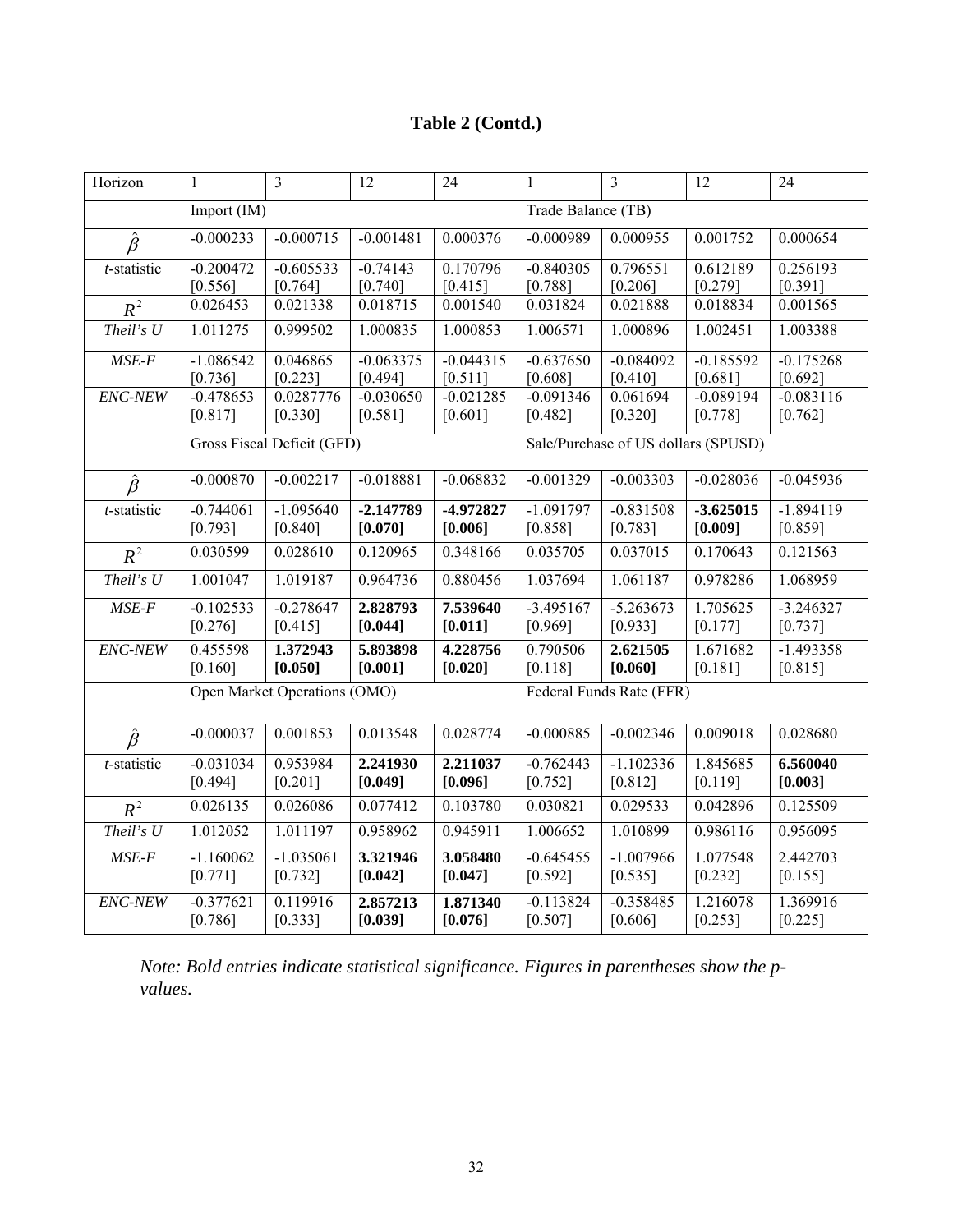# Table 2 (Contd.)

| Horizon | 1 | 3 | 12 | 24 | 1 | 3 | 12 | 24 |
|---|---|---|---|---|---|---|---|---|
| | Import (IM) | | | | Trade Balance (TB) | | | |
| $\hat{\beta}$ | -0.000233 | -0.000715 | -0.001481 | 0.000376 | -0.000989 | 0.000955 | 0.001752 | 0.000654 |
| *t*-statistic | -0.200472 [0.556] | -0.605533 [0.764] | -0.74143 [0.740] | 0.170796 [0.415] | -0.840305 [0.788] | 0.796551 [0.206] | 0.612189 [0.279] | 0.256193 [0.391] |
| $R^2$ | 0.026453 | 0.021338 | 0.018715 | 0.001540 | 0.031824 | 0.021888 | 0.018834 | 0.001565 |
| *Theil's U* | 1.011275 | 0.999502 | 1.000835 | 1.000853 | 1.006571 | 1.000896 | 1.002451 | 1.003388 |
| *MSE-F* | -1.086542 [0.736] | 0.046865 [0.223] | -0.063375 [0.494] | -0.044315 [0.511] | -0.637650 [0.608] | -0.084092 [0.410] | -0.185592 [0.681] | -0.175268 [0.692] |
| *ENC-NEW* | -0.478653 [0.817] | 0.0287776 [0.330] | -0.030650 [0.581] | -0.021285 [0.601] | -0.091346 [0.482] | 0.061694 [0.320] | -0.089194 [0.778] | -0.083116 [0.762] |
| | Gross Fiscal Deficit (GFD) | | | | Sale/Purchase of US dollars (SPUSD) | | | |
| $\hat{\beta}$ | -0.000870 | -0.002217 | -0.018881 | -0.068832 | -0.001329 | -0.003303 | -0.028036 | -0.045936 |
| *t*-statistic | -0.744061 [0.793] | -1.095640 [0.840] | **-2.147789 [0.070]** | **-4.972827 [0.006]** | -1.091797 [0.858] | -0.831508 [0.783] | **-3.625015 [0.009]** | -1.894119 [0.859] |
| $R^2$ | 0.030599 | 0.028610 | 0.120965 | 0.348166 | 0.035705 | 0.037015 | 0.170643 | 0.121563 |
| *Theil's U* | 1.001047 | 1.019187 | 0.964736 | 0.880456 | 1.037694 | 1.061187 | 0.978286 | 1.068959 |
| *MSE-F* | -0.102533 [0.276] | -0.278647 [0.415] | **2.828793 [0.044]** | **7.539640 [0.011]** | -3.495167 [0.969] | -5.263673 [0.933] | 1.705625 [0.177] | -3.246327 [0.737] |
| *ENC-NEW* | 0.455598 [0.160] | **1.372943 [0.050]** | **5.893898 [0.001]** | **4.228756 [0.020]** | 0.790506 [0.118] | **2.621505 [0.060]** | 1.671682 [0.181] | -1.493358 [0.815] |
| | Open Market Operations (OMO) | | | | Federal Funds Rate (FFR) | | | |
| $\hat{\beta}$ | -0.000037 | 0.001853 | 0.013548 | 0.028774 | -0.000885 | -0.002346 | 0.009018 | 0.028680 |
| *t*-statistic | -0.031034 [0.494] | 0.953984 [0.201] | **2.241930 [0.049]** | **2.211037 [0.096]** | -0.762443 [0.752] | -1.102336 [0.812] | 1.845685 [0.119] | **6.560040 [0.003]** |
| $R^2$ | 0.026135 | 0.026086 | 0.077412 | 0.103780 | 0.030821 | 0.029533 | 0.042896 | 0.125509 |
| *Theil's U* | 1.012052 | 1.011197 | 0.958962 | 0.945911 | 1.006652 | 1.010899 | 0.986116 | 0.956095 |
| *MSE-F* | -1.160062 [0.771] | -1.035061 [0.732] | **3.321946 [0.042]** | **3.058480 [0.047]** | -0.645455 [0.592] | -1.007966 [0.535] | 1.077548 [0.232] | 2.442703 [0.155] |
| *ENC-NEW* | -0.377621 [0.786] | 0.119916 [0.333] | **2.857213 [0.039]** | **1.871340 [0.076]** | -0.113824 [0.507] | -0.358485 [0.606] | 1.216078 [0.253] | 1.369916 [0.225] |

*Note: Bold entries indicate statistical significance. Figures in parentheses show the p-values.*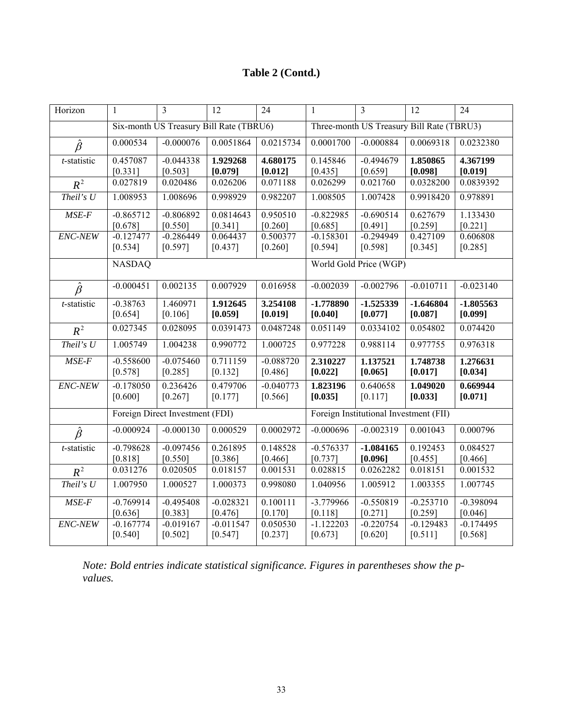# Table 2 (Contd.)

| Horizon | 1 | 3 | 12 | 24 | 1 | 3 | 12 | 24 |
|---|---|---|---|---|---|---|---|---|
| | Six-month US Treasury Bill Rate (TBRU6) | | | | Three-month US Treasury Bill Rate (TBRU3) | | | |
| $\hat{\beta}$ | 0.000534 | -0.000076 | 0.0051864 | 0.0215734 | 0.0001700 | -0.000884 | 0.0069318 | 0.0232380 |
| *t*-statistic | 0.457087 [0.331] | -0.044338 [0.503] | **1.929268 [0.079]** | **4.680175 [0.012]** | 0.145846 [0.435] | -0.494679 [0.659] | **1.850865 [0.098]** | **4.367199 [0.019]** |
| $R^2$ | 0.027819 | 0.020486 | 0.026206 | 0.071188 | 0.026299 | 0.021760 | 0.0328200 | 0.0839392 |
| *Theil's U* | 1.008953 | 1.008696 | 0.998929 | 0.982207 | 1.008505 | 1.007428 | 0.9918420 | 0.978891 |
| *MSE-F* | -0.865712 [0.678] | -0.806892 [0.550] | 0.0814643 [0.341] | 0.950510 [0.260] | -0.822985 [0.685] | -0.690514 [0.491] | 0.627679 [0.259] | 1.133430 [0.221] |
| *ENC-NEW* | -0.127477 [0.534] | -0.286449 [0.597] | 0.064437 [0.437] | 0.500377 [0.260] | -0.158301 [0.594] | -0.294949 [0.598] | 0.427109 [0.345] | 0.606808 [0.285] |
| | NASDAQ | | | | World Gold Price (WGP) | | | |
| $\hat{\beta}$ | -0.000451 | 0.002135 | 0.007929 | 0.016958 | -0.002039 | -0.002796 | -0.010711 | -0.023140 |
| *t*-statistic | -0.38763 [0.654] | 1.460971 [0.106] | **1.912645 [0.059]** | **3.254108 [0.019]** | **-1.778890 [0.040]** | **-1.525339 [0.077]** | **-1.646804 [0.087]** | **-1.805563 [0.099]** |
| $R^2$ | 0.027345 | 0.028095 | 0.0391473 | 0.0487248 | 0.051149 | 0.0334102 | 0.054802 | 0.074420 |
| *Theil's U* | 1.005749 | 1.004238 | 0.990772 | 1.000725 | 0.977228 | 0.988114 | 0.977755 | 0.976318 |
| *MSE-F* | -0.558600 [0.578] | -0.075460 [0.285] | 0.711159 [0.132] | -0.088720 [0.486] | **2.310227 [0.022]** | **1.137521 [0.065]** | **1.748738 [0.017]** | **1.276631 [0.034]** |
| *ENC-NEW* | -0.178050 [0.600] | 0.236426 [0.267] | 0.479706 [0.177] | -0.040773 [0.566] | **1.823196 [0.035]** | 0.640658 [0.117] | **1.049020 [0.033]** | **0.669944 [0.071]** |
| | Foreign Direct Investment (FDI) | | | | Foreign Institutional Investment (FII) | | | |
| $\hat{\beta}$ | -0.000924 | -0.000130 | 0.000529 | 0.0002972 | -0.000696 | -0.002319 | 0.001043 | 0.000796 |
| *t*-statistic | -0.798628 [0.818] | -0.097456 [0.550] | 0.261895 [0.386] | 0.148528 [0.466] | -0.576337 [0.737] | **-1.084165 [0.096]** | 0.192453 [0.455] | 0.084527 [0.466] |
| $R^2$ | 0.031276 | 0.020505 | 0.018157 | 0.001531 | 0.028815 | 0.0262282 | 0.018151 | 0.001532 |
| *Theil's U* | 1.007950 | 1.000527 | 1.000373 | 0.998080 | 1.040956 | 1.005912 | 1.003355 | 1.007745 |
| *MSE-F* | -0.769914 [0.636] | -0.495408 [0.383] | -0.028321 [0.476] | 0.100111 [0.170] | -3.779966 [0.118] | -0.550819 [0.271] | -0.253710 [0.259] | -0.398094 [0.046] |
| *ENC-NEW* | -0.167774 [0.540] | -0.019167 [0.502] | -0.011547 [0.547] | 0.050530 [0.237] | -1.122203 [0.673] | -0.220754 [0.620] | -0.129483 [0.511] | -0.174495 [0.568] |

*Note: Bold entries indicate statistical significance. Figures in parentheses show the p-values.*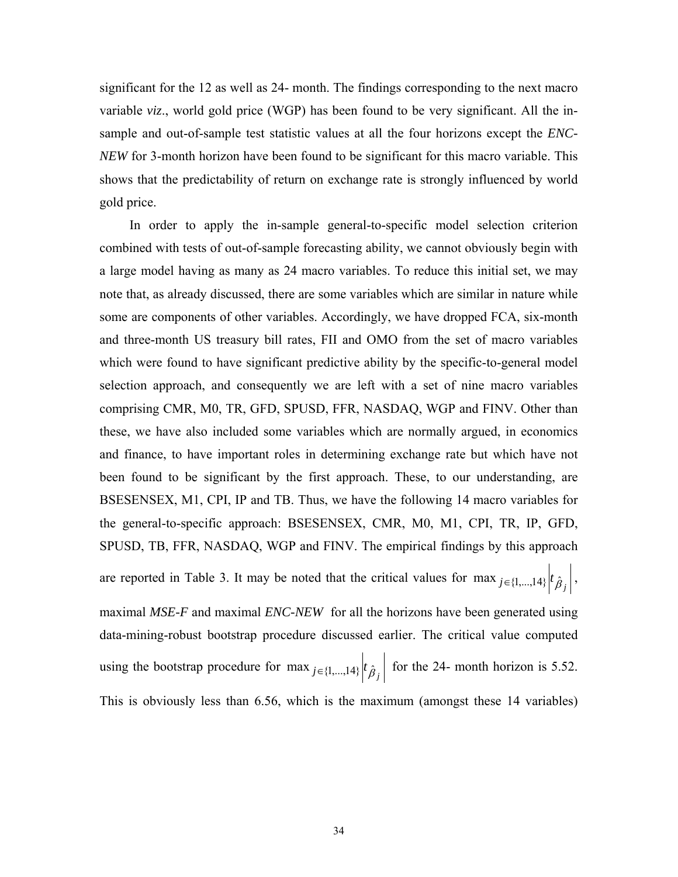significant for the 12 as well as 24- month. The findings corresponding to the next macro variable *viz*., world gold price (WGP) has been found to be very significant. All the in-sample and out-of-sample test statistic values at all the four horizons except the *ENC-NEW* for 3-month horizon have been found to be significant for this macro variable. This shows that the predictability of return on exchange rate is strongly influenced by world gold price.

In order to apply the in-sample general-to-specific model selection criterion combined with tests of out-of-sample forecasting ability, we cannot obviously begin with a large model having as many as 24 macro variables. To reduce this initial set, we may note that, as already discussed, there are some variables which are similar in nature while some are components of other variables. Accordingly, we have dropped FCA, six-month and three-month US treasury bill rates, FII and OMO from the set of macro variables which were found to have significant predictive ability by the specific-to-general model selection approach, and consequently we are left with a set of nine macro variables comprising CMR, M0, TR, GFD, SPUSD, FFR, NASDAQ, WGP and FINV. Other than these, we have also included some variables which are normally argued, in economics and finance, to have important roles in determining exchange rate but which have not been found to be significant by the first approach. These, to our understanding, are BSESENSEX, M1, CPI, IP and TB. Thus, we have the following 14 macro variables for the general-to-specific approach: BSESENSEX, CMR, M0, M1, CPI, TR, IP, GFD, SPUSD, TB, FFR, NASDAQ, WGP and FINV. The empirical findings by this approach are reported in Table 3. It may be noted that the critical values for $\max_{j \in \{1,\ldots,14\}} \left| t_{\hat{\beta}_j} \right|$, maximal *MSE-F* and maximal *ENC-NEW* for all the horizons have been generated using data-mining-robust bootstrap procedure discussed earlier. The critical value computed using the bootstrap procedure for $\max_{j \in \{1,\ldots,14\}} \left| t_{\hat{\beta}_j} \right|$ for the 24- month horizon is 5.52. This is obviously less than 6.56, which is the maximum (amongst these 14 variables)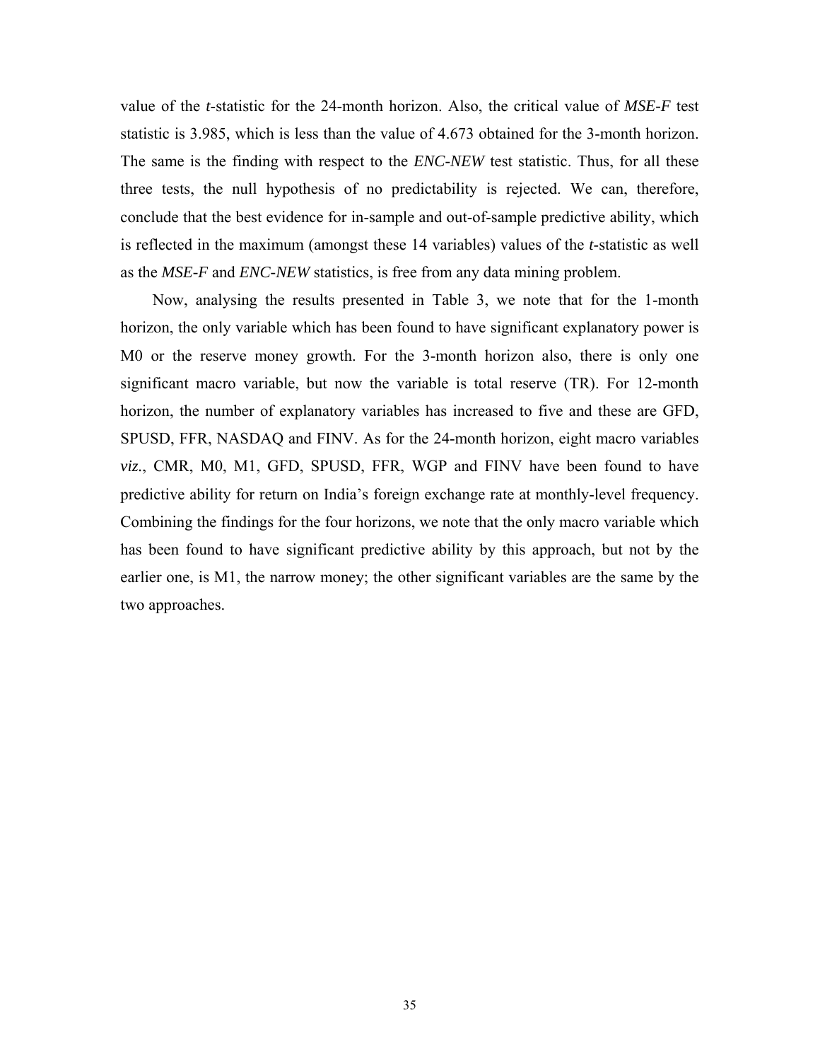value of the *t*-statistic for the 24-month horizon. Also, the critical value of *MSE-F* test statistic is 3.985, which is less than the value of 4.673 obtained for the 3-month horizon. The same is the finding with respect to the *ENC-NEW* test statistic. Thus, for all these three tests, the null hypothesis of no predictability is rejected. We can, therefore, conclude that the best evidence for in-sample and out-of-sample predictive ability, which is reflected in the maximum (amongst these 14 variables) values of the *t*-statistic as well as the *MSE-F* and *ENC-NEW* statistics, is free from any data mining problem.

Now, analysing the results presented in Table 3, we note that for the 1-month horizon, the only variable which has been found to have significant explanatory power is M0 or the reserve money growth. For the 3-month horizon also, there is only one significant macro variable, but now the variable is total reserve (TR). For 12-month horizon, the number of explanatory variables has increased to five and these are GFD, SPUSD, FFR, NASDAQ and FINV. As for the 24-month horizon, eight macro variables *viz*., CMR, M0, M1, GFD, SPUSD, FFR, WGP and FINV have been found to have predictive ability for return on India's foreign exchange rate at monthly-level frequency. Combining the findings for the four horizons, we note that the only macro variable which has been found to have significant predictive ability by this approach, but not by the earlier one, is M1, the narrow money; the other significant variables are the same by the two approaches.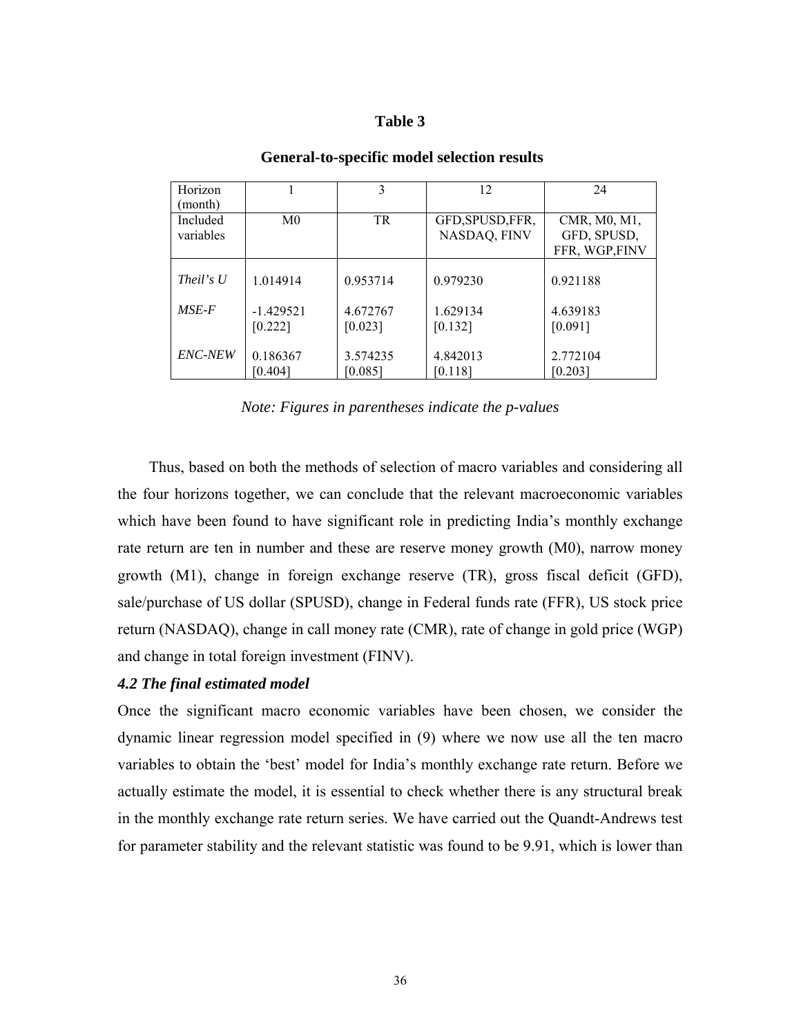**Table 3**

**General-to-specific model selection results**

| Horizon (month) | 1 | 3 | 12 | 24 |
|---|---|---|---|---|
| Included variables | M0 | TR | GFD,SPUSD,FFR, NASDAQ, FINV | CMR, M0, M1, GFD, SPUSD, FFR, WGP,FINV |
| *Theil's U* | 1.014914 | 0.953714 | 0.979230 | 0.921188 |
| *MSE-F* | -1.429521 [0.222] | 4.672767 [0.023] | 1.629134 [0.132] | 4.639183 [0.091] |
| *ENC-NEW* | 0.186367 [0.404] | 3.574235 [0.085] | 4.842013 [0.118] | 2.772104 [0.203] |

*Note: Figures in parentheses indicate the p-values*

Thus, based on both the methods of selection of macro variables and considering all the four horizons together, we can conclude that the relevant macroeconomic variables which have been found to have significant role in predicting India's monthly exchange rate return are ten in number and these are reserve money growth (M0), narrow money growth (M1), change in foreign exchange reserve (TR), gross fiscal deficit (GFD), sale/purchase of US dollar (SPUSD), change in Federal funds rate (FFR), US stock price return (NASDAQ), change in call money rate (CMR), rate of change in gold price (WGP) and change in total foreign investment (FINV).

### *4.2 The final estimated model*

Once the significant macro economic variables have been chosen, we consider the dynamic linear regression model specified in (9) where we now use all the ten macro variables to obtain the 'best' model for India's monthly exchange rate return. Before we actually estimate the model, it is essential to check whether there is any structural break in the monthly exchange rate return series. We have carried out the Quandt-Andrews test for parameter stability and the relevant statistic was found to be 9.91, which is lower than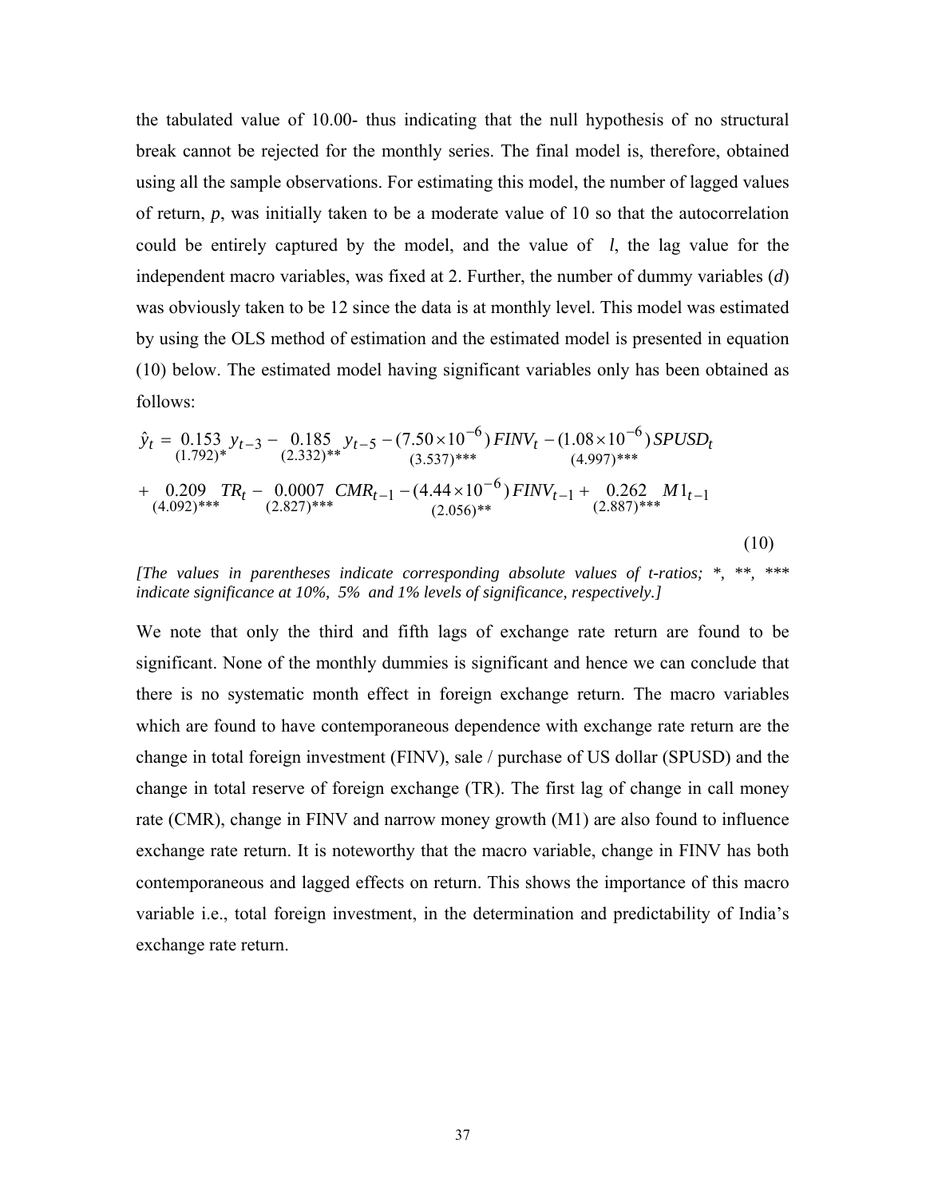the tabulated value of 10.00- thus indicating that the null hypothesis of no structural break cannot be rejected for the monthly series. The final model is, therefore, obtained using all the sample observations. For estimating this model, the number of lagged values of return, *p*, was initially taken to be a moderate value of 10 so that the autocorrelation could be entirely captured by the model, and the value of *l*, the lag value for the independent macro variables, was fixed at 2. Further, the number of dummy variables (*d*) was obviously taken to be 12 since the data is at monthly level. This model was estimated by using the OLS method of estimation and the estimated model is presented in equation (10) below. The estimated model having significant variables only has been obtained as follows:

$$
\begin{aligned}
\hat{y}_t = & \underset{(1.792)^{*}}{0.153}\, y_{t-3} - \underset{(2.332)^{**}}{0.185}\, y_{t-5} - \underset{(3.537)^{***}}{(7.50 \times 10^{-6})}\, FINV_t - \underset{(4.997)^{***}}{(1.08 \times 10^{-6})}\, SPUSD_t \\
& + \underset{(4.092)^{***}}{0.209}\, TR_t - \underset{(2.827)^{***}}{0.0007}\, CMR_{t-1} - \underset{(2.056)^{**}}{(4.44 \times 10^{-6})}\, FINV_{t-1} + \underset{(2.887)^{***}}{0.262}\, M1_{t-1}
\end{aligned}
\tag{10}
$$

*[The values in parentheses indicate corresponding absolute values of t-ratios; *, **, *** indicate significance at 10%, 5% and 1% levels of significance, respectively.]*

We note that only the third and fifth lags of exchange rate return are found to be significant. None of the monthly dummies is significant and hence we can conclude that there is no systematic month effect in foreign exchange return. The macro variables which are found to have contemporaneous dependence with exchange rate return are the change in total foreign investment (FINV), sale / purchase of US dollar (SPUSD) and the change in total reserve of foreign exchange (TR). The first lag of change in call money rate (CMR), change in FINV and narrow money growth (M1) are also found to influence exchange rate return. It is noteworthy that the macro variable, change in FINV has both contemporaneous and lagged effects on return. This shows the importance of this macro variable i.e., total foreign investment, in the determination and predictability of India's exchange rate return.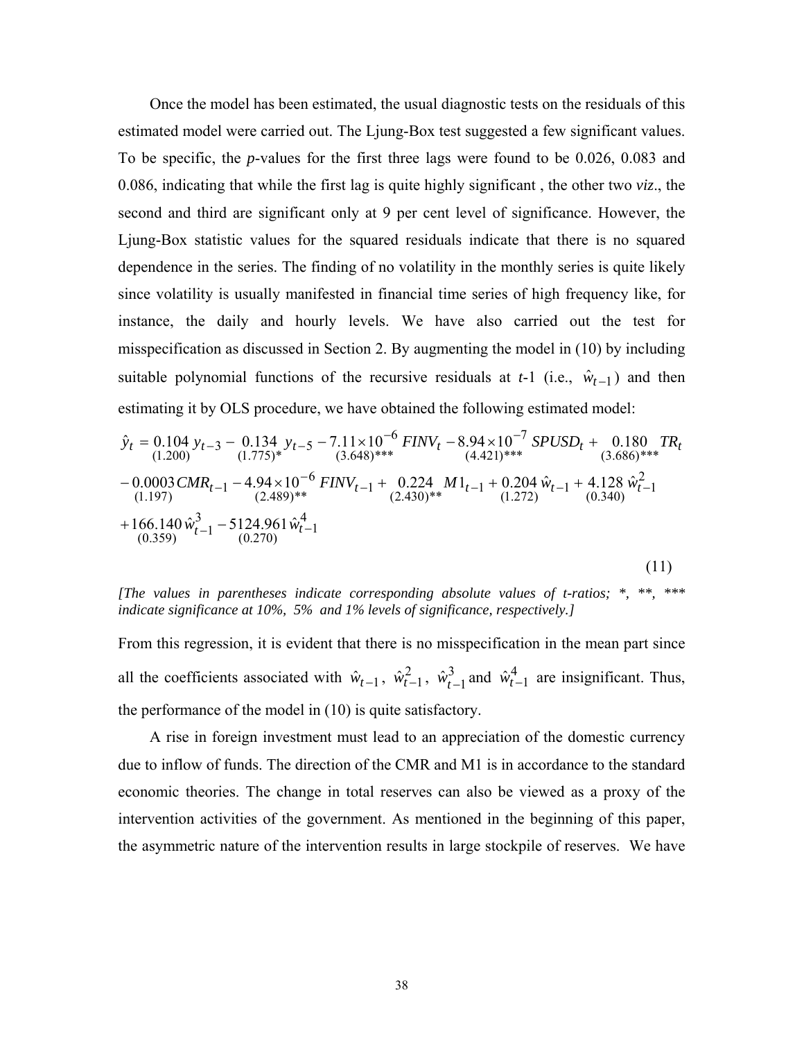Once the model has been estimated, the usual diagnostic tests on the residuals of this estimated model were carried out. The Ljung-Box test suggested a few significant values. To be specific, the *p*-values for the first three lags were found to be 0.026, 0.083 and 0.086, indicating that while the first lag is quite highly significant , the other two *viz*., the second and third are significant only at 9 per cent level of significance. However, the Ljung-Box statistic values for the squared residuals indicate that there is no squared dependence in the series. The finding of no volatility in the monthly series is quite likely since volatility is usually manifested in financial time series of high frequency like, for instance, the daily and hourly levels. We have also carried out the test for misspecification as discussed in Section 2. By augmenting the model in (10) by including suitable polynomial functions of the recursive residuals at *t*-1 (i.e., $\hat{w}_{t-1}$) and then estimating it by OLS procedure, we have obtained the following estimated model:

$$
\begin{aligned}
\hat{y}_t = & \underset{(1.200)}{0.104}\, y_{t-3} - \underset{(1.775)^{*}}{0.134}\, y_{t-5} - \underset{(3.648)^{***}}{7.11\times 10^{-6}}\, FINV_t - \underset{(4.421)^{***}}{8.94\times 10^{-7}}\, SPUSD_t + \underset{(3.686)^{***}}{0.180}\, TR_t \\
& - \underset{(1.197)}{0.0003}\, CMR_{t-1} - \underset{(2.489)^{**}}{4.94\times 10^{-6}}\, FINV_{t-1} + \underset{(2.430)^{**}}{0.224}\, M1_{t-1} + \underset{(1.272)}{0.204}\, \hat{w}_{t-1} + \underset{(0.340)}{4.128}\, \hat{w}_{t-1}^2 \\
& + \underset{(0.359)}{166.140}\, \hat{w}_{t-1}^3 - \underset{(0.270)}{5124.961}\, \hat{w}_{t-1}^4
\end{aligned}
\tag{11}
$$

*[The values in parentheses indicate corresponding absolute values of t-ratios; *, **, *** indicate significance at 10%, 5% and 1% levels of significance, respectively.]*

From this regression, it is evident that there is no misspecification in the mean part since all the coefficients associated with $\hat{w}_{t-1}$, $\hat{w}_{t-1}^2$, $\hat{w}_{t-1}^3$ and $\hat{w}_{t-1}^4$ are insignificant. Thus, the performance of the model in (10) is quite satisfactory.

A rise in foreign investment must lead to an appreciation of the domestic currency due to inflow of funds. The direction of the CMR and M1 is in accordance to the standard economic theories. The change in total reserves can also be viewed as a proxy of the intervention activities of the government. As mentioned in the beginning of this paper, the asymmetric nature of the intervention results in large stockpile of reserves. We have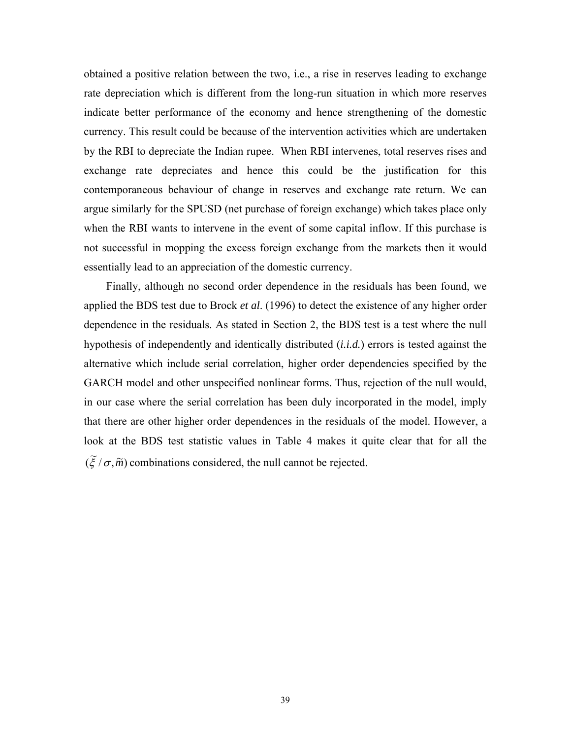obtained a positive relation between the two, i.e., a rise in reserves leading to exchange rate depreciation which is different from the long-run situation in which more reserves indicate better performance of the economy and hence strengthening of the domestic currency. This result could be because of the intervention activities which are undertaken by the RBI to depreciate the Indian rupee. When RBI intervenes, total reserves rises and exchange rate depreciates and hence this could be the justification for this contemporaneous behaviour of change in reserves and exchange rate return. We can argue similarly for the SPUSD (net purchase of foreign exchange) which takes place only when the RBI wants to intervene in the event of some capital inflow. If this purchase is not successful in mopping the excess foreign exchange from the markets then it would essentially lead to an appreciation of the domestic currency.

Finally, although no second order dependence in the residuals has been found, we applied the BDS test due to Brock *et al*. (1996) to detect the existence of any higher order dependence in the residuals. As stated in Section 2, the BDS test is a test where the null hypothesis of independently and identically distributed (*i.i.d.*) errors is tested against the alternative which include serial correlation, higher order dependencies specified by the GARCH model and other unspecified nonlinear forms. Thus, rejection of the null would, in our case where the serial correlation has been duly incorporated in the model, imply that there are other higher order dependences in the residuals of the model. However, a look at the BDS test statistic values in Table 4 makes it quite clear that for all the $(\tilde{\xi}/\sigma, \tilde{m})$ combinations considered, the null cannot be rejected.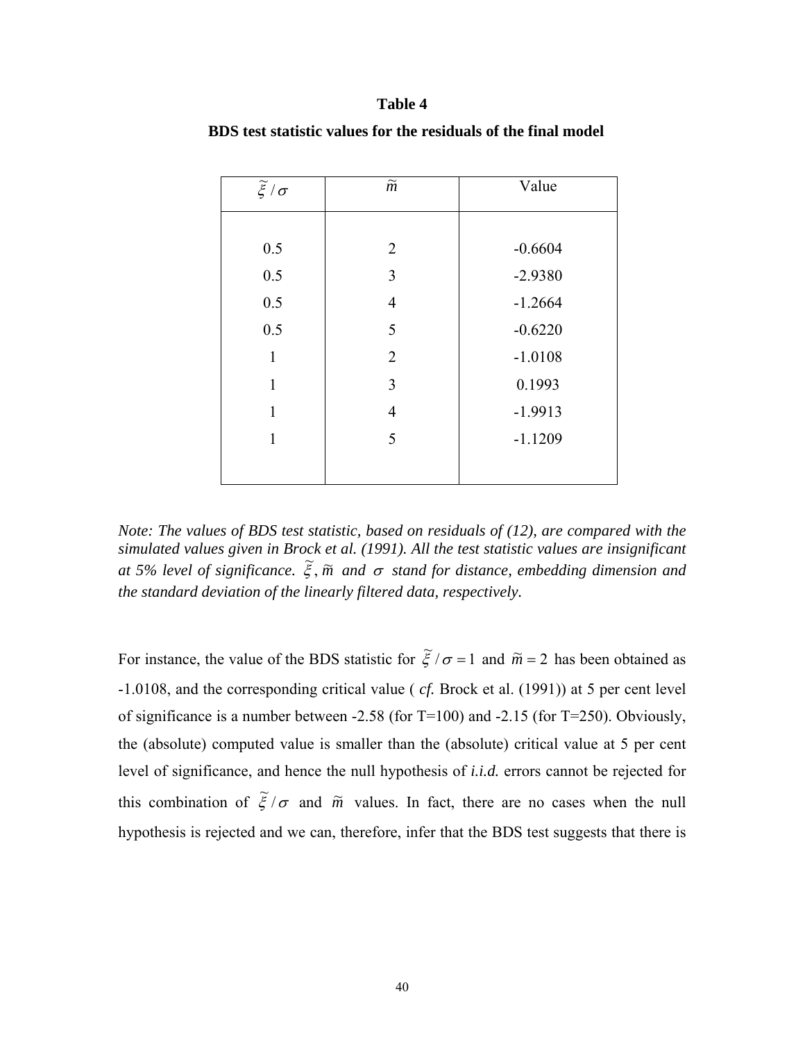**Table 4**

**BDS test statistic values for the residuals of the final model**

| $\tilde{\xi}/\sigma$ | $\tilde{m}$ | Value |
|---|---|---|
| 0.5 | 2 | -0.6604 |
| 0.5 | 3 | -2.9380 |
| 0.5 | 4 | -1.2664 |
| 0.5 | 5 | -0.6220 |
| 1 | 2 | -1.0108 |
| 1 | 3 | 0.1993 |
| 1 | 4 | -1.9913 |
| 1 | 5 | -1.1209 |

*Note: The values of BDS test statistic, based on residuals of (12), are compared with the simulated values given in Brock et al. (1991). All the test statistic values are insignificant at 5% level of significance. $\tilde{\xi}$, $\tilde{m}$ and $\sigma$ stand for distance, embedding dimension and the standard deviation of the linearly filtered data, respectively.*

For instance, the value of the BDS statistic for $\tilde{\xi}/\sigma = 1$ and $\tilde{m} = 2$ has been obtained as -1.0108, and the corresponding critical value ( *cf.* Brock et al. (1991)) at 5 per cent level of significance is a number between -2.58 (for T=100) and -2.15 (for T=250). Obviously, the (absolute) computed value is smaller than the (absolute) critical value at 5 per cent level of significance, and hence the null hypothesis of *i.i.d.* errors cannot be rejected for this combination of $\tilde{\xi}/\sigma$ and $\tilde{m}$ values. In fact, there are no cases when the null hypothesis is rejected and we can, therefore, infer that the BDS test suggests that there is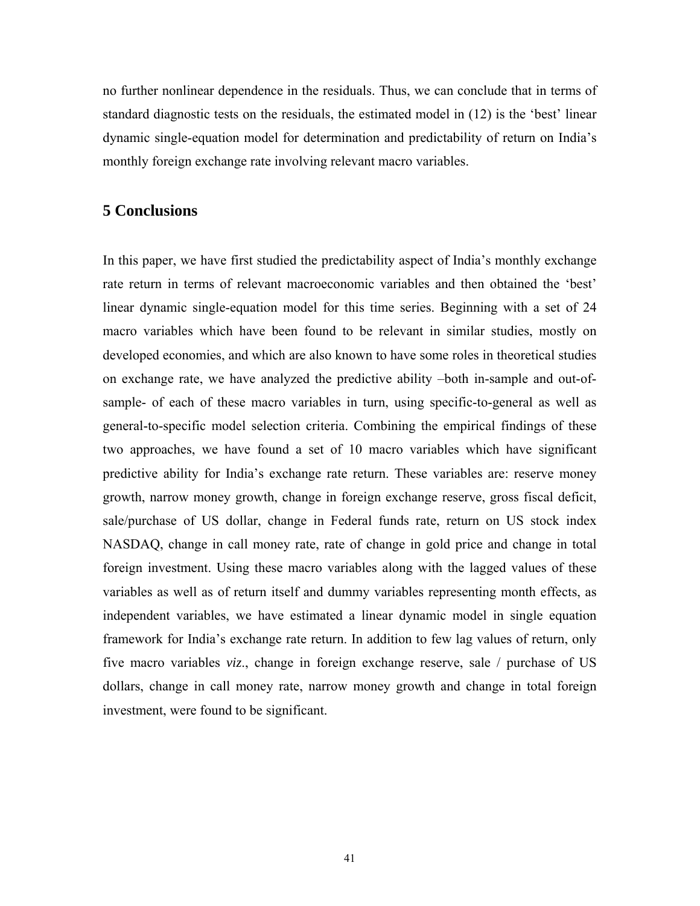no further nonlinear dependence in the residuals. Thus, we can conclude that in terms of standard diagnostic tests on the residuals, the estimated model in (12) is the 'best' linear dynamic single-equation model for determination and predictability of return on India's monthly foreign exchange rate involving relevant macro variables.

## 5 Conclusions

In this paper, we have first studied the predictability aspect of India's monthly exchange rate return in terms of relevant macroeconomic variables and then obtained the 'best' linear dynamic single-equation model for this time series. Beginning with a set of 24 macro variables which have been found to be relevant in similar studies, mostly on developed economies, and which are also known to have some roles in theoretical studies on exchange rate, we have analyzed the predictive ability –both in-sample and out-of-sample- of each of these macro variables in turn, using specific-to-general as well as general-to-specific model selection criteria. Combining the empirical findings of these two approaches, we have found a set of 10 macro variables which have significant predictive ability for India's exchange rate return. These variables are: reserve money growth, narrow money growth, change in foreign exchange reserve, gross fiscal deficit, sale/purchase of US dollar, change in Federal funds rate, return on US stock index NASDAQ, change in call money rate, rate of change in gold price and change in total foreign investment. Using these macro variables along with the lagged values of these variables as well as of return itself and dummy variables representing month effects, as independent variables, we have estimated a linear dynamic model in single equation framework for India's exchange rate return. In addition to few lag values of return, only five macro variables *viz*., change in foreign exchange reserve, sale / purchase of US dollars, change in call money rate, narrow money growth and change in total foreign investment, were found to be significant.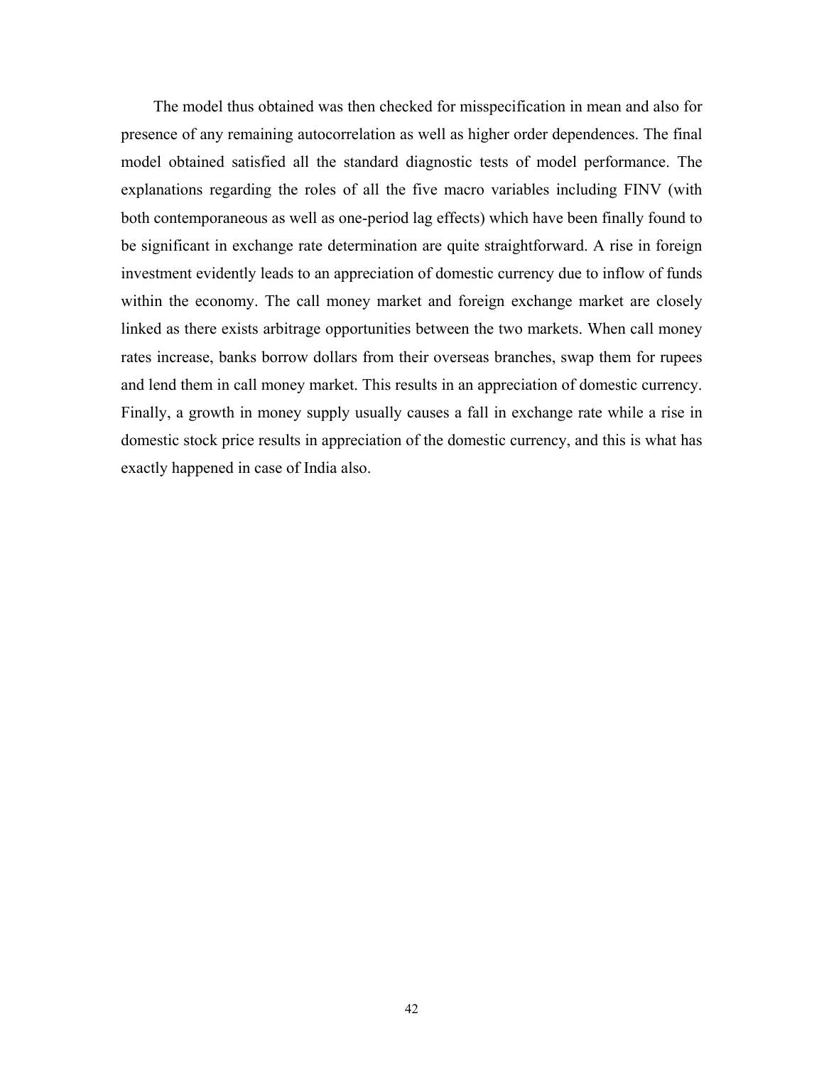The model thus obtained was then checked for misspecification in mean and also for presence of any remaining autocorrelation as well as higher order dependences. The final model obtained satisfied all the standard diagnostic tests of model performance. The explanations regarding the roles of all the five macro variables including FINV (with both contemporaneous as well as one-period lag effects) which have been finally found to be significant in exchange rate determination are quite straightforward. A rise in foreign investment evidently leads to an appreciation of domestic currency due to inflow of funds within the economy. The call money market and foreign exchange market are closely linked as there exists arbitrage opportunities between the two markets. When call money rates increase, banks borrow dollars from their overseas branches, swap them for rupees and lend them in call money market. This results in an appreciation of domestic currency. Finally, a growth in money supply usually causes a fall in exchange rate while a rise in domestic stock price results in appreciation of the domestic currency, and this is what has exactly happened in case of India also.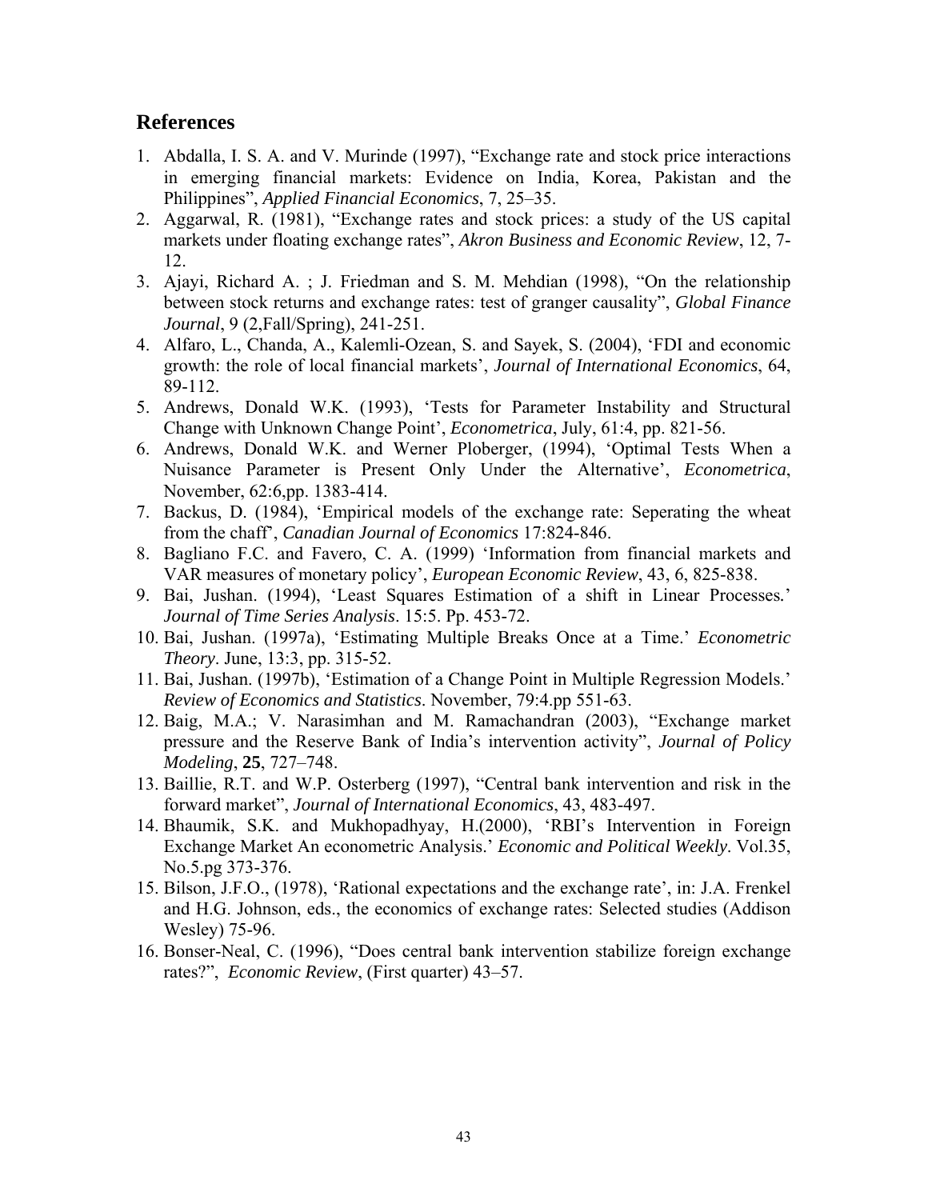## References

1. Abdalla, I. S. A. and V. Murinde (1997), "Exchange rate and stock price interactions in emerging financial markets: Evidence on India, Korea, Pakistan and the Philippines", *Applied Financial Economics*, 7, 25–35.
2. Aggarwal, R. (1981), "Exchange rates and stock prices: a study of the US capital markets under floating exchange rates", *Akron Business and Economic Review*, 12, 7-12.
3. Ajayi, Richard A. ; J. Friedman and S. M. Mehdian (1998), "On the relationship between stock returns and exchange rates: test of granger causality", *Global Finance Journal*, 9 (2,Fall/Spring), 241-251.
4. Alfaro, L., Chanda, A., Kalemli-Ozean, S. and Sayek, S. (2004), 'FDI and economic growth: the role of local financial markets', *Journal of International Economics*, 64, 89-112.
5. Andrews, Donald W.K. (1993), 'Tests for Parameter Instability and Structural Change with Unknown Change Point', *Econometrica*, July, 61:4, pp. 821-56.
6. Andrews, Donald W.K. and Werner Ploberger, (1994), 'Optimal Tests When a Nuisance Parameter is Present Only Under the Alternative', *Econometrica*, November, 62:6,pp. 1383-414.
7. Backus, D. (1984), 'Empirical models of the exchange rate: Seperating the wheat from the chaff', *Canadian Journal of Economics* 17:824-846.
8. Bagliano F.C. and Favero, C. A. (1999) 'Information from financial markets and VAR measures of monetary policy', *European Economic Review*, 43, 6, 825-838.
9. Bai, Jushan. (1994), 'Least Squares Estimation of a shift in Linear Processes.' *Journal of Time Series Analysis*. 15:5. Pp. 453-72.
10. Bai, Jushan. (1997a), 'Estimating Multiple Breaks Once at a Time.' *Econometric Theory*. June, 13:3, pp. 315-52.
11. Bai, Jushan. (1997b), 'Estimation of a Change Point in Multiple Regression Models.' *Review of Economics and Statistics*. November, 79:4.pp 551-63.
12. Baig, M.A.; V. Narasimhan and M. Ramachandran (2003), "Exchange market pressure and the Reserve Bank of India's intervention activity", *Journal of Policy Modeling*, **25**, 727–748.
13. Baillie, R.T. and W.P. Osterberg (1997), "Central bank intervention and risk in the forward market", *Journal of International Economics*, 43, 483-497.
14. Bhaumik, S.K. and Mukhopadhyay, H.(2000), 'RBI's Intervention in Foreign Exchange Market An econometric Analysis.' *Economic and Political Weekly*. Vol.35, No.5.pg 373-376.
15. Bilson, J.F.O., (1978), 'Rational expectations and the exchange rate', in: J.A. Frenkel and H.G. Johnson, eds., the economics of exchange rates: Selected studies (Addison Wesley) 75-96.
16. Bonser-Neal, C. (1996), "Does central bank intervention stabilize foreign exchange rates?", *Economic Review*, (First quarter) 43–57.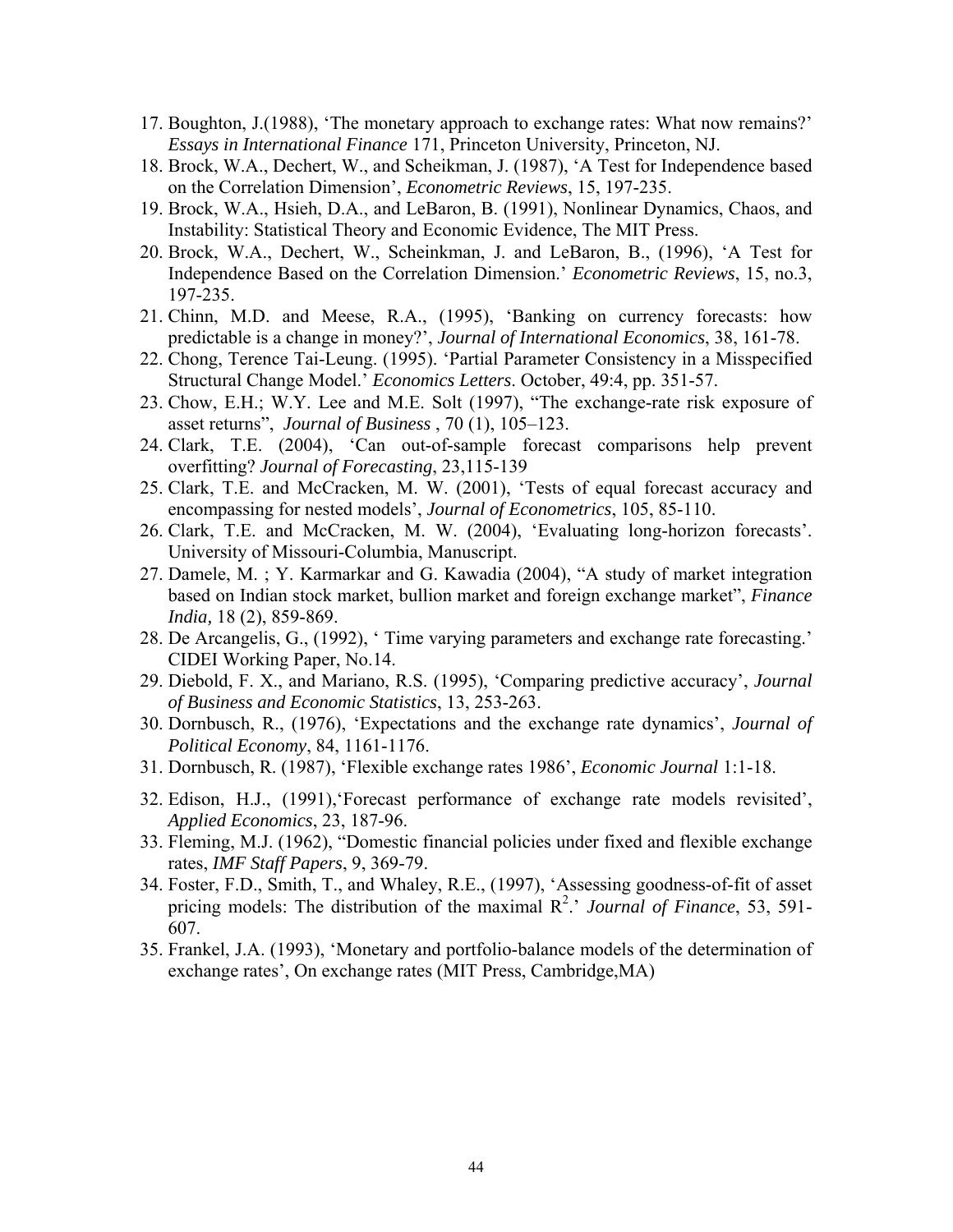17. Boughton, J.(1988), 'The monetary approach to exchange rates: What now remains?' *Essays in International Finance* 171, Princeton University, Princeton, NJ.
18. Brock, W.A., Dechert, W., and Scheikman, J. (1987), 'A Test for Independence based on the Correlation Dimension', *Econometric Reviews*, 15, 197-235.
19. Brock, W.A., Hsieh, D.A., and LeBaron, B. (1991), Nonlinear Dynamics, Chaos, and Instability: Statistical Theory and Economic Evidence, The MIT Press.
20. Brock, W.A., Dechert, W., Scheinkman, J. and LeBaron, B., (1996), 'A Test for Independence Based on the Correlation Dimension.' *Econometric Reviews*, 15, no.3, 197-235.
21. Chinn, M.D. and Meese, R.A., (1995), 'Banking on currency forecasts: how predictable is a change in money?', *Journal of International Economics*, 38, 161-78.
22. Chong, Terence Tai-Leung. (1995). 'Partial Parameter Consistency in a Misspecified Structural Change Model.' *Economics Letters*. October, 49:4, pp. 351-57.
23. Chow, E.H.; W.Y. Lee and M.E. Solt (1997), "The exchange-rate risk exposure of asset returns", *Journal of Business* , 70 (1), 105–123.
24. Clark, T.E. (2004), 'Can out-of-sample forecast comparisons help prevent overfitting? *Journal of Forecasting*, 23,115-139
25. Clark, T.E. and McCracken, M. W. (2001), 'Tests of equal forecast accuracy and encompassing for nested models', *Journal of Econometrics*, 105, 85-110.
26. Clark, T.E. and McCracken, M. W. (2004), 'Evaluating long-horizon forecasts'. University of Missouri-Columbia, Manuscript.
27. Damele, M. ; Y. Karmarkar and G. Kawadia (2004), "A study of market integration based on Indian stock market, bullion market and foreign exchange market", *Finance India,* 18 (2), 859-869.
28. De Arcangelis, G., (1992), ' Time varying parameters and exchange rate forecasting.' CIDEI Working Paper, No.14.
29. Diebold, F. X., and Mariano, R.S. (1995), 'Comparing predictive accuracy', *Journal of Business and Economic Statistics*, 13, 253-263.
30. Dornbusch, R., (1976), 'Expectations and the exchange rate dynamics', *Journal of Political Economy*, 84, 1161-1176.
31. Dornbusch, R. (1987), 'Flexible exchange rates 1986', *Economic Journal* 1:1-18.
32. Edison, H.J., (1991),'Forecast performance of exchange rate models revisited', *Applied Economics*, 23, 187-96.
33. Fleming, M.J. (1962), "Domestic financial policies under fixed and flexible exchange rates, *IMF Staff Papers*, 9, 369-79.
34. Foster, F.D., Smith, T., and Whaley, R.E., (1997), 'Assessing goodness-of-fit of asset pricing models: The distribution of the maximal $R^2$.' *Journal of Finance*, 53, 591-607.
35. Frankel, J.A. (1993), 'Monetary and portfolio-balance models of the determination of exchange rates', On exchange rates (MIT Press, Cambridge,MA)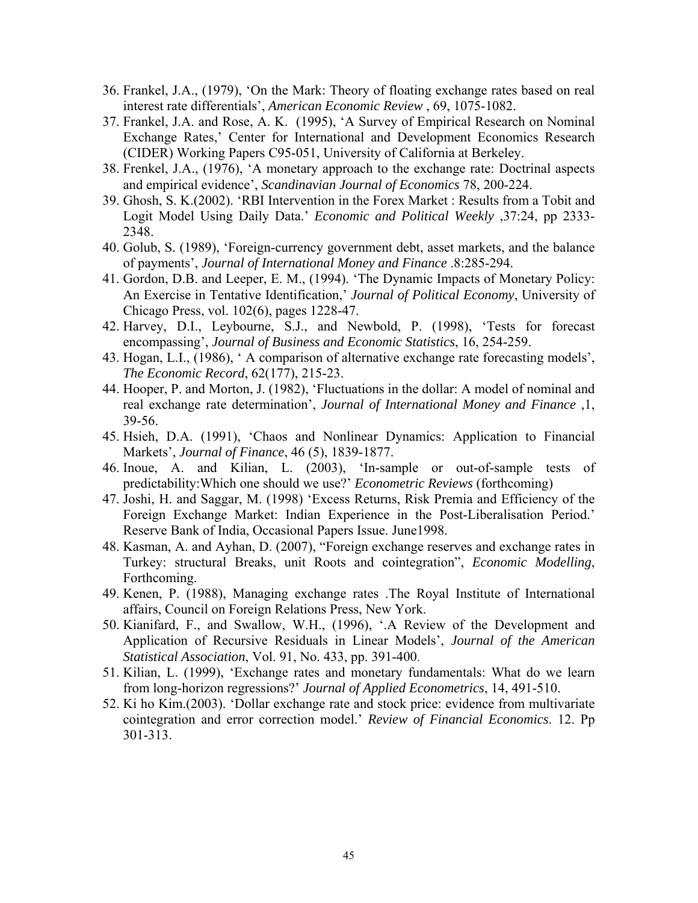36. Frankel, J.A., (1979), 'On the Mark: Theory of floating exchange rates based on real interest rate differentials', *American Economic Review* , 69, 1075-1082.
37. Frankel, J.A. and Rose, A. K. (1995), 'A Survey of Empirical Research on Nominal Exchange Rates,' Center for International and Development Economics Research (CIDER) Working Papers C95-051, University of California at Berkeley.
38. Frenkel, J.A., (1976), 'A monetary approach to the exchange rate: Doctrinal aspects and empirical evidence', *Scandinavian Journal of Economics* 78, 200-224.
39. Ghosh, S. K.(2002). 'RBI Intervention in the Forex Market : Results from a Tobit and Logit Model Using Daily Data.' *Economic and Political Weekly* ,37:24, pp 2333-2348.
40. Golub, S. (1989), 'Foreign-currency government debt, asset markets, and the balance of payments', *Journal of International Money and Finance* .8:285-294.
41. Gordon, D.B. and Leeper, E. M., (1994). 'The Dynamic Impacts of Monetary Policy: An Exercise in Tentative Identification,' *Journal of Political Economy*, University of Chicago Press, vol. 102(6), pages 1228-47.
42. Harvey, D.I., Leybourne, S.J., and Newbold, P. (1998), 'Tests for forecast encompassing', *Journal of Business and Economic Statistics*, 16, 254-259.
43. Hogan, L.I., (1986), ' A comparison of alternative exchange rate forecasting models', *The Economic Record*, 62(177), 215-23.
44. Hooper, P. and Morton, J. (1982), 'Fluctuations in the dollar: A model of nominal and real exchange rate determination', *Journal of International Money and Finance* ,1, 39-56.
45. Hsieh, D.A. (1991), 'Chaos and Nonlinear Dynamics: Application to Financial Markets', *Journal of Finance*, 46 (5), 1839-1877.
46. Inoue, A. and Kilian, L. (2003), 'In-sample or out-of-sample tests of predictability:Which one should we use?' *Econometric Reviews* (forthcoming)
47. Joshi, H. and Saggar, M. (1998) 'Excess Returns, Risk Premia and Efficiency of the Foreign Exchange Market: Indian Experience in the Post-Liberalisation Period.' Reserve Bank of India, Occasional Papers Issue. June1998.
48. Kasman, A. and Ayhan, D. (2007), "Foreign exchange reserves and exchange rates in Turkey: structural Breaks, unit Roots and cointegration", *Economic Modelling*, Forthcoming.
49. Kenen, P. (1988), Managing exchange rates .The Royal Institute of International affairs, Council on Foreign Relations Press, New York.
50. Kianifard, F., and Swallow, W.H., (1996), '.A Review of the Development and Application of Recursive Residuals in Linear Models', *Journal of the American Statistical Association*, Vol. 91, No. 433, pp. 391-400.
51. Kilian, L. (1999), 'Exchange rates and monetary fundamentals: What do we learn from long-horizon regressions?' *Journal of Applied Econometrics*, 14, 491-510.
52. Ki ho Kim.(2003). 'Dollar exchange rate and stock price: evidence from multivariate cointegration and error correction model.' *Review of Financial Economics*. 12. Pp 301-313.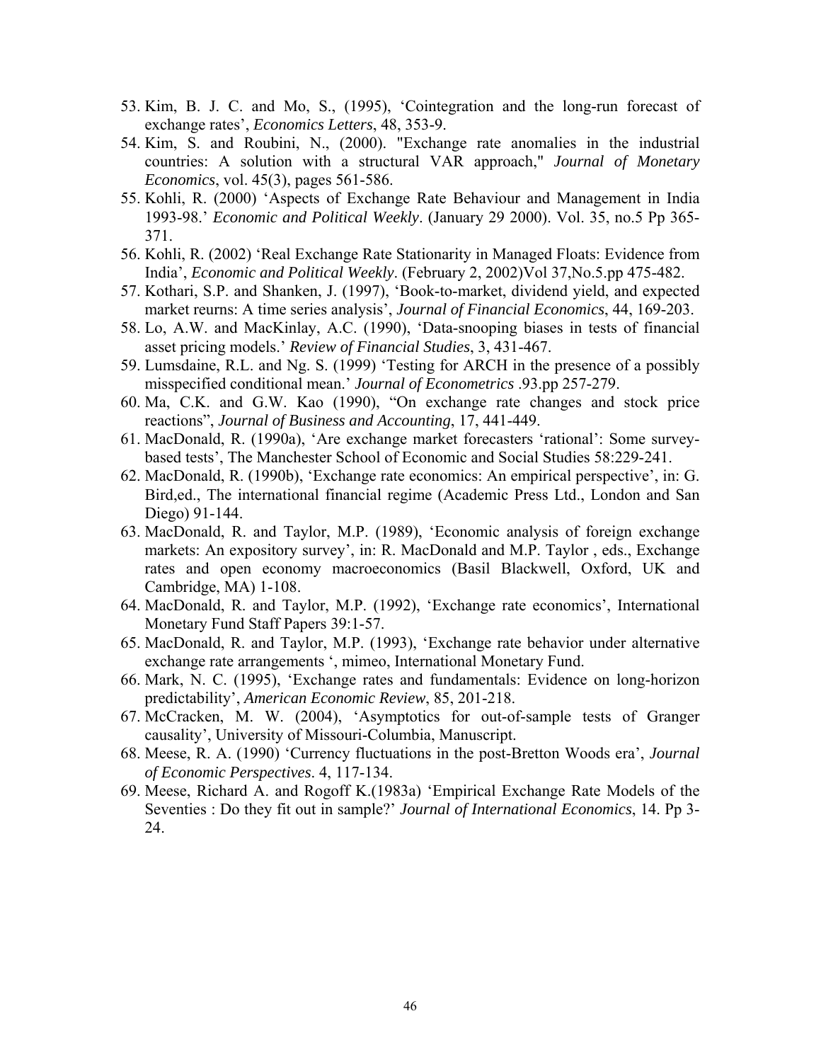53. Kim, B. J. C. and Mo, S., (1995), 'Cointegration and the long-run forecast of exchange rates', *Economics Letters*, 48, 353-9.
54. Kim, S. and Roubini, N., (2000). "Exchange rate anomalies in the industrial countries: A solution with a structural VAR approach," *Journal of Monetary Economics*, vol. 45(3), pages 561-586.
55. Kohli, R. (2000) 'Aspects of Exchange Rate Behaviour and Management in India 1993-98.' *Economic and Political Weekly*. (January 29 2000). Vol. 35, no.5 Pp 365-371.
56. Kohli, R. (2002) 'Real Exchange Rate Stationarity in Managed Floats: Evidence from India', *Economic and Political Weekly*. (February 2, 2002)Vol 37,No.5.pp 475-482.
57. Kothari, S.P. and Shanken, J. (1997), 'Book-to-market, dividend yield, and expected market reurns: A time series analysis', *Journal of Financial Economics*, 44, 169-203.
58. Lo, A.W. and MacKinlay, A.C. (1990), 'Data-snooping biases in tests of financial asset pricing models.' *Review of Financial Studies*, 3, 431-467.
59. Lumsdaine, R.L. and Ng. S. (1999) 'Testing for ARCH in the presence of a possibly misspecified conditional mean.' *Journal of Econometrics* .93.pp 257-279.
60. Ma, C.K. and G.W. Kao (1990), "On exchange rate changes and stock price reactions", *Journal of Business and Accounting*, 17, 441-449.
61. MacDonald, R. (1990a), 'Are exchange market forecasters 'rational': Some survey-based tests', The Manchester School of Economic and Social Studies 58:229-241.
62. MacDonald, R. (1990b), 'Exchange rate economics: An empirical perspective', in: G. Bird,ed., The international financial regime (Academic Press Ltd., London and San Diego) 91-144.
63. MacDonald, R. and Taylor, M.P. (1989), 'Economic analysis of foreign exchange markets: An expository survey', in: R. MacDonald and M.P. Taylor , eds., Exchange rates and open economy macroeconomics (Basil Blackwell, Oxford, UK and Cambridge, MA) 1-108.
64. MacDonald, R. and Taylor, M.P. (1992), 'Exchange rate economics', International Monetary Fund Staff Papers 39:1-57.
65. MacDonald, R. and Taylor, M.P. (1993), 'Exchange rate behavior under alternative exchange rate arrangements ', mimeo, International Monetary Fund.
66. Mark, N. C. (1995), 'Exchange rates and fundamentals: Evidence on long-horizon predictability', *American Economic Review*, 85, 201-218.
67. McCracken, M. W. (2004), 'Asymptotics for out-of-sample tests of Granger causality', University of Missouri-Columbia, Manuscript.
68. Meese, R. A. (1990) 'Currency fluctuations in the post-Bretton Woods era', *Journal of Economic Perspectives*. 4, 117-134.
69. Meese, Richard A. and Rogoff K.(1983a) 'Empirical Exchange Rate Models of the Seventies : Do they fit out in sample?' *Journal of International Economics*, 14. Pp 3-24.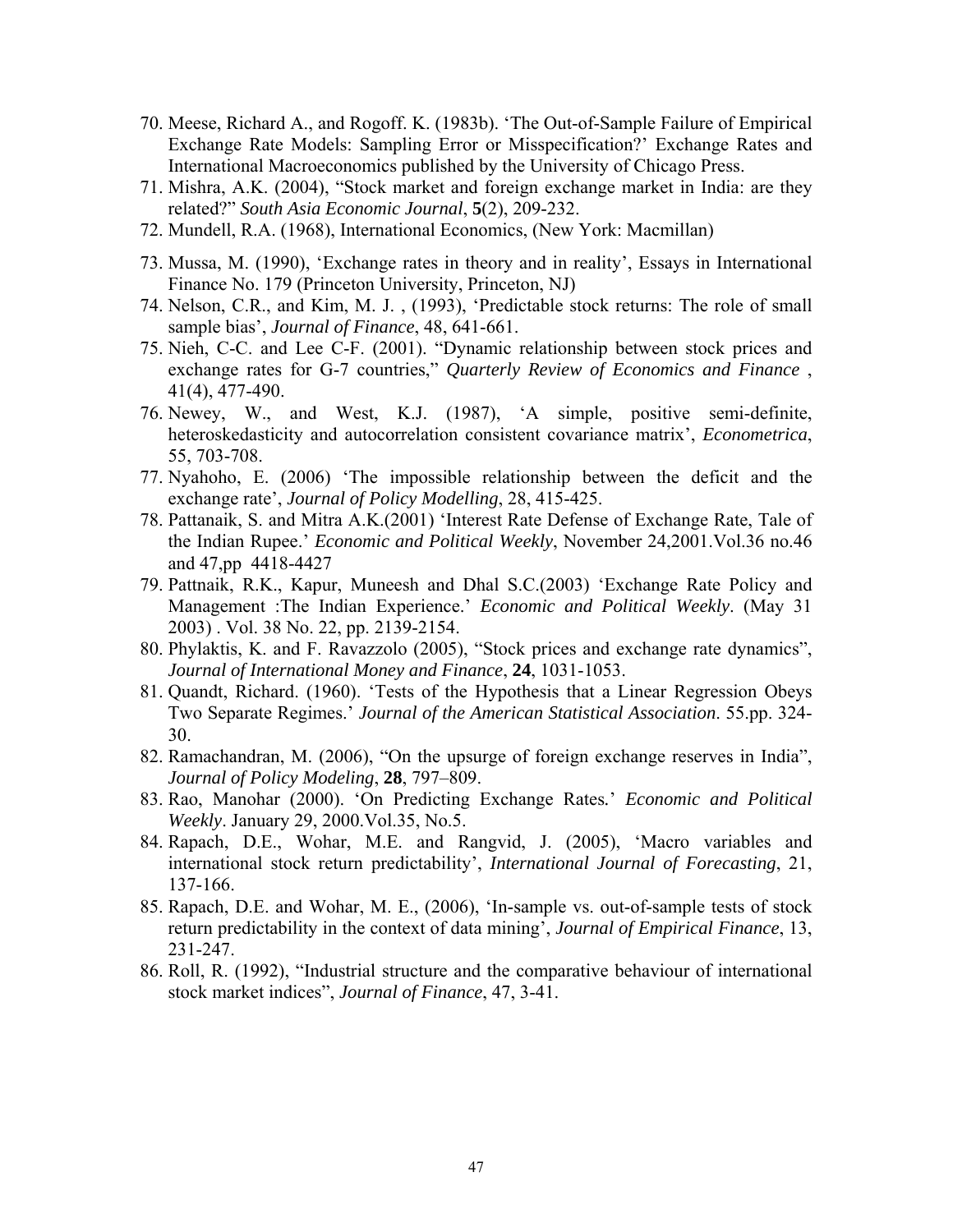70. Meese, Richard A., and Rogoff. K. (1983b). 'The Out-of-Sample Failure of Empirical Exchange Rate Models: Sampling Error or Misspecification?' Exchange Rates and International Macroeconomics published by the University of Chicago Press.
71. Mishra, A.K. (2004), "Stock market and foreign exchange market in India: are they related?" *South Asia Economic Journal*, **5**(2), 209-232.
72. Mundell, R.A. (1968), International Economics, (New York: Macmillan)
73. Mussa, M. (1990), 'Exchange rates in theory and in reality', Essays in International Finance No. 179 (Princeton University, Princeton, NJ)
74. Nelson, C.R., and Kim, M. J. , (1993), 'Predictable stock returns: The role of small sample bias', *Journal of Finance*, 48, 641-661.
75. Nieh, C-C. and Lee C-F. (2001). "Dynamic relationship between stock prices and exchange rates for G-7 countries," *Quarterly Review of Economics and Finance* , 41(4), 477-490.
76. Newey, W., and West, K.J. (1987), 'A simple, positive semi-definite, heteroskedasticity and autocorrelation consistent covariance matrix', *Econometrica*, 55, 703-708.
77. Nyahoho, E. (2006) 'The impossible relationship between the deficit and the exchange rate', *Journal of Policy Modelling*, 28, 415-425.
78. Pattanaik, S. and Mitra A.K.(2001) 'Interest Rate Defense of Exchange Rate, Tale of the Indian Rupee.' *Economic and Political Weekly*, November 24,2001.Vol.36 no.46 and 47,pp 4418-4427
79. Pattnaik, R.K., Kapur, Muneesh and Dhal S.C.(2003) 'Exchange Rate Policy and Management :The Indian Experience.' *Economic and Political Weekly*. (May 31 2003) . Vol. 38 No. 22, pp. 2139-2154.
80. Phylaktis, K. and F. Ravazzolo (2005), "Stock prices and exchange rate dynamics", *Journal of International Money and Finance*, **24**, 1031-1053.
81. Quandt, Richard. (1960). 'Tests of the Hypothesis that a Linear Regression Obeys Two Separate Regimes.' *Journal of the American Statistical Association*. 55.pp. 324-30.
82. Ramachandran, M. (2006), "On the upsurge of foreign exchange reserves in India", *Journal of Policy Modeling*, **28**, 797–809.
83. Rao, Manohar (2000). 'On Predicting Exchange Rates.' *Economic and Political Weekly*. January 29, 2000.Vol.35, No.5.
84. Rapach, D.E., Wohar, M.E. and Rangvid, J. (2005), 'Macro variables and international stock return predictability', *International Journal of Forecasting*, 21, 137-166.
85. Rapach, D.E. and Wohar, M. E., (2006), 'In-sample vs. out-of-sample tests of stock return predictability in the context of data mining', *Journal of Empirical Finance*, 13, 231-247.
86. Roll, R. (1992), "Industrial structure and the comparative behaviour of international stock market indices", *Journal of Finance*, 47, 3-41.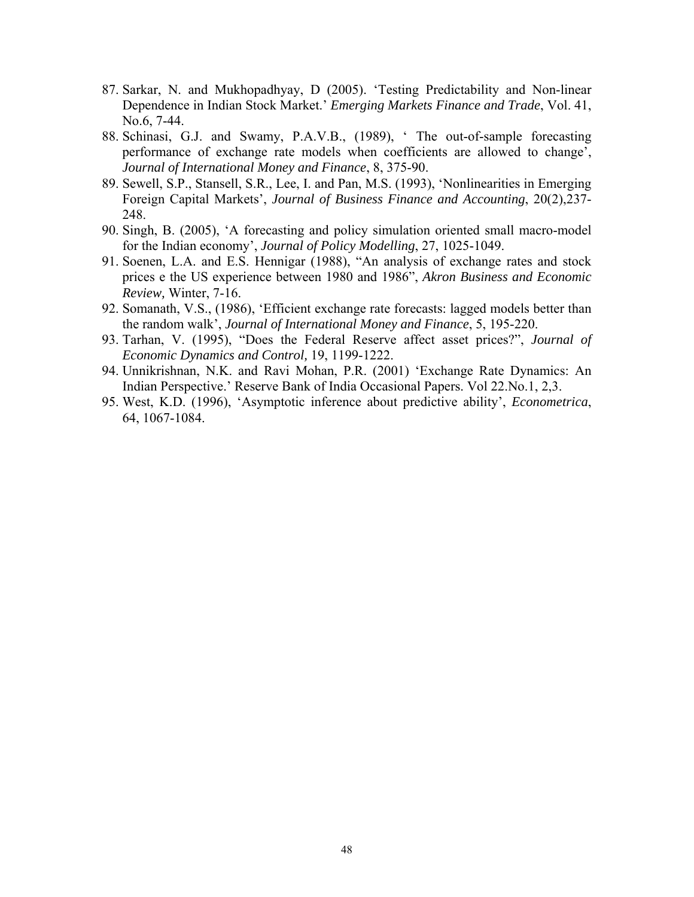87. Sarkar, N. and Mukhopadhyay, D (2005). 'Testing Predictability and Non-linear Dependence in Indian Stock Market.' *Emerging Markets Finance and Trade*, Vol. 41, No.6, 7-44.
88. Schinasi, G.J. and Swamy, P.A.V.B., (1989), ' The out-of-sample forecasting performance of exchange rate models when coefficients are allowed to change', *Journal of International Money and Finance*, 8, 375-90.
89. Sewell, S.P., Stansell, S.R., Lee, I. and Pan, M.S. (1993), 'Nonlinearities in Emerging Foreign Capital Markets', *Journal of Business Finance and Accounting*, 20(2),237-248.
90. Singh, B. (2005), 'A forecasting and policy simulation oriented small macro-model for the Indian economy', *Journal of Policy Modelling*, 27, 1025-1049.
91. Soenen, L.A. and E.S. Hennigar (1988), "An analysis of exchange rates and stock prices e the US experience between 1980 and 1986", *Akron Business and Economic Review,* Winter, 7-16.
92. Somanath, V.S., (1986), 'Efficient exchange rate forecasts: lagged models better than the random walk', *Journal of International Money and Finance*, 5, 195-220.
93. Tarhan, V. (1995), "Does the Federal Reserve affect asset prices?", *Journal of Economic Dynamics and Control,* 19, 1199-1222.
94. Unnikrishnan, N.K. and Ravi Mohan, P.R. (2001) 'Exchange Rate Dynamics: An Indian Perspective.' Reserve Bank of India Occasional Papers. Vol 22.No.1, 2,3.
95. West, K.D. (1996), 'Asymptotic inference about predictive ability', *Econometrica*, 64, 1067-1084.